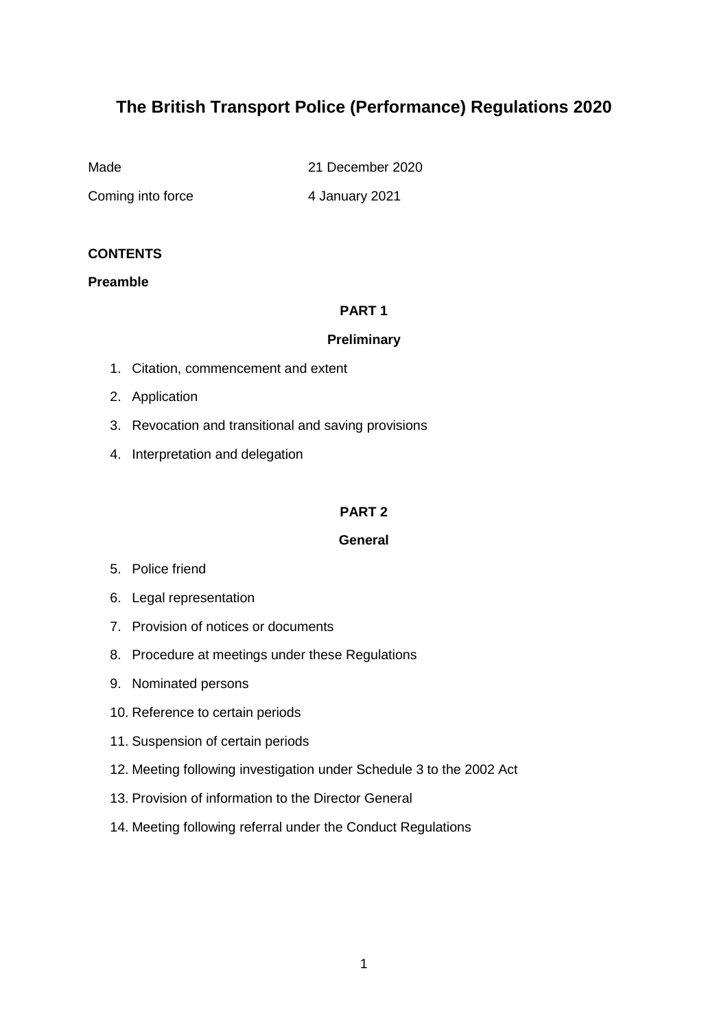# The British Transport Police (Performance) Regulations 2020

Made 21 December 2020

Coming into force 4 January 2021

**CONTENTS**

**Preamble**

**PART 1**

**Preliminary**

1. Citation, commencement and extent
2. Application
3. Revocation and transitional and saving provisions
4. Interpretation and delegation

**PART 2**

**General**

5. Police friend
6. Legal representation
7. Provision of notices or documents
8. Procedure at meetings under these Regulations
9. Nominated persons
10. Reference to certain periods
11. Suspension of certain periods
12. Meeting following investigation under Schedule 3 to the 2002 Act
13. Provision of information to the Director General
14. Meeting following referral under the Conduct Regulations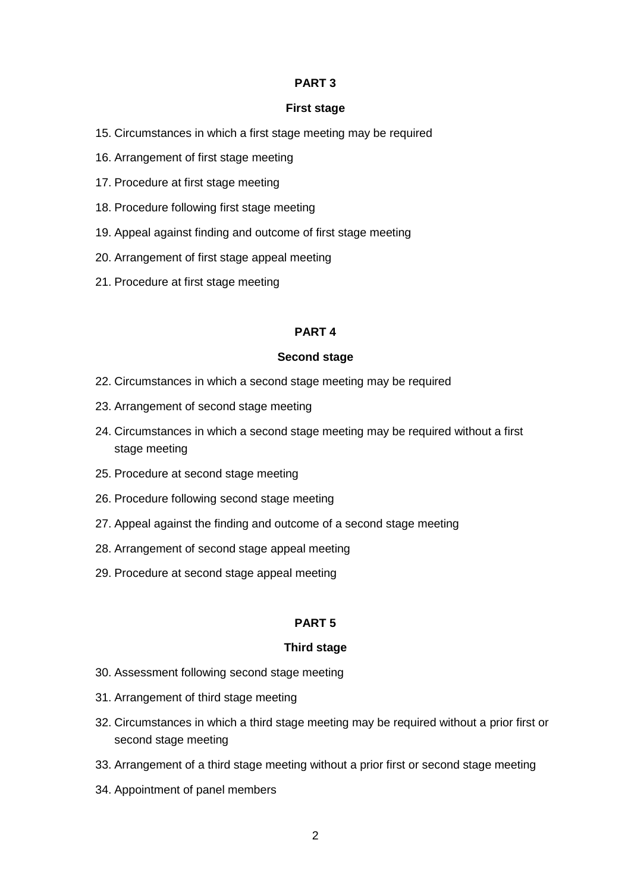## PART 3

### First stage

15. Circumstances in which a first stage meeting may be required
16. Arrangement of first stage meeting
17. Procedure at first stage meeting
18. Procedure following first stage meeting
19. Appeal against finding and outcome of first stage meeting
20. Arrangement of first stage appeal meeting
21. Procedure at first stage meeting

## PART 4

### Second stage

22. Circumstances in which a second stage meeting may be required
23. Arrangement of second stage meeting
24. Circumstances in which a second stage meeting may be required without a first stage meeting
25. Procedure at second stage meeting
26. Procedure following second stage meeting
27. Appeal against the finding and outcome of a second stage meeting
28. Arrangement of second stage appeal meeting
29. Procedure at second stage appeal meeting

## PART 5

### Third stage

30. Assessment following second stage meeting
31. Arrangement of third stage meeting
32. Circumstances in which a third stage meeting may be required without a prior first or second stage meeting
33. Arrangement of a third stage meeting without a prior first or second stage meeting
34. Appointment of panel members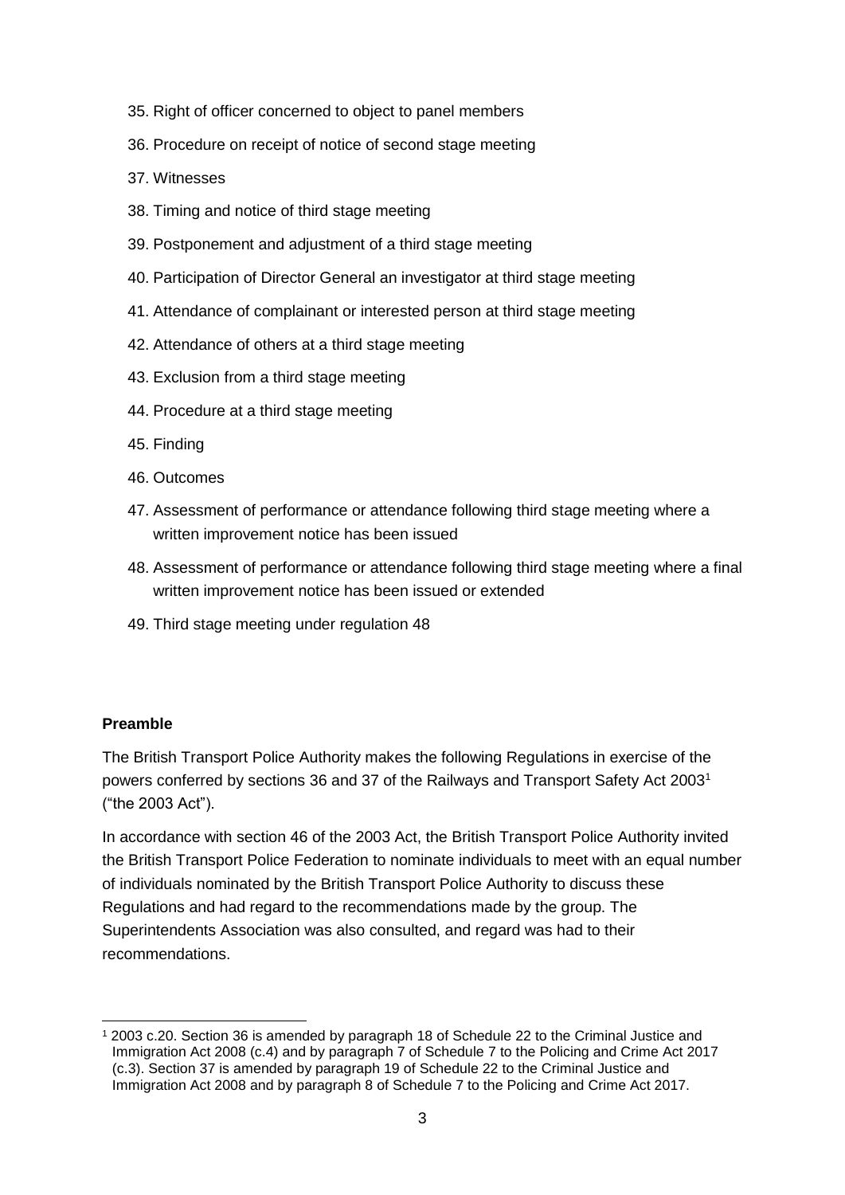35. Right of officer concerned to object to panel members
36. Procedure on receipt of notice of second stage meeting
37. Witnesses
38. Timing and notice of third stage meeting
39. Postponement and adjustment of a third stage meeting
40. Participation of Director General an investigator at third stage meeting
41. Attendance of complainant or interested person at third stage meeting
42. Attendance of others at a third stage meeting
43. Exclusion from a third stage meeting
44. Procedure at a third stage meeting
45. Finding
46. Outcomes
47. Assessment of performance or attendance following third stage meeting where a written improvement notice has been issued
48. Assessment of performance or attendance following third stage meeting where a final written improvement notice has been issued or extended
49. Third stage meeting under regulation 48

**Preamble**

The British Transport Police Authority makes the following Regulations in exercise of the powers conferred by sections 36 and 37 of the Railways and Transport Safety Act 2003[1] ("the 2003 Act").

In accordance with section 46 of the 2003 Act, the British Transport Police Authority invited the British Transport Police Federation to nominate individuals to meet with an equal number of individuals nominated by the British Transport Police Authority to discuss these Regulations and had regard to the recommendations made by the group. The Superintendents Association was also consulted, and regard was had to their recommendations.

[1] 2003 c.20. Section 36 is amended by paragraph 18 of Schedule 22 to the Criminal Justice and Immigration Act 2008 (c.4) and by paragraph 7 of Schedule 7 to the Policing and Crime Act 2017 (c.3). Section 37 is amended by paragraph 19 of Schedule 22 to the Criminal Justice and Immigration Act 2008 and by paragraph 8 of Schedule 7 to the Policing and Crime Act 2017.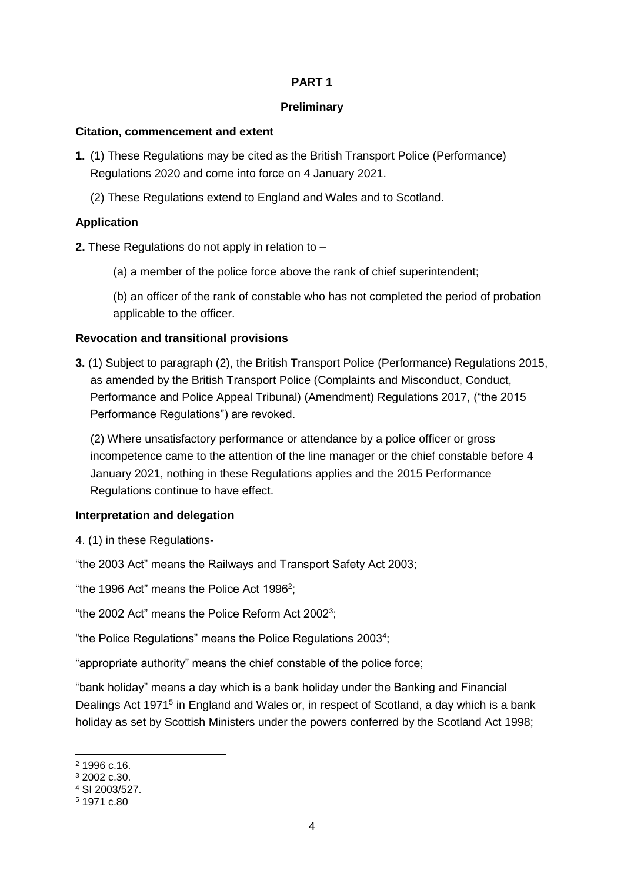## PART 1

### Preliminary

**Citation, commencement and extent**

**1.** (1) These Regulations may be cited as the British Transport Police (Performance) Regulations 2020 and come into force on 4 January 2021.

(2) These Regulations extend to England and Wales and to Scotland.

**Application**

**2.** These Regulations do not apply in relation to –

(a) a member of the police force above the rank of chief superintendent;

(b) an officer of the rank of constable who has not completed the period of probation applicable to the officer.

**Revocation and transitional provisions**

**3.** (1) Subject to paragraph (2), the British Transport Police (Performance) Regulations 2015, as amended by the British Transport Police (Complaints and Misconduct, Conduct, Performance and Police Appeal Tribunal) (Amendment) Regulations 2017, ("the 2015 Performance Regulations") are revoked.

(2) Where unsatisfactory performance or attendance by a police officer or gross incompetence came to the attention of the line manager or the chief constable before 4 January 2021, nothing in these Regulations applies and the 2015 Performance Regulations continue to have effect.

**Interpretation and delegation**

4. (1) in these Regulations-

"the 2003 Act" means the Railways and Transport Safety Act 2003;

"the 1996 Act" means the Police Act 1996[2];

"the 2002 Act" means the Police Reform Act 2002[3];

"the Police Regulations" means the Police Regulations 2003[4];

"appropriate authority" means the chief constable of the police force;

"bank holiday" means a day which is a bank holiday under the Banking and Financial Dealings Act 1971[5] in England and Wales or, in respect of Scotland, a day which is a bank holiday as set by Scottish Ministers under the powers conferred by the Scotland Act 1998;

---

[2] 1996 c.16.

[3] 2002 c.30.

[4] SI 2003/527.

[5] 1971 c.80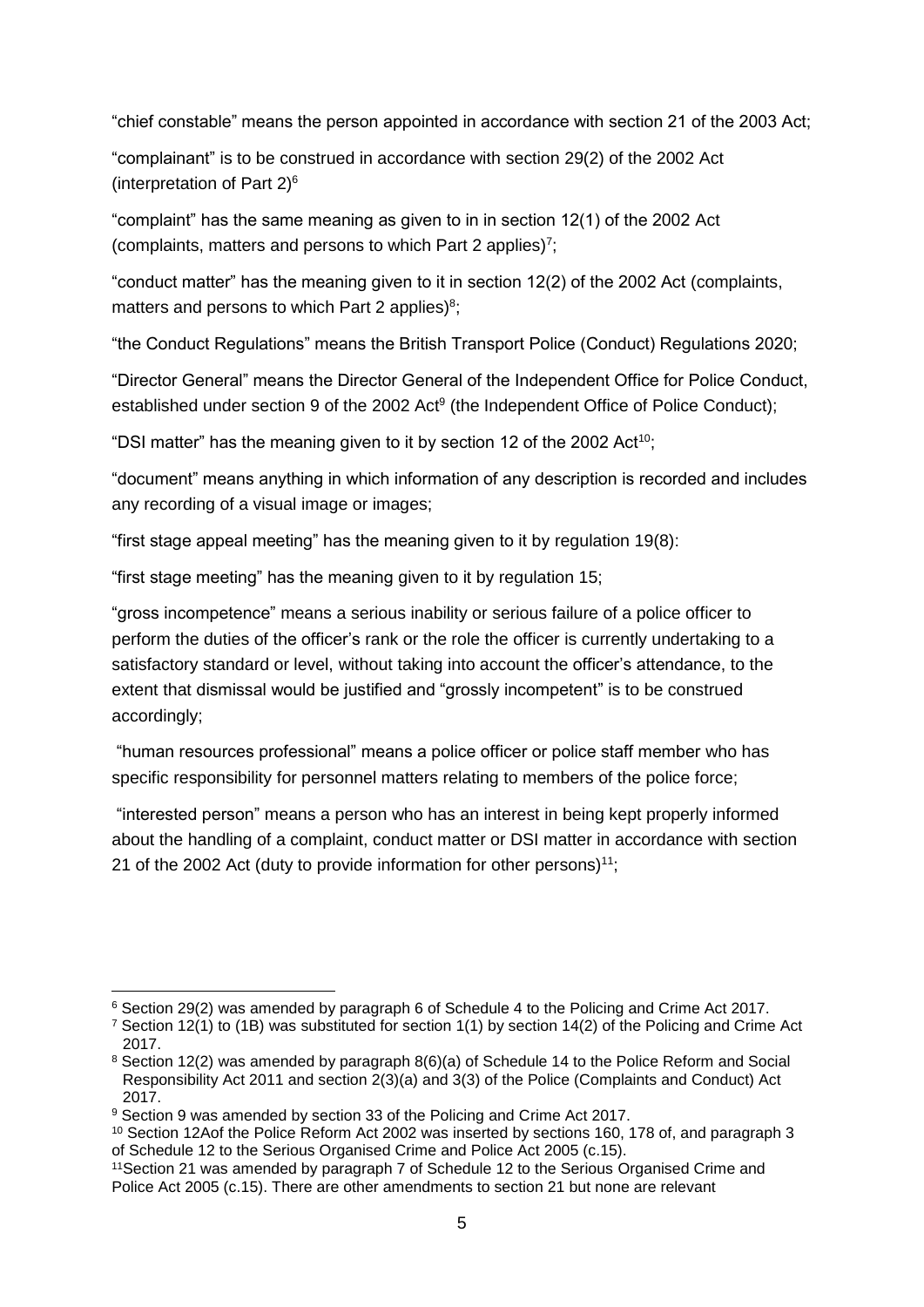"chief constable" means the person appointed in accordance with section 21 of the 2003 Act;

"complainant" is to be construed in accordance with section 29(2) of the 2002 Act (interpretation of Part 2)[6]

"complaint" has the same meaning as given to in in section 12(1) of the 2002 Act (complaints, matters and persons to which Part 2 applies)[7];

"conduct matter" has the meaning given to it in section 12(2) of the 2002 Act (complaints, matters and persons to which Part 2 applies)[8];

"the Conduct Regulations" means the British Transport Police (Conduct) Regulations 2020;

"Director General" means the Director General of the Independent Office for Police Conduct, established under section 9 of the 2002 Act[9] (the Independent Office of Police Conduct);

"DSI matter" has the meaning given to it by section 12 of the 2002 Act[10];

"document" means anything in which information of any description is recorded and includes any recording of a visual image or images;

"first stage appeal meeting" has the meaning given to it by regulation 19(8):

"first stage meeting" has the meaning given to it by regulation 15;

"gross incompetence" means a serious inability or serious failure of a police officer to perform the duties of the officer's rank or the role the officer is currently undertaking to a satisfactory standard or level, without taking into account the officer's attendance, to the extent that dismissal would be justified and "grossly incompetent" is to be construed accordingly;

"human resources professional" means a police officer or police staff member who has specific responsibility for personnel matters relating to members of the police force;

"interested person" means a person who has an interest in being kept properly informed about the handling of a complaint, conduct matter or DSI matter in accordance with section 21 of the 2002 Act (duty to provide information for other persons)[11];

---

[6] Section 29(2) was amended by paragraph 6 of Schedule 4 to the Policing and Crime Act 2017.

[7] Section 12(1) to (1B) was substituted for section 1(1) by section 14(2) of the Policing and Crime Act 2017.

[8] Section 12(2) was amended by paragraph 8(6)(a) of Schedule 14 to the Police Reform and Social Responsibility Act 2011 and section 2(3)(a) and 3(3) of the Police (Complaints and Conduct) Act 2017.

[9] Section 9 was amended by section 33 of the Policing and Crime Act 2017.

[10] Section 12Aof the Police Reform Act 2002 was inserted by sections 160, 178 of, and paragraph 3 of Schedule 12 to the Serious Organised Crime and Police Act 2005 (c.15).

[11] Section 21 was amended by paragraph 7 of Schedule 12 to the Serious Organised Crime and Police Act 2005 (c.15). There are other amendments to section 21 but none are relevant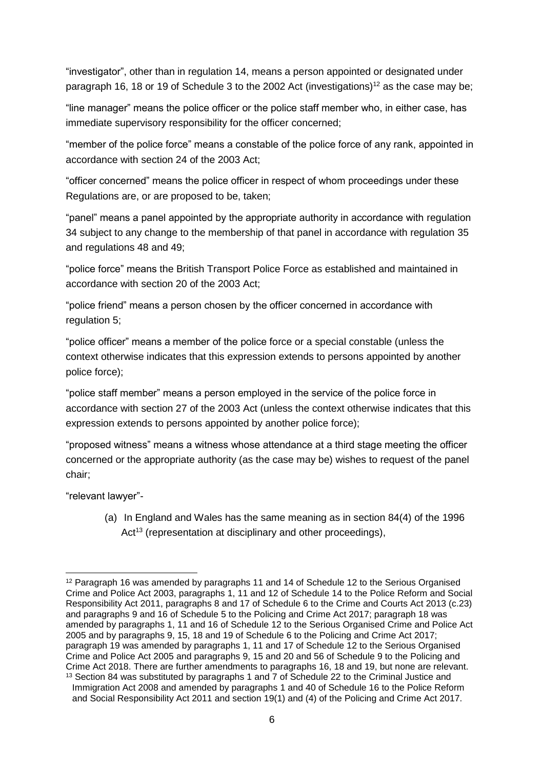"investigator", other than in regulation 14, means a person appointed or designated under paragraph 16, 18 or 19 of Schedule 3 to the 2002 Act (investigations)[12] as the case may be;

"line manager" means the police officer or the police staff member who, in either case, has immediate supervisory responsibility for the officer concerned;

"member of the police force" means a constable of the police force of any rank, appointed in accordance with section 24 of the 2003 Act;

"officer concerned" means the police officer in respect of whom proceedings under these Regulations are, or are proposed to be, taken;

"panel" means a panel appointed by the appropriate authority in accordance with regulation 34 subject to any change to the membership of that panel in accordance with regulation 35 and regulations 48 and 49;

"police force" means the British Transport Police Force as established and maintained in accordance with section 20 of the 2003 Act;

"police friend" means a person chosen by the officer concerned in accordance with regulation 5;

"police officer" means a member of the police force or a special constable (unless the context otherwise indicates that this expression extends to persons appointed by another police force);

"police staff member" means a person employed in the service of the police force in accordance with section 27 of the 2003 Act (unless the context otherwise indicates that this expression extends to persons appointed by another police force);

"proposed witness" means a witness whose attendance at a third stage meeting the officer concerned or the appropriate authority (as the case may be) wishes to request of the panel chair;

"relevant lawyer"-

(a) In England and Wales has the same meaning as in section 84(4) of the 1996 Act[13] (representation at disciplinary and other proceedings),

---

[12] Paragraph 16 was amended by paragraphs 11 and 14 of Schedule 12 to the Serious Organised Crime and Police Act 2003, paragraphs 1, 11 and 12 of Schedule 14 to the Police Reform and Social Responsibility Act 2011, paragraphs 8 and 17 of Schedule 6 to the Crime and Courts Act 2013 (c.23) and paragraphs 9 and 16 of Schedule 5 to the Policing and Crime Act 2017; paragraph 18 was amended by paragraphs 1, 11 and 16 of Schedule 12 to the Serious Organised Crime and Police Act 2005 and by paragraphs 9, 15, 18 and 19 of Schedule 6 to the Policing and Crime Act 2017; paragraph 19 was amended by paragraphs 1, 11 and 17 of Schedule 12 to the Serious Organised Crime and Police Act 2005 and paragraphs 9, 15 and 20 and 56 of Schedule 9 to the Policing and Crime Act 2018. There are further amendments to paragraphs 16, 18 and 19, but none are relevant.

[13] Section 84 was substituted by paragraphs 1 and 7 of Schedule 22 to the Criminal Justice and Immigration Act 2008 and amended by paragraphs 1 and 40 of Schedule 16 to the Police Reform and Social Responsibility Act 2011 and section 19(1) and (4) of the Policing and Crime Act 2017.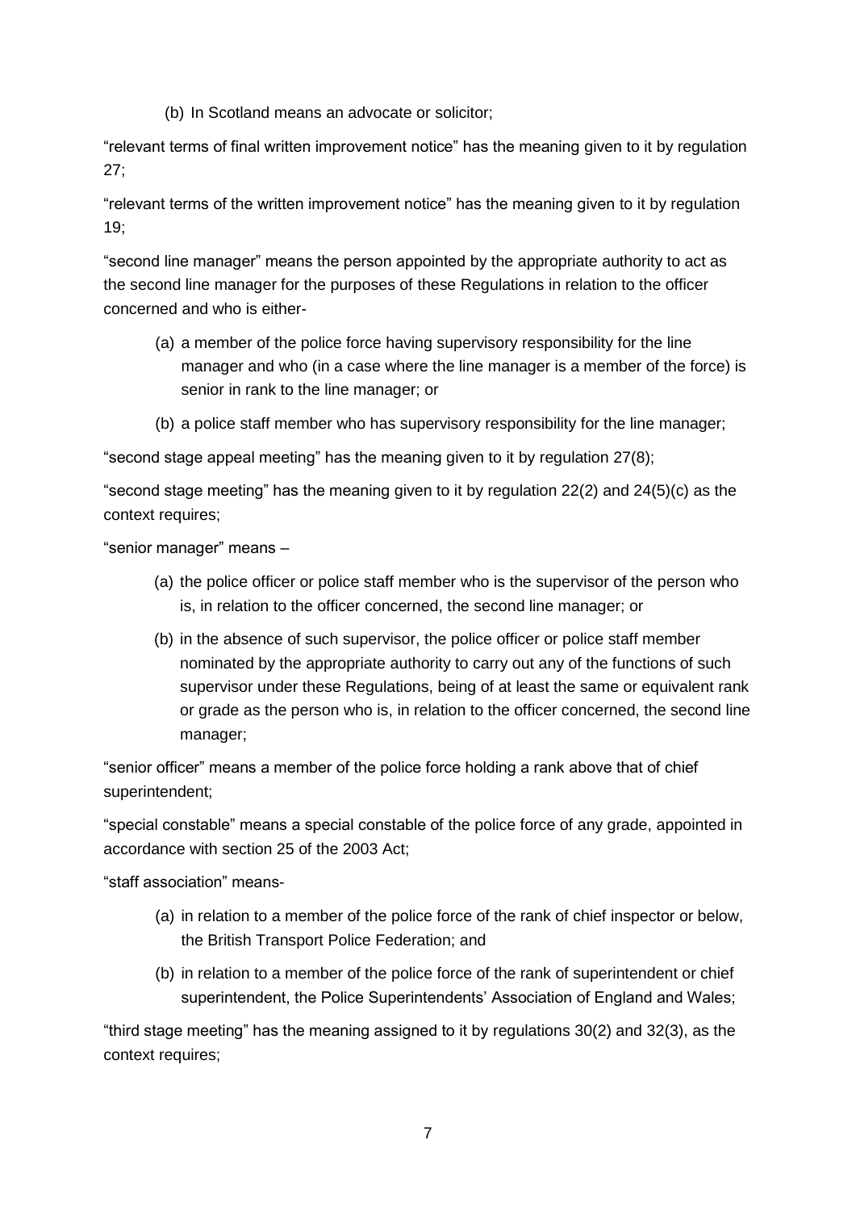(b) In Scotland means an advocate or solicitor;

“relevant terms of final written improvement notice” has the meaning given to it by regulation 27;

“relevant terms of the written improvement notice” has the meaning given to it by regulation 19;

“second line manager” means the person appointed by the appropriate authority to act as the second line manager for the purposes of these Regulations in relation to the officer concerned and who is either-

(a) a member of the police force having supervisory responsibility for the line manager and who (in a case where the line manager is a member of the force) is senior in rank to the line manager; or

(b) a police staff member who has supervisory responsibility for the line manager;

“second stage appeal meeting” has the meaning given to it by regulation 27(8);

“second stage meeting” has the meaning given to it by regulation 22(2) and 24(5)(c) as the context requires;

“senior manager” means –

(a) the police officer or police staff member who is the supervisor of the person who is, in relation to the officer concerned, the second line manager; or

(b) in the absence of such supervisor, the police officer or police staff member nominated by the appropriate authority to carry out any of the functions of such supervisor under these Regulations, being of at least the same or equivalent rank or grade as the person who is, in relation to the officer concerned, the second line manager;

“senior officer” means a member of the police force holding a rank above that of chief superintendent;

“special constable” means a special constable of the police force of any grade, appointed in accordance with section 25 of the 2003 Act;

“staff association” means-

(a) in relation to a member of the police force of the rank of chief inspector or below, the British Transport Police Federation; and

(b) in relation to a member of the police force of the rank of superintendent or chief superintendent, the Police Superintendents’ Association of England and Wales;

“third stage meeting” has the meaning assigned to it by regulations 30(2) and 32(3), as the context requires;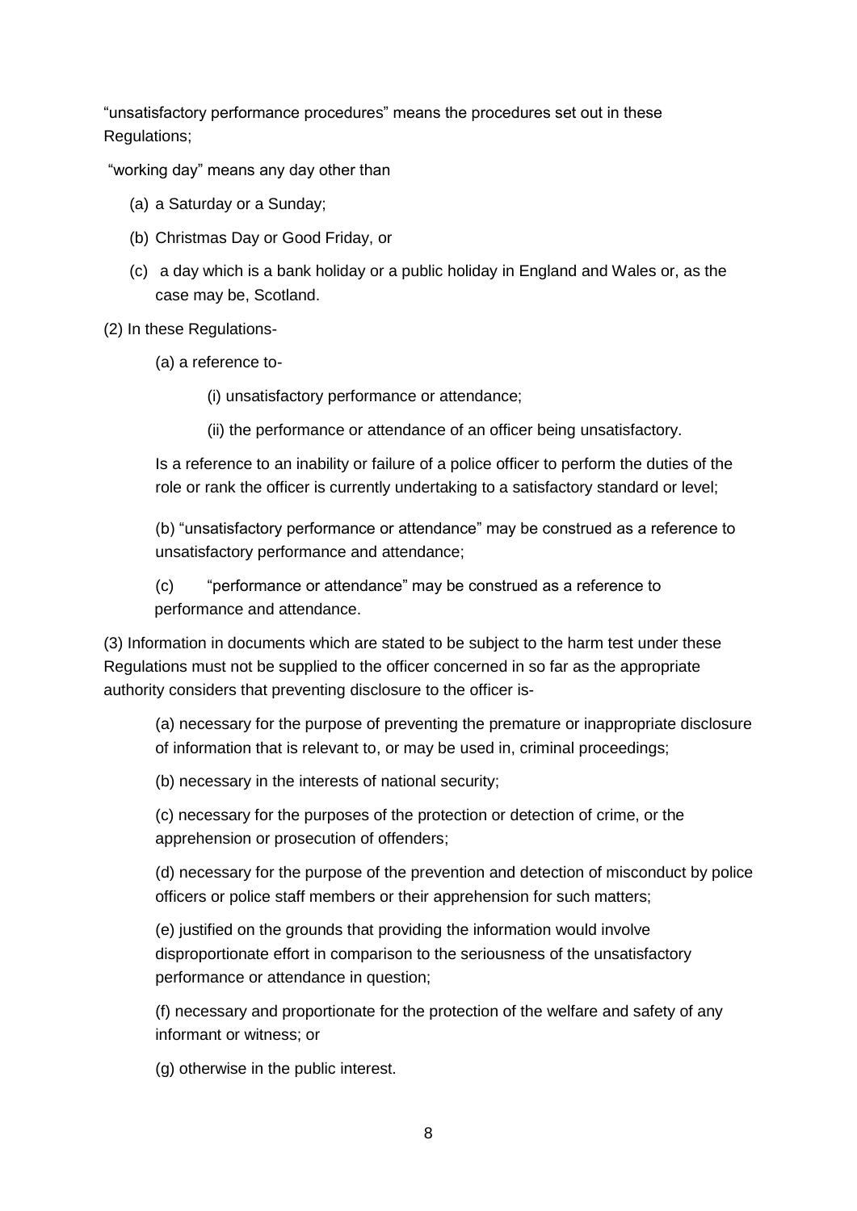"unsatisfactory performance procedures" means the procedures set out in these Regulations;

"working day" means any day other than

(a) a Saturday or a Sunday;

(b) Christmas Day or Good Friday, or

(c) a day which is a bank holiday or a public holiday in England and Wales or, as the case may be, Scotland.

(2) In these Regulations-

(a) a reference to-

(i) unsatisfactory performance or attendance;

(ii) the performance or attendance of an officer being unsatisfactory.

Is a reference to an inability or failure of a police officer to perform the duties of the role or rank the officer is currently undertaking to a satisfactory standard or level;

(b) "unsatisfactory performance or attendance" may be construed as a reference to unsatisfactory performance and attendance;

(c) "performance or attendance" may be construed as a reference to performance and attendance.

(3) Information in documents which are stated to be subject to the harm test under these Regulations must not be supplied to the officer concerned in so far as the appropriate authority considers that preventing disclosure to the officer is-

(a) necessary for the purpose of preventing the premature or inappropriate disclosure of information that is relevant to, or may be used in, criminal proceedings;

(b) necessary in the interests of national security;

(c) necessary for the purposes of the protection or detection of crime, or the apprehension or prosecution of offenders;

(d) necessary for the purpose of the prevention and detection of misconduct by police officers or police staff members or their apprehension for such matters;

(e) justified on the grounds that providing the information would involve disproportionate effort in comparison to the seriousness of the unsatisfactory performance or attendance in question;

(f) necessary and proportionate for the protection of the welfare and safety of any informant or witness; or

(g) otherwise in the public interest.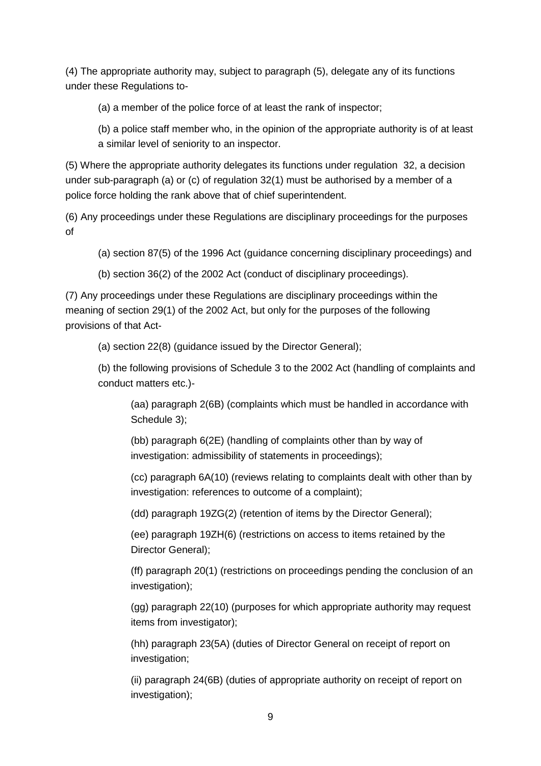(4) The appropriate authority may, subject to paragraph (5), delegate any of its functions under these Regulations to-

(a) a member of the police force of at least the rank of inspector;

(b) a police staff member who, in the opinion of the appropriate authority is of at least a similar level of seniority to an inspector.

(5) Where the appropriate authority delegates its functions under regulation 32, a decision under sub-paragraph (a) or (c) of regulation 32(1) must be authorised by a member of a police force holding the rank above that of chief superintendent.

(6) Any proceedings under these Regulations are disciplinary proceedings for the purposes of

(a) section 87(5) of the 1996 Act (guidance concerning disciplinary proceedings) and

(b) section 36(2) of the 2002 Act (conduct of disciplinary proceedings).

(7) Any proceedings under these Regulations are disciplinary proceedings within the meaning of section 29(1) of the 2002 Act, but only for the purposes of the following provisions of that Act-

(a) section 22(8) (guidance issued by the Director General);

(b) the following provisions of Schedule 3 to the 2002 Act (handling of complaints and conduct matters etc.)-

(aa) paragraph 2(6B) (complaints which must be handled in accordance with Schedule 3);

(bb) paragraph 6(2E) (handling of complaints other than by way of investigation: admissibility of statements in proceedings);

(cc) paragraph 6A(10) (reviews relating to complaints dealt with other than by investigation: references to outcome of a complaint);

(dd) paragraph 19ZG(2) (retention of items by the Director General);

(ee) paragraph 19ZH(6) (restrictions on access to items retained by the Director General);

(ff) paragraph 20(1) (restrictions on proceedings pending the conclusion of an investigation);

(gg) paragraph 22(10) (purposes for which appropriate authority may request items from investigator);

(hh) paragraph 23(5A) (duties of Director General on receipt of report on investigation;

(ii) paragraph 24(6B) (duties of appropriate authority on receipt of report on investigation);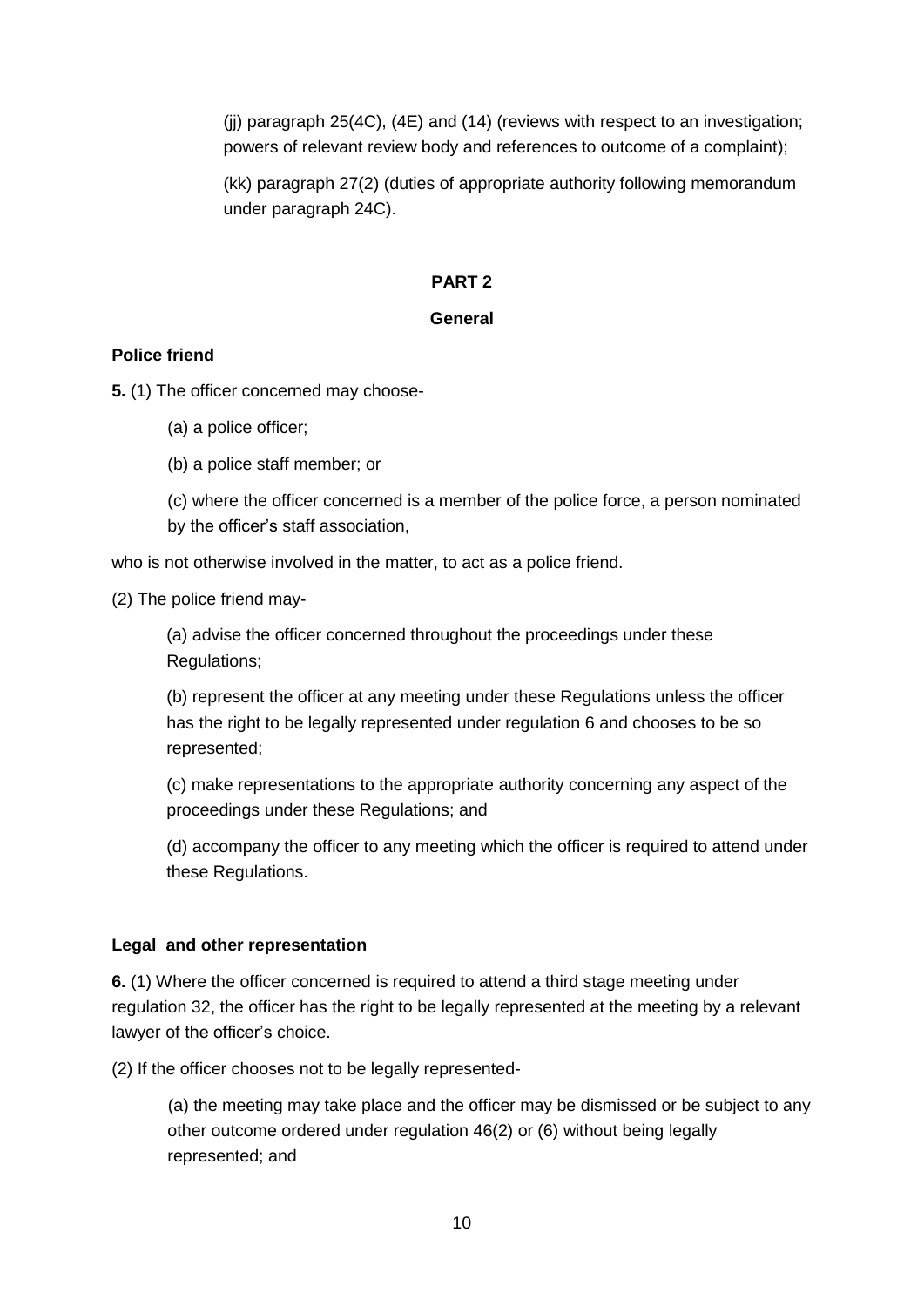(jj) paragraph 25(4C), (4E) and (14) (reviews with respect to an investigation; powers of relevant review body and references to outcome of a complaint);

(kk) paragraph 27(2) (duties of appropriate authority following memorandum under paragraph 24C).

## PART 2

## General

### Police friend

**5.** (1) The officer concerned may choose-

(a) a police officer;

(b) a police staff member; or

(c) where the officer concerned is a member of the police force, a person nominated by the officer's staff association,

who is not otherwise involved in the matter, to act as a police friend.

(2) The police friend may-

(a) advise the officer concerned throughout the proceedings under these Regulations;

(b) represent the officer at any meeting under these Regulations unless the officer has the right to be legally represented under regulation 6 and chooses to be so represented;

(c) make representations to the appropriate authority concerning any aspect of the proceedings under these Regulations; and

(d) accompany the officer to any meeting which the officer is required to attend under these Regulations.

### Legal and other representation

**6.** (1) Where the officer concerned is required to attend a third stage meeting under regulation 32, the officer has the right to be legally represented at the meeting by a relevant lawyer of the officer's choice.

(2) If the officer chooses not to be legally represented-

(a) the meeting may take place and the officer may be dismissed or be subject to any other outcome ordered under regulation 46(2) or (6) without being legally represented; and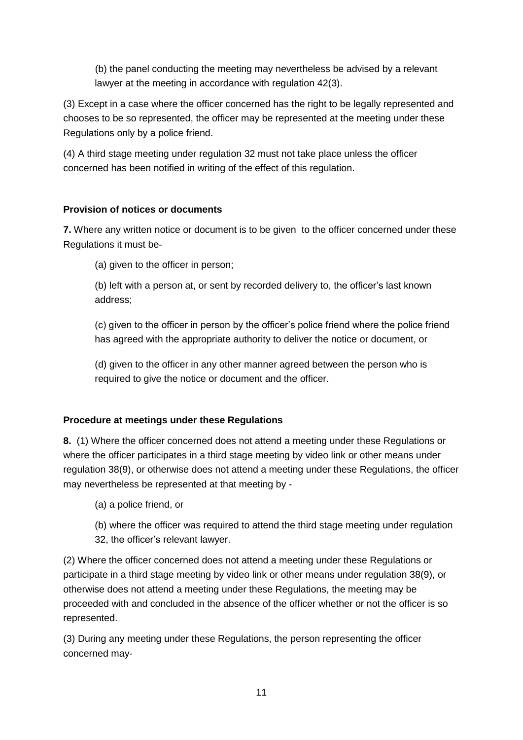(b) the panel conducting the meeting may nevertheless be advised by a relevant lawyer at the meeting in accordance with regulation 42(3).

(3) Except in a case where the officer concerned has the right to be legally represented and chooses to be so represented, the officer may be represented at the meeting under these Regulations only by a police friend.

(4) A third stage meeting under regulation 32 must not take place unless the officer concerned has been notified in writing of the effect of this regulation.

**Provision of notices or documents**

**7.** Where any written notice or document is to be given to the officer concerned under these Regulations it must be-

(a) given to the officer in person;

(b) left with a person at, or sent by recorded delivery to, the officer's last known address;

(c) given to the officer in person by the officer's police friend where the police friend has agreed with the appropriate authority to deliver the notice or document, or

(d) given to the officer in any other manner agreed between the person who is required to give the notice or document and the officer.

**Procedure at meetings under these Regulations**

**8.** (1) Where the officer concerned does not attend a meeting under these Regulations or where the officer participates in a third stage meeting by video link or other means under regulation 38(9), or otherwise does not attend a meeting under these Regulations, the officer may nevertheless be represented at that meeting by -

(a) a police friend, or

(b) where the officer was required to attend the third stage meeting under regulation 32, the officer's relevant lawyer.

(2) Where the officer concerned does not attend a meeting under these Regulations or participate in a third stage meeting by video link or other means under regulation 38(9), or otherwise does not attend a meeting under these Regulations, the meeting may be proceeded with and concluded in the absence of the officer whether or not the officer is so represented.

(3) During any meeting under these Regulations, the person representing the officer concerned may-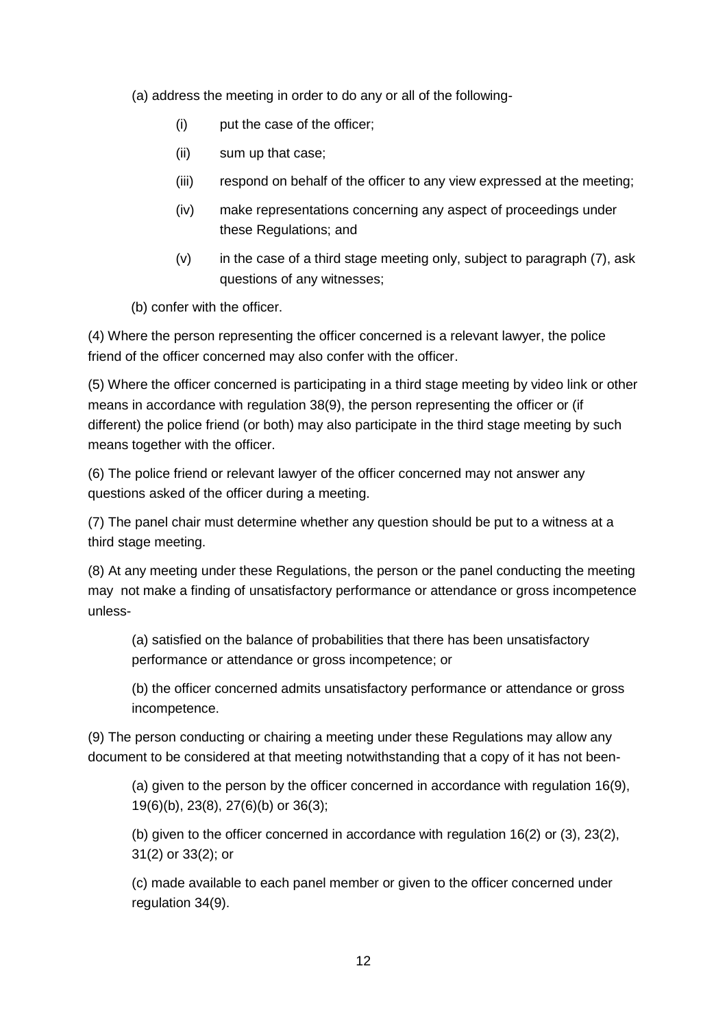(a) address the meeting in order to do any or all of the following-

- (i) put the case of the officer;
- (ii) sum up that case;
- (iii) respond on behalf of the officer to any view expressed at the meeting;
- (iv) make representations concerning any aspect of proceedings under these Regulations; and
- (v) in the case of a third stage meeting only, subject to paragraph (7), ask questions of any witnesses;

(b) confer with the officer.

(4) Where the person representing the officer concerned is a relevant lawyer, the police friend of the officer concerned may also confer with the officer.

(5) Where the officer concerned is participating in a third stage meeting by video link or other means in accordance with regulation 38(9), the person representing the officer or (if different) the police friend (or both) may also participate in the third stage meeting by such means together with the officer.

(6) The police friend or relevant lawyer of the officer concerned may not answer any questions asked of the officer during a meeting.

(7) The panel chair must determine whether any question should be put to a witness at a third stage meeting.

(8) At any meeting under these Regulations, the person or the panel conducting the meeting may not make a finding of unsatisfactory performance or attendance or gross incompetence unless-

(a) satisfied on the balance of probabilities that there has been unsatisfactory performance or attendance or gross incompetence; or

(b) the officer concerned admits unsatisfactory performance or attendance or gross incompetence.

(9) The person conducting or chairing a meeting under these Regulations may allow any document to be considered at that meeting notwithstanding that a copy of it has not been-

(a) given to the person by the officer concerned in accordance with regulation 16(9), 19(6)(b), 23(8), 27(6)(b) or 36(3);

(b) given to the officer concerned in accordance with regulation 16(2) or (3), 23(2), 31(2) or 33(2); or

(c) made available to each panel member or given to the officer concerned under regulation 34(9).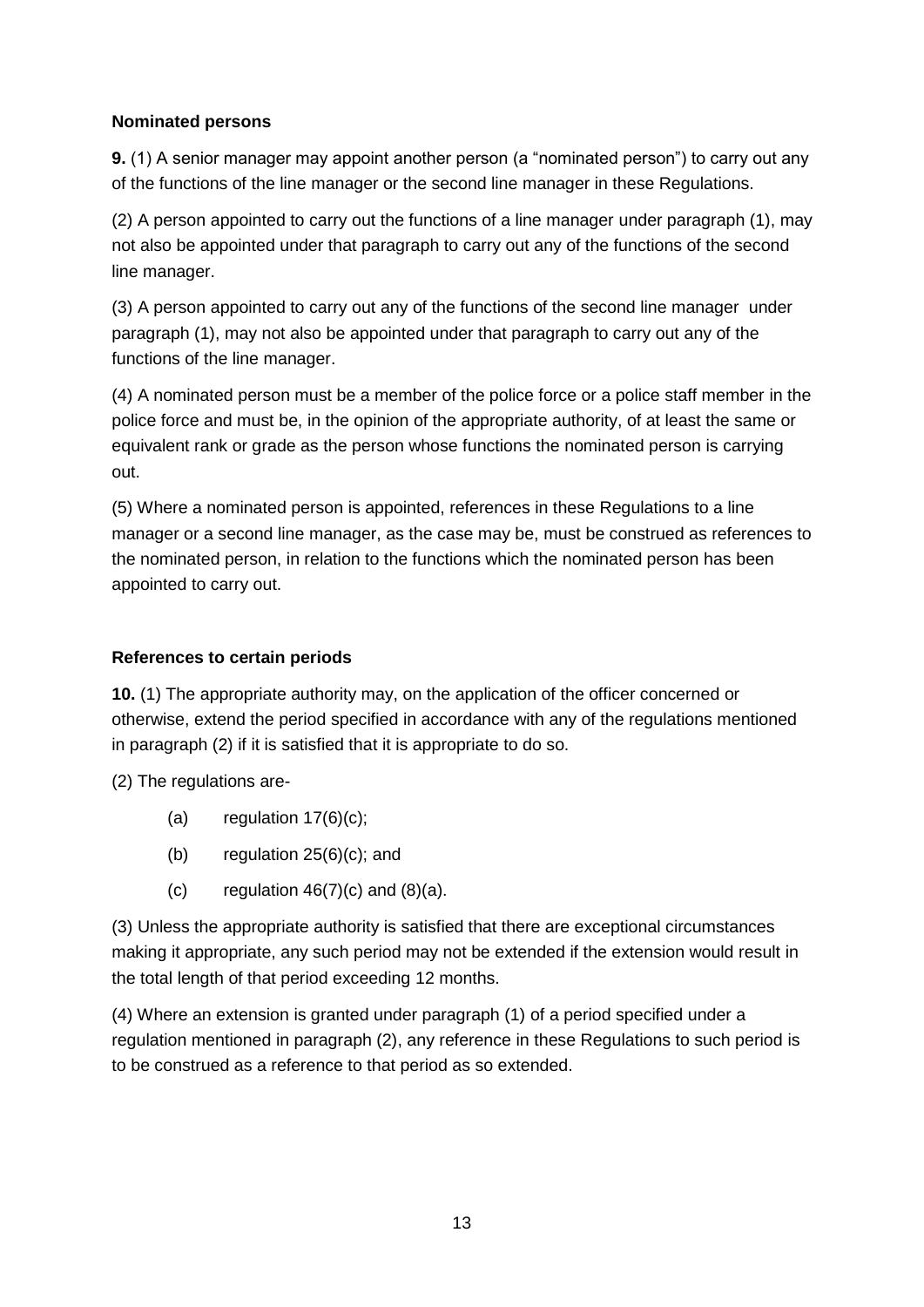**Nominated persons**

**9.** (1) A senior manager may appoint another person (a "nominated person") to carry out any of the functions of the line manager or the second line manager in these Regulations.

(2) A person appointed to carry out the functions of a line manager under paragraph (1), may not also be appointed under that paragraph to carry out any of the functions of the second line manager.

(3) A person appointed to carry out any of the functions of the second line manager under paragraph (1), may not also be appointed under that paragraph to carry out any of the functions of the line manager.

(4) A nominated person must be a member of the police force or a police staff member in the police force and must be, in the opinion of the appropriate authority, of at least the same or equivalent rank or grade as the person whose functions the nominated person is carrying out.

(5) Where a nominated person is appointed, references in these Regulations to a line manager or a second line manager, as the case may be, must be construed as references to the nominated person, in relation to the functions which the nominated person has been appointed to carry out.

**References to certain periods**

**10.** (1) The appropriate authority may, on the application of the officer concerned or otherwise, extend the period specified in accordance with any of the regulations mentioned in paragraph (2) if it is satisfied that it is appropriate to do so.

(2) The regulations are-

- (a) regulation 17(6)(c);
- (b) regulation 25(6)(c); and
- (c) regulation 46(7)(c) and (8)(a).

(3) Unless the appropriate authority is satisfied that there are exceptional circumstances making it appropriate, any such period may not be extended if the extension would result in the total length of that period exceeding 12 months.

(4) Where an extension is granted under paragraph (1) of a period specified under a regulation mentioned in paragraph (2), any reference in these Regulations to such period is to be construed as a reference to that period as so extended.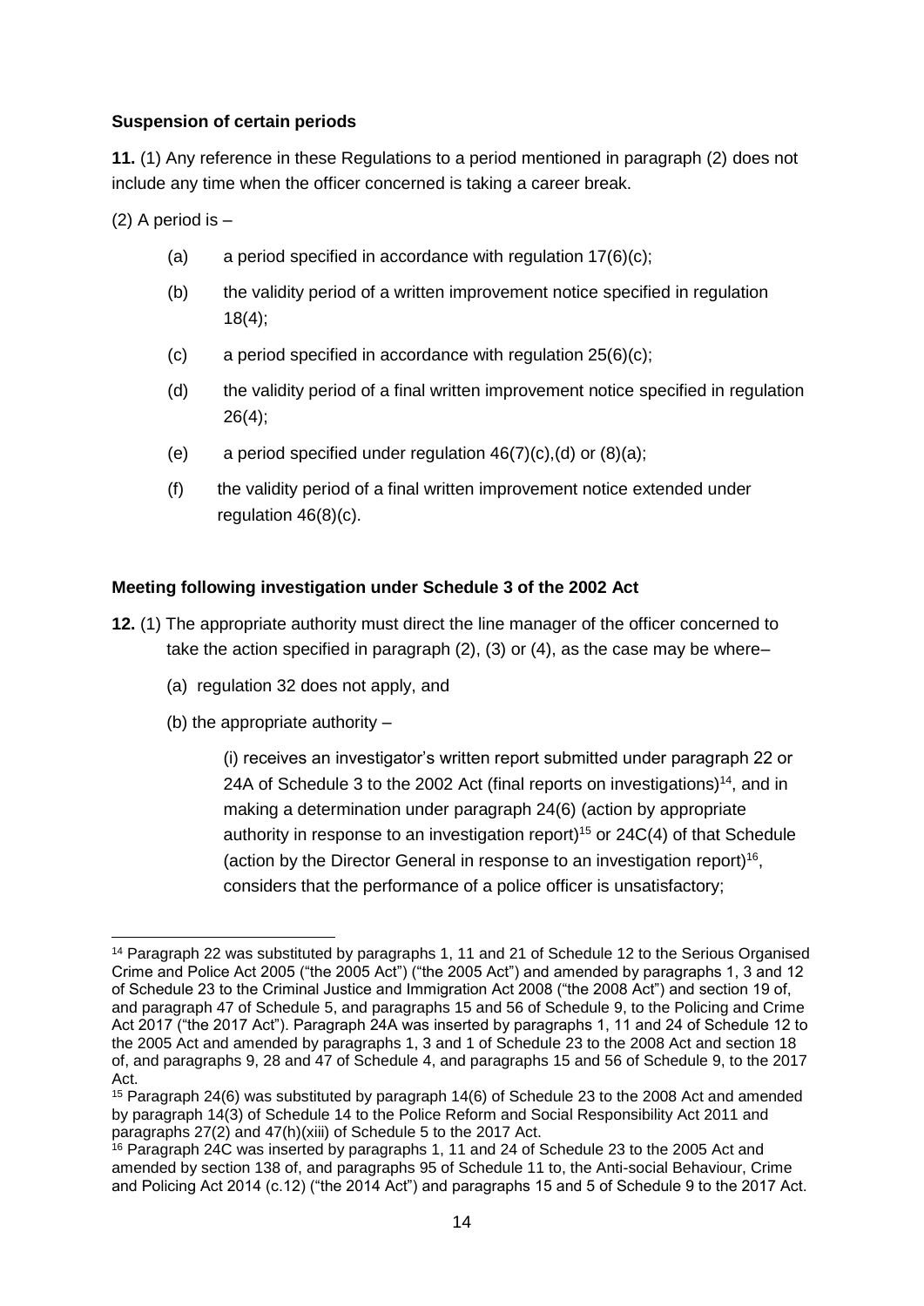**Suspension of certain periods**

**11.** (1) Any reference in these Regulations to a period mentioned in paragraph (2) does not include any time when the officer concerned is taking a career break.

(2) A period is –

- (a) a period specified in accordance with regulation 17(6)(c);
- (b) the validity period of a written improvement notice specified in regulation 18(4);
- (c) a period specified in accordance with regulation 25(6)(c);
- (d) the validity period of a final written improvement notice specified in regulation 26(4);
- (e) a period specified under regulation 46(7)(c),(d) or (8)(a);
- (f) the validity period of a final written improvement notice extended under regulation 46(8)(c).

**Meeting following investigation under Schedule 3 of the 2002 Act**

**12.** (1) The appropriate authority must direct the line manager of the officer concerned to take the action specified in paragraph (2), (3) or (4), as the case may be where–

- (a) regulation 32 does not apply, and
- (b) the appropriate authority –
  - (i) receives an investigator's written report submitted under paragraph 22 or 24A of Schedule 3 to the 2002 Act (final reports on investigations)[14], and in making a determination under paragraph 24(6) (action by appropriate authority in response to an investigation report)[15] or 24C(4) of that Schedule (action by the Director General in response to an investigation report)[16], considers that the performance of a police officer is unsatisfactory;

---

[14] Paragraph 22 was substituted by paragraphs 1, 11 and 21 of Schedule 12 to the Serious Organised Crime and Police Act 2005 ("the 2005 Act") ("the 2005 Act") and amended by paragraphs 1, 3 and 12 of Schedule 23 to the Criminal Justice and Immigration Act 2008 ("the 2008 Act") and section 19 of, and paragraph 47 of Schedule 5, and paragraphs 15 and 56 of Schedule 9, to the Policing and Crime Act 2017 ("the 2017 Act"). Paragraph 24A was inserted by paragraphs 1, 11 and 24 of Schedule 12 to the 2005 Act and amended by paragraphs 1, 3 and 1 of Schedule 23 to the 2008 Act and section 18 of, and paragraphs 9, 28 and 47 of Schedule 4, and paragraphs 15 and 56 of Schedule 9, to the 2017 Act.

[15] Paragraph 24(6) was substituted by paragraph 14(6) of Schedule 23 to the 2008 Act and amended by paragraph 14(3) of Schedule 14 to the Police Reform and Social Responsibility Act 2011 and paragraphs 27(2) and 47(h)(xiii) of Schedule 5 to the 2017 Act.

[16] Paragraph 24C was inserted by paragraphs 1, 11 and 24 of Schedule 23 to the 2005 Act and amended by section 138 of, and paragraphs 95 of Schedule 11 to, the Anti-social Behaviour, Crime and Policing Act 2014 (c.12) ("the 2014 Act") and paragraphs 15 and 5 of Schedule 9 to the 2017 Act.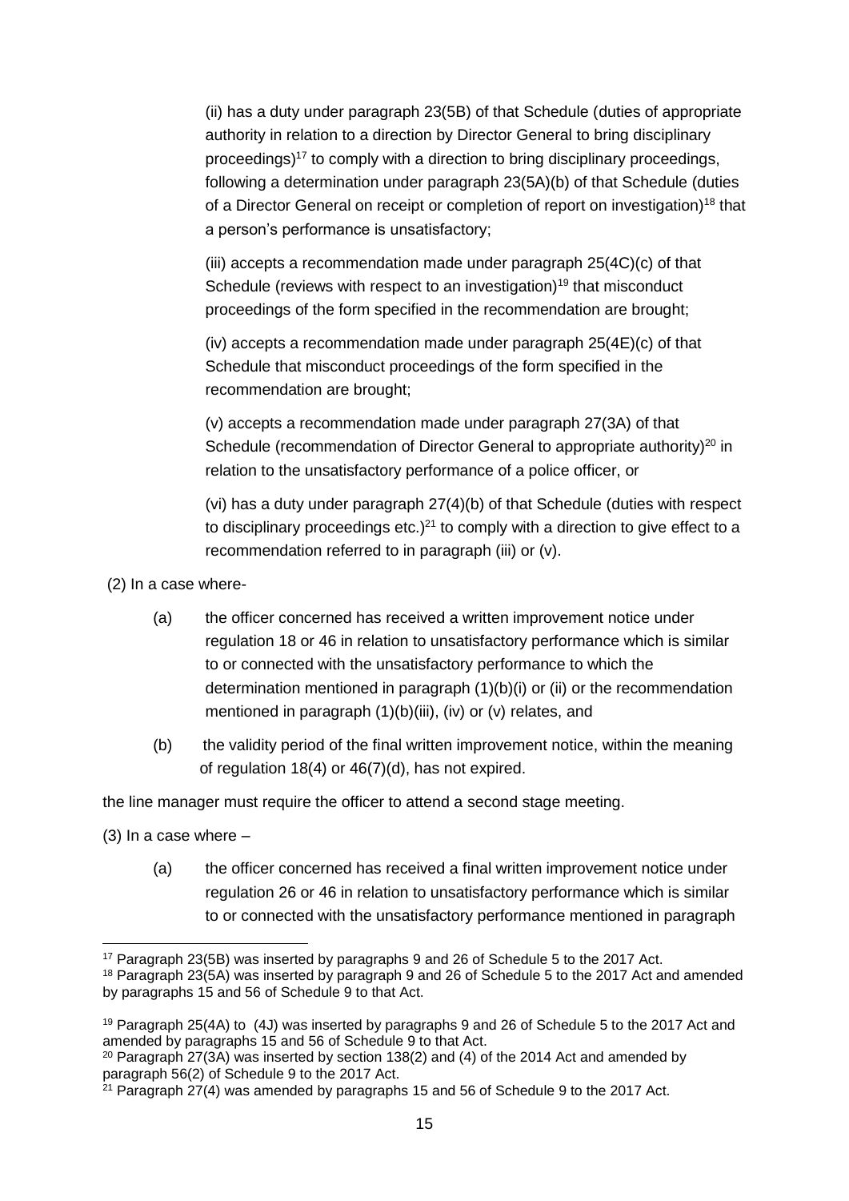(ii) has a duty under paragraph 23(5B) of that Schedule (duties of appropriate authority in relation to a direction by Director General to bring disciplinary proceedings)[17] to comply with a direction to bring disciplinary proceedings, following a determination under paragraph 23(5A)(b) of that Schedule (duties of a Director General on receipt or completion of report on investigation)[18] that a person's performance is unsatisfactory;

(iii) accepts a recommendation made under paragraph 25(4C)(c) of that Schedule (reviews with respect to an investigation)[19] that misconduct proceedings of the form specified in the recommendation are brought;

(iv) accepts a recommendation made under paragraph 25(4E)(c) of that Schedule that misconduct proceedings of the form specified in the recommendation are brought;

(v) accepts a recommendation made under paragraph 27(3A) of that Schedule (recommendation of Director General to appropriate authority)[20] in relation to the unsatisfactory performance of a police officer, or

(vi) has a duty under paragraph 27(4)(b) of that Schedule (duties with respect to disciplinary proceedings etc.)[21] to comply with a direction to give effect to a recommendation referred to in paragraph (iii) or (v).

(2) In a case where-

(a) the officer concerned has received a written improvement notice under regulation 18 or 46 in relation to unsatisfactory performance which is similar to or connected with the unsatisfactory performance to which the determination mentioned in paragraph (1)(b)(i) or (ii) or the recommendation mentioned in paragraph (1)(b)(iii), (iv) or (v) relates, and

(b) the validity period of the final written improvement notice, within the meaning of regulation 18(4) or 46(7)(d), has not expired.

the line manager must require the officer to attend a second stage meeting.

(3) In a case where –

(a) the officer concerned has received a final written improvement notice under regulation 26 or 46 in relation to unsatisfactory performance which is similar to or connected with the unsatisfactory performance mentioned in paragraph

---

[17] Paragraph 23(5B) was inserted by paragraphs 9 and 26 of Schedule 5 to the 2017 Act.

[18] Paragraph 23(5A) was inserted by paragraph 9 and 26 of Schedule 5 to the 2017 Act and amended by paragraphs 15 and 56 of Schedule 9 to that Act.

[19] Paragraph 25(4A) to (4J) was inserted by paragraphs 9 and 26 of Schedule 5 to the 2017 Act and amended by paragraphs 15 and 56 of Schedule 9 to that Act.

[20] Paragraph 27(3A) was inserted by section 138(2) and (4) of the 2014 Act and amended by paragraph 56(2) of Schedule 9 to the 2017 Act.

[21] Paragraph 27(4) was amended by paragraphs 15 and 56 of Schedule 9 to the 2017 Act.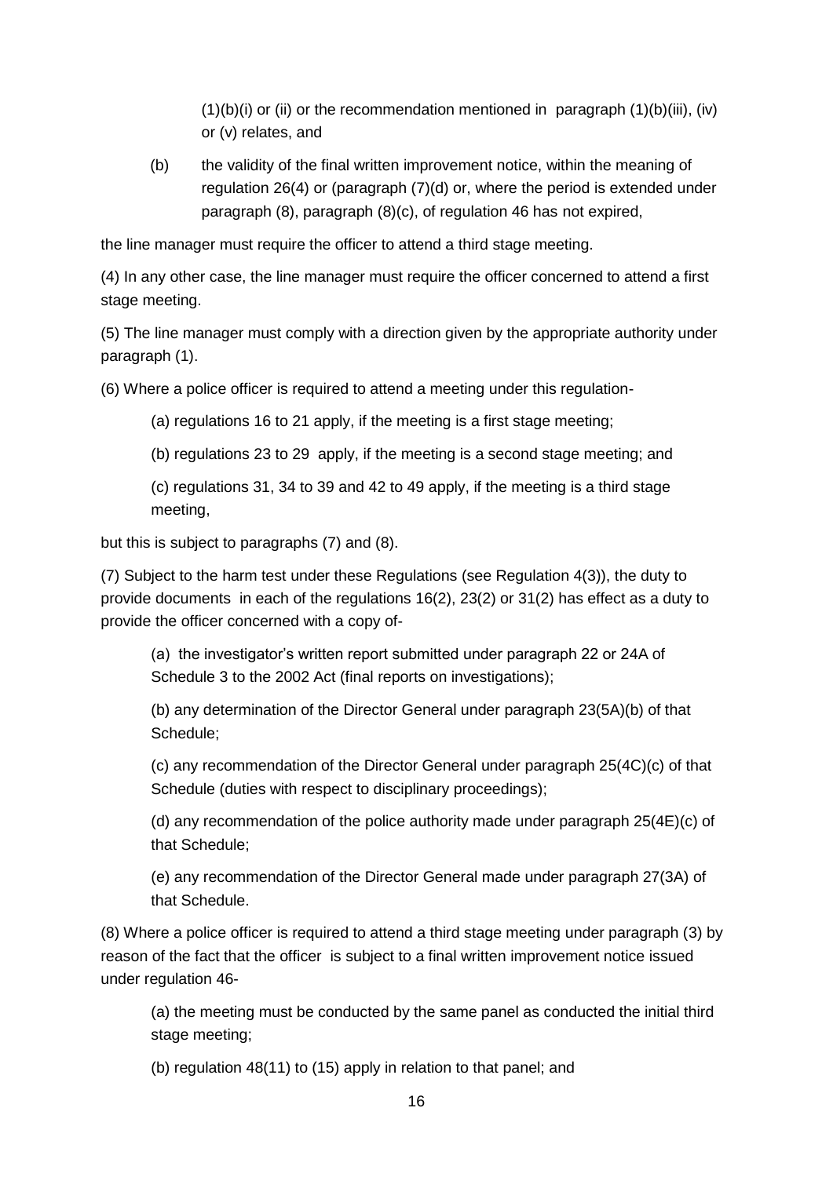(1)(b)(i) or (ii) or the recommendation mentioned in paragraph (1)(b)(iii), (iv) or (v) relates, and

(b) the validity of the final written improvement notice, within the meaning of regulation 26(4) or (paragraph (7)(d) or, where the period is extended under paragraph (8), paragraph (8)(c), of regulation 46 has not expired,

the line manager must require the officer to attend a third stage meeting.

(4) In any other case, the line manager must require the officer concerned to attend a first stage meeting.

(5) The line manager must comply with a direction given by the appropriate authority under paragraph (1).

(6) Where a police officer is required to attend a meeting under this regulation-

(a) regulations 16 to 21 apply, if the meeting is a first stage meeting;

(b) regulations 23 to 29 apply, if the meeting is a second stage meeting; and

(c) regulations 31, 34 to 39 and 42 to 49 apply, if the meeting is a third stage meeting,

but this is subject to paragraphs (7) and (8).

(7) Subject to the harm test under these Regulations (see Regulation 4(3)), the duty to provide documents in each of the regulations 16(2), 23(2) or 31(2) has effect as a duty to provide the officer concerned with a copy of-

(a) the investigator's written report submitted under paragraph 22 or 24A of Schedule 3 to the 2002 Act (final reports on investigations);

(b) any determination of the Director General under paragraph 23(5A)(b) of that Schedule;

(c) any recommendation of the Director General under paragraph 25(4C)(c) of that Schedule (duties with respect to disciplinary proceedings);

(d) any recommendation of the police authority made under paragraph 25(4E)(c) of that Schedule;

(e) any recommendation of the Director General made under paragraph 27(3A) of that Schedule.

(8) Where a police officer is required to attend a third stage meeting under paragraph (3) by reason of the fact that the officer is subject to a final written improvement notice issued under regulation 46-

(a) the meeting must be conducted by the same panel as conducted the initial third stage meeting;

(b) regulation 48(11) to (15) apply in relation to that panel; and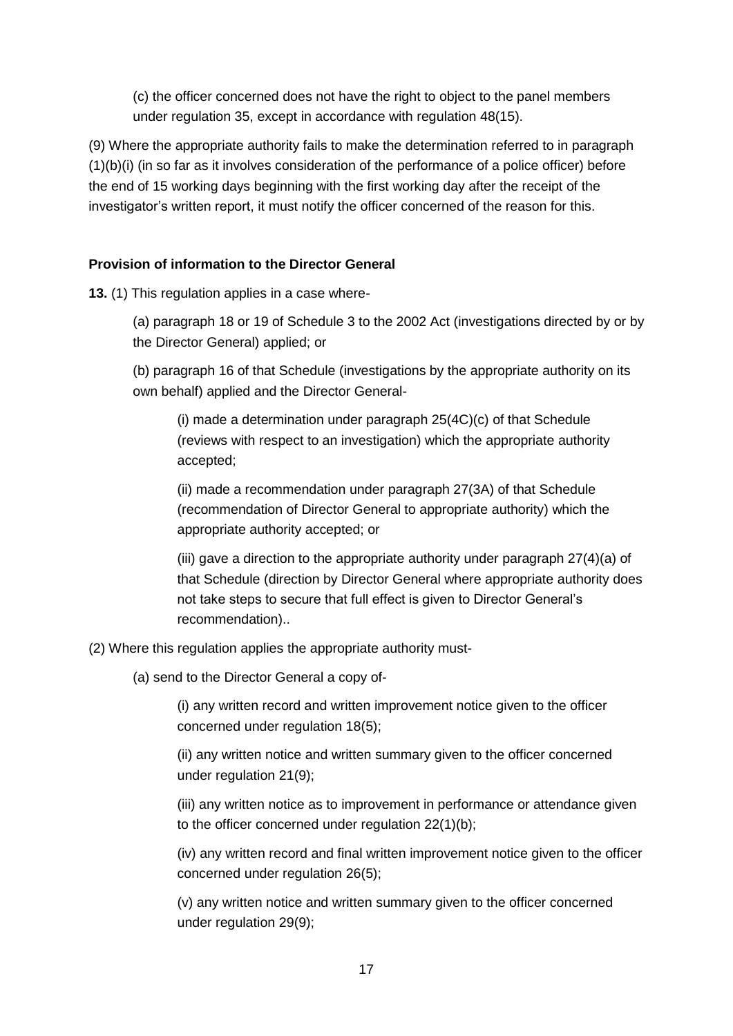(c) the officer concerned does not have the right to object to the panel members under regulation 35, except in accordance with regulation 48(15).

(9) Where the appropriate authority fails to make the determination referred to in paragraph (1)(b)(i) (in so far as it involves consideration of the performance of a police officer) before the end of 15 working days beginning with the first working day after the receipt of the investigator's written report, it must notify the officer concerned of the reason for this.

**Provision of information to the Director General**

**13.** (1) This regulation applies in a case where-

(a) paragraph 18 or 19 of Schedule 3 to the 2002 Act (investigations directed by or by the Director General) applied; or

(b) paragraph 16 of that Schedule (investigations by the appropriate authority on its own behalf) applied and the Director General-

(i) made a determination under paragraph 25(4C)(c) of that Schedule (reviews with respect to an investigation) which the appropriate authority accepted;

(ii) made a recommendation under paragraph 27(3A) of that Schedule (recommendation of Director General to appropriate authority) which the appropriate authority accepted; or

(iii) gave a direction to the appropriate authority under paragraph 27(4)(a) of that Schedule (direction by Director General where appropriate authority does not take steps to secure that full effect is given to Director General's recommendation)..

(2) Where this regulation applies the appropriate authority must-

(a) send to the Director General a copy of-

(i) any written record and written improvement notice given to the officer concerned under regulation 18(5);

(ii) any written notice and written summary given to the officer concerned under regulation 21(9);

(iii) any written notice as to improvement in performance or attendance given to the officer concerned under regulation 22(1)(b);

(iv) any written record and final written improvement notice given to the officer concerned under regulation 26(5);

(v) any written notice and written summary given to the officer concerned under regulation 29(9);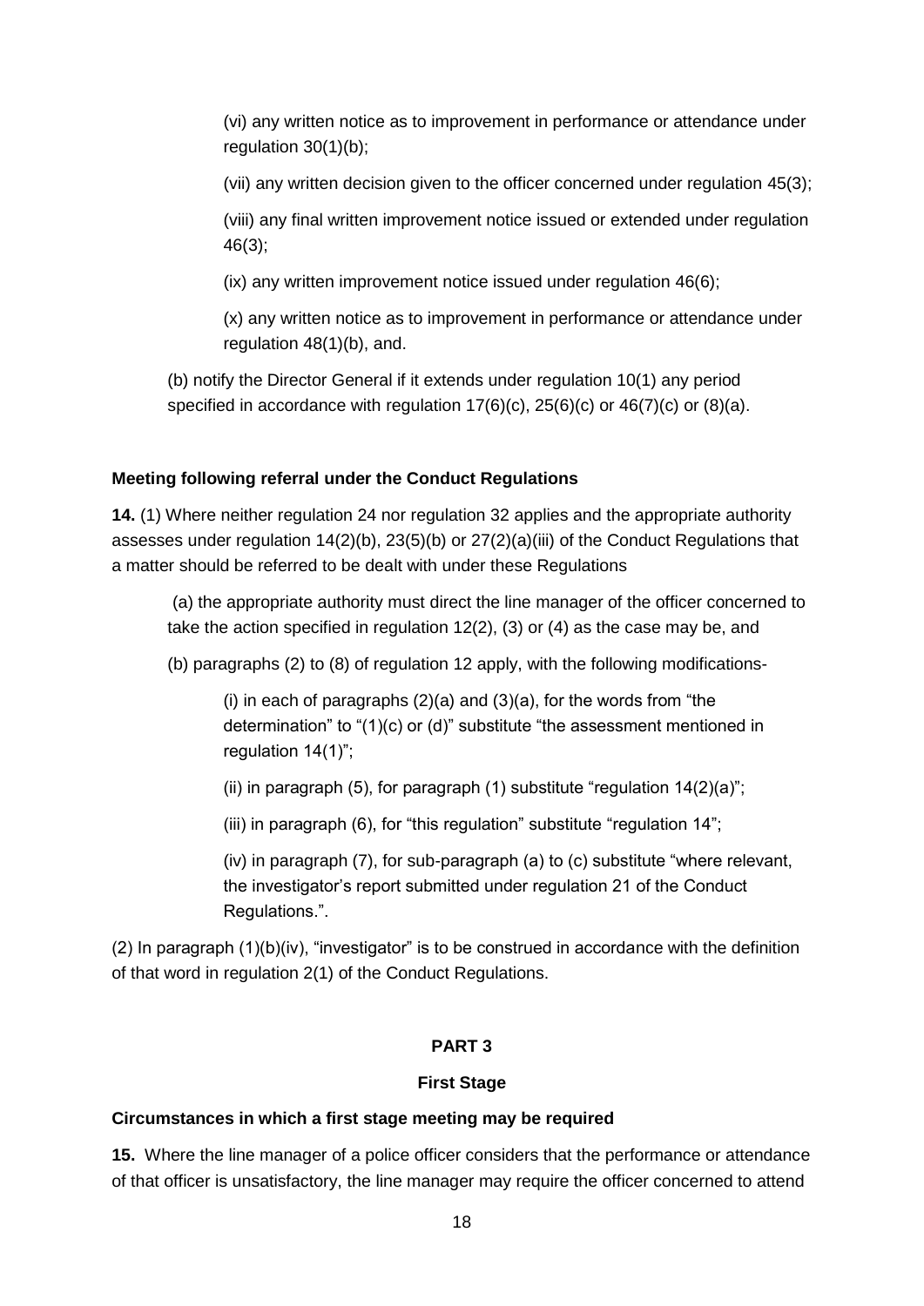(vi) any written notice as to improvement in performance or attendance under regulation 30(1)(b);

(vii) any written decision given to the officer concerned under regulation 45(3);

(viii) any final written improvement notice issued or extended under regulation 46(3);

(ix) any written improvement notice issued under regulation 46(6);

(x) any written notice as to improvement in performance or attendance under regulation 48(1)(b), and.

(b) notify the Director General if it extends under regulation 10(1) any period specified in accordance with regulation 17(6)(c), 25(6)(c) or 46(7)(c) or (8)(a).

**Meeting following referral under the Conduct Regulations**

**14.** (1) Where neither regulation 24 nor regulation 32 applies and the appropriate authority assesses under regulation 14(2)(b), 23(5)(b) or 27(2)(a)(iii) of the Conduct Regulations that a matter should be referred to be dealt with under these Regulations

(a) the appropriate authority must direct the line manager of the officer concerned to take the action specified in regulation 12(2), (3) or (4) as the case may be, and

(b) paragraphs (2) to (8) of regulation 12 apply, with the following modifications-

(i) in each of paragraphs (2)(a) and (3)(a), for the words from "the determination" to "(1)(c) or (d)" substitute "the assessment mentioned in regulation 14(1)";

(ii) in paragraph (5), for paragraph (1) substitute "regulation 14(2)(a)";

(iii) in paragraph (6), for "this regulation" substitute "regulation 14";

(iv) in paragraph (7), for sub-paragraph (a) to (c) substitute "where relevant, the investigator's report submitted under regulation 21 of the Conduct Regulations.".

(2) In paragraph (1)(b)(iv), "investigator" is to be construed in accordance with the definition of that word in regulation 2(1) of the Conduct Regulations.

## PART 3

### First Stage

**Circumstances in which a first stage meeting may be required**

**15.** Where the line manager of a police officer considers that the performance or attendance of that officer is unsatisfactory, the line manager may require the officer concerned to attend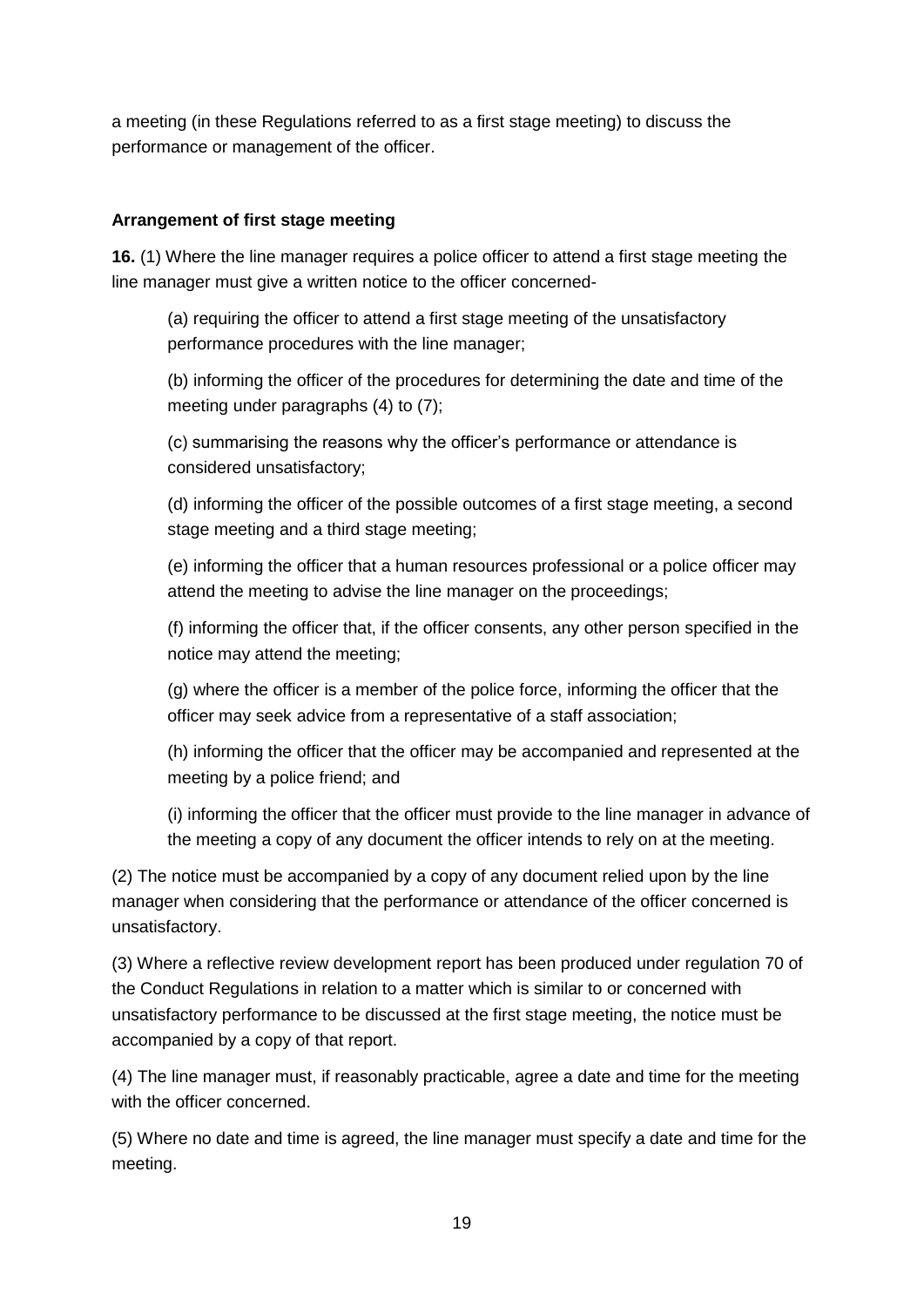a meeting (in these Regulations referred to as a first stage meeting) to discuss the performance or management of the officer.

**Arrangement of first stage meeting**

**16.** (1) Where the line manager requires a police officer to attend a first stage meeting the line manager must give a written notice to the officer concerned-

(a) requiring the officer to attend a first stage meeting of the unsatisfactory performance procedures with the line manager;

(b) informing the officer of the procedures for determining the date and time of the meeting under paragraphs (4) to (7);

(c) summarising the reasons why the officer's performance or attendance is considered unsatisfactory;

(d) informing the officer of the possible outcomes of a first stage meeting, a second stage meeting and a third stage meeting;

(e) informing the officer that a human resources professional or a police officer may attend the meeting to advise the line manager on the proceedings;

(f) informing the officer that, if the officer consents, any other person specified in the notice may attend the meeting;

(g) where the officer is a member of the police force, informing the officer that the officer may seek advice from a representative of a staff association;

(h) informing the officer that the officer may be accompanied and represented at the meeting by a police friend; and

(i) informing the officer that the officer must provide to the line manager in advance of the meeting a copy of any document the officer intends to rely on at the meeting.

(2) The notice must be accompanied by a copy of any document relied upon by the line manager when considering that the performance or attendance of the officer concerned is unsatisfactory.

(3) Where a reflective review development report has been produced under regulation 70 of the Conduct Regulations in relation to a matter which is similar to or concerned with unsatisfactory performance to be discussed at the first stage meeting, the notice must be accompanied by a copy of that report.

(4) The line manager must, if reasonably practicable, agree a date and time for the meeting with the officer concerned.

(5) Where no date and time is agreed, the line manager must specify a date and time for the meeting.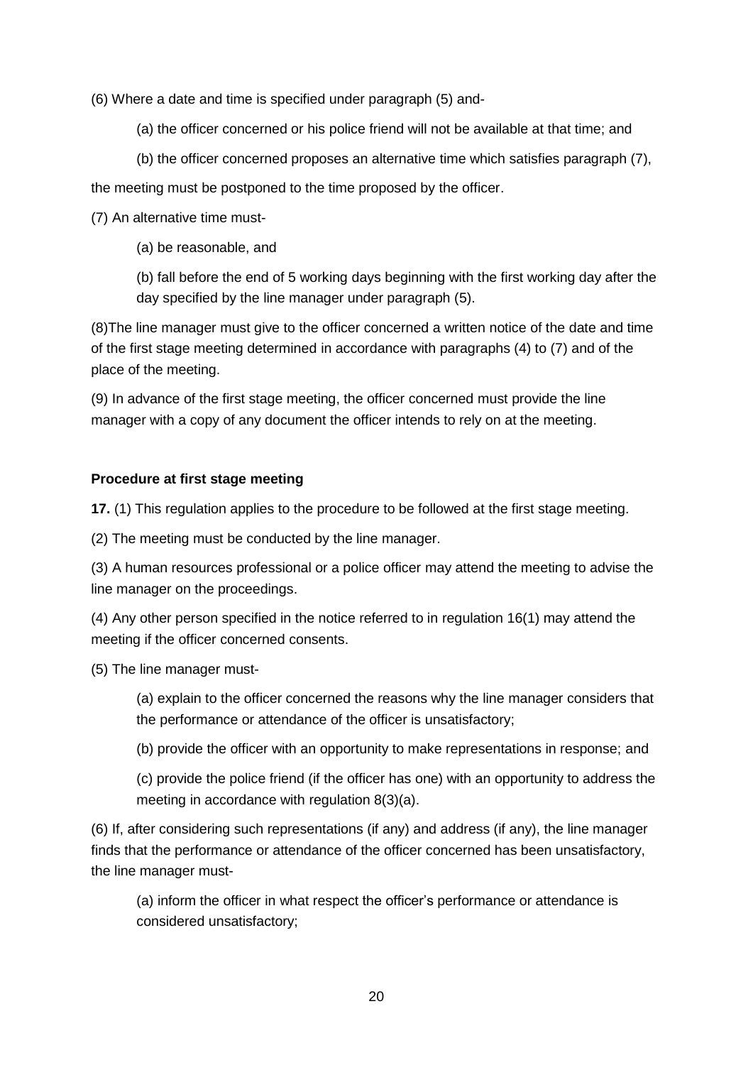(6) Where a date and time is specified under paragraph (5) and-

(a) the officer concerned or his police friend will not be available at that time; and

(b) the officer concerned proposes an alternative time which satisfies paragraph (7),

the meeting must be postponed to the time proposed by the officer.

(7) An alternative time must-

(a) be reasonable, and

(b) fall before the end of 5 working days beginning with the first working day after the day specified by the line manager under paragraph (5).

(8)The line manager must give to the officer concerned a written notice of the date and time of the first stage meeting determined in accordance with paragraphs (4) to (7) and of the place of the meeting.

(9) In advance of the first stage meeting, the officer concerned must provide the line manager with a copy of any document the officer intends to rely on at the meeting.

**Procedure at first stage meeting**

**17.** (1) This regulation applies to the procedure to be followed at the first stage meeting.

(2) The meeting must be conducted by the line manager.

(3) A human resources professional or a police officer may attend the meeting to advise the line manager on the proceedings.

(4) Any other person specified in the notice referred to in regulation 16(1) may attend the meeting if the officer concerned consents.

(5) The line manager must-

(a) explain to the officer concerned the reasons why the line manager considers that the performance or attendance of the officer is unsatisfactory;

(b) provide the officer with an opportunity to make representations in response; and

(c) provide the police friend (if the officer has one) with an opportunity to address the meeting in accordance with regulation 8(3)(a).

(6) If, after considering such representations (if any) and address (if any), the line manager finds that the performance or attendance of the officer concerned has been unsatisfactory, the line manager must-

(a) inform the officer in what respect the officer's performance or attendance is considered unsatisfactory;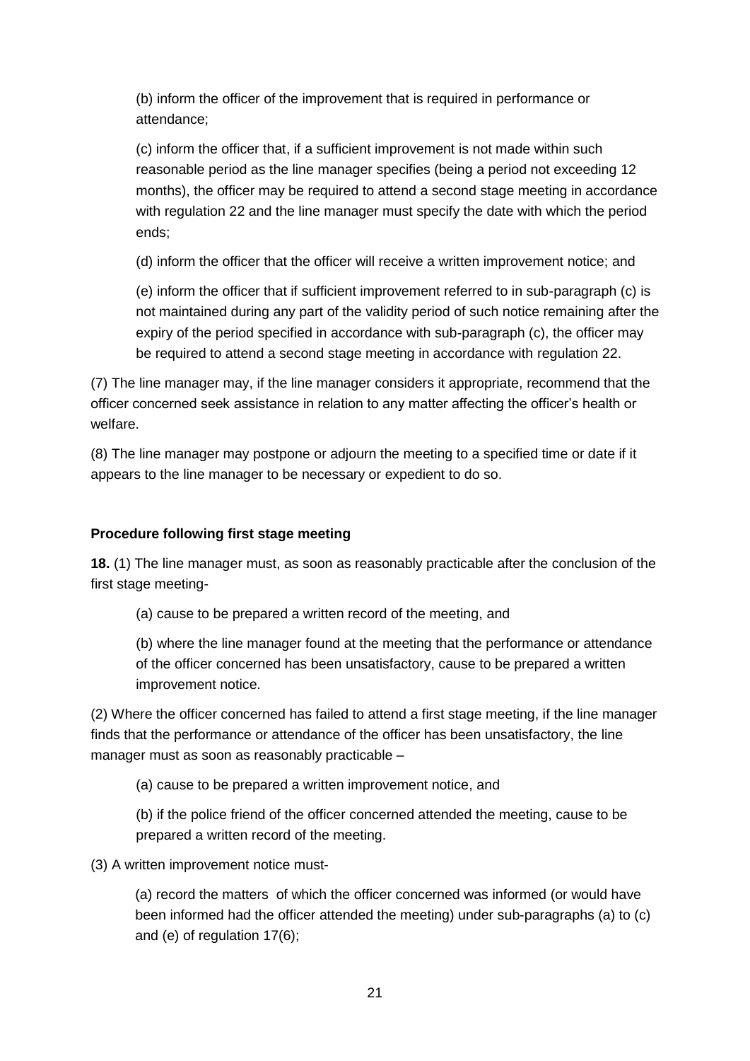(b) inform the officer of the improvement that is required in performance or attendance;

(c) inform the officer that, if a sufficient improvement is not made within such reasonable period as the line manager specifies (being a period not exceeding 12 months), the officer may be required to attend a second stage meeting in accordance with regulation 22 and the line manager must specify the date with which the period ends;

(d) inform the officer that the officer will receive a written improvement notice; and

(e) inform the officer that if sufficient improvement referred to in sub-paragraph (c) is not maintained during any part of the validity period of such notice remaining after the expiry of the period specified in accordance with sub-paragraph (c), the officer may be required to attend a second stage meeting in accordance with regulation 22.

(7) The line manager may, if the line manager considers it appropriate, recommend that the officer concerned seek assistance in relation to any matter affecting the officer's health or welfare.

(8) The line manager may postpone or adjourn the meeting to a specified time or date if it appears to the line manager to be necessary or expedient to do so.

**Procedure following first stage meeting**

**18.** (1) The line manager must, as soon as reasonably practicable after the conclusion of the first stage meeting-

(a) cause to be prepared a written record of the meeting, and

(b) where the line manager found at the meeting that the performance or attendance of the officer concerned has been unsatisfactory, cause to be prepared a written improvement notice.

(2) Where the officer concerned has failed to attend a first stage meeting, if the line manager finds that the performance or attendance of the officer has been unsatisfactory, the line manager must as soon as reasonably practicable –

(a) cause to be prepared a written improvement notice, and

(b) if the police friend of the officer concerned attended the meeting, cause to be prepared a written record of the meeting.

(3) A written improvement notice must-

(a) record the matters of which the officer concerned was informed (or would have been informed had the officer attended the meeting) under sub-paragraphs (a) to (c) and (e) of regulation 17(6);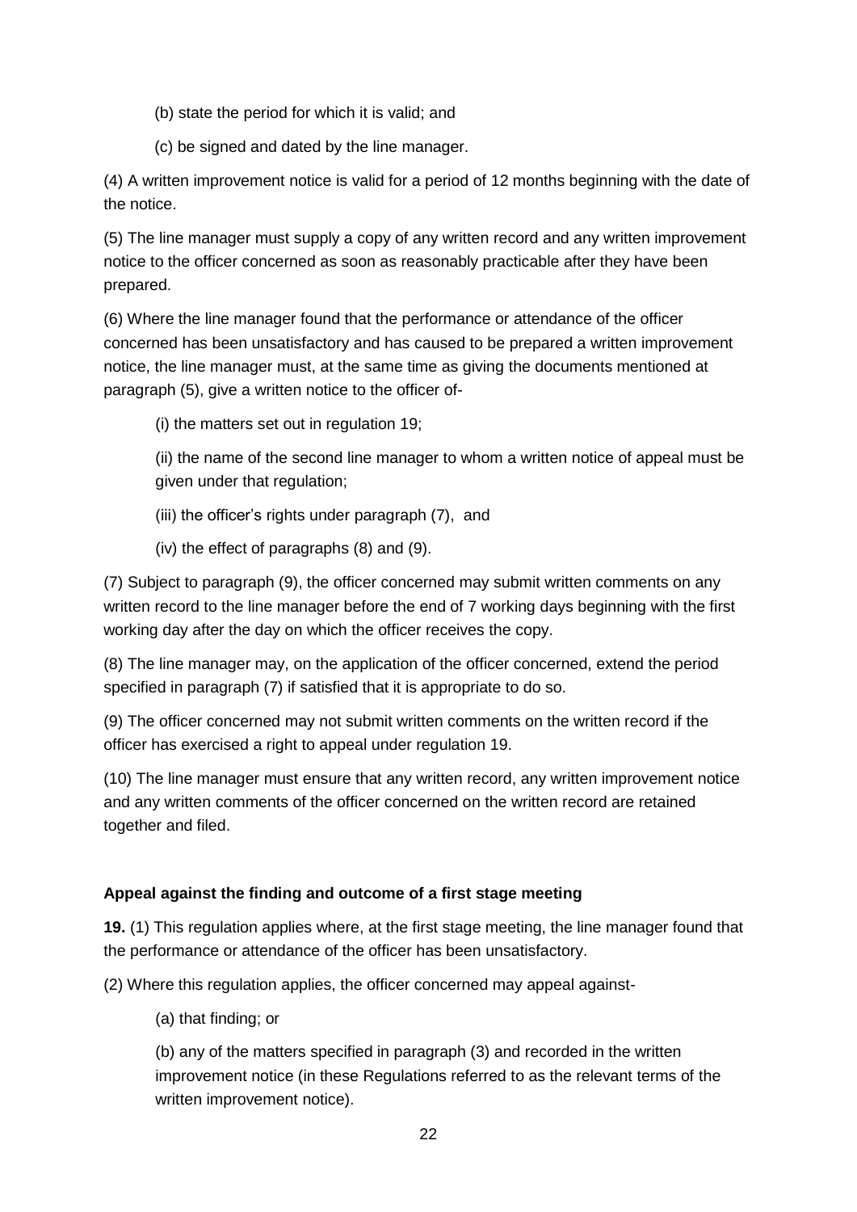(b) state the period for which it is valid; and

(c) be signed and dated by the line manager.

(4) A written improvement notice is valid for a period of 12 months beginning with the date of the notice.

(5) The line manager must supply a copy of any written record and any written improvement notice to the officer concerned as soon as reasonably practicable after they have been prepared.

(6) Where the line manager found that the performance or attendance of the officer concerned has been unsatisfactory and has caused to be prepared a written improvement notice, the line manager must, at the same time as giving the documents mentioned at paragraph (5), give a written notice to the officer of-

(i) the matters set out in regulation 19;

(ii) the name of the second line manager to whom a written notice of appeal must be given under that regulation;

(iii) the officer's rights under paragraph (7), and

(iv) the effect of paragraphs (8) and (9).

(7) Subject to paragraph (9), the officer concerned may submit written comments on any written record to the line manager before the end of 7 working days beginning with the first working day after the day on which the officer receives the copy.

(8) The line manager may, on the application of the officer concerned, extend the period specified in paragraph (7) if satisfied that it is appropriate to do so.

(9) The officer concerned may not submit written comments on the written record if the officer has exercised a right to appeal under regulation 19.

(10) The line manager must ensure that any written record, any written improvement notice and any written comments of the officer concerned on the written record are retained together and filed.

**Appeal against the finding and outcome of a first stage meeting**

**19.** (1) This regulation applies where, at the first stage meeting, the line manager found that the performance or attendance of the officer has been unsatisfactory.

(2) Where this regulation applies, the officer concerned may appeal against-

(a) that finding; or

(b) any of the matters specified in paragraph (3) and recorded in the written improvement notice (in these Regulations referred to as the relevant terms of the written improvement notice).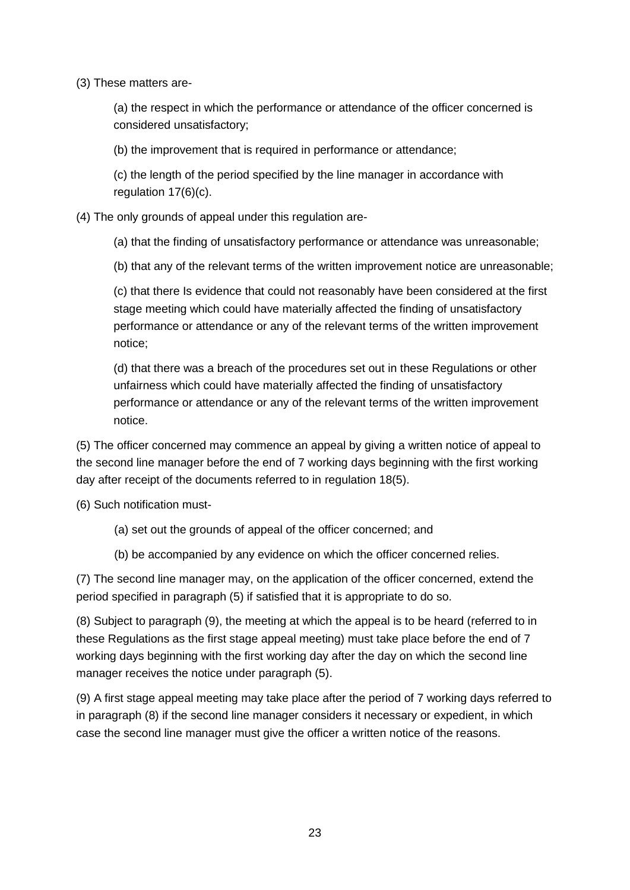(3) These matters are-

(a) the respect in which the performance or attendance of the officer concerned is considered unsatisfactory;

(b) the improvement that is required in performance or attendance;

(c) the length of the period specified by the line manager in accordance with regulation 17(6)(c).

(4) The only grounds of appeal under this regulation are-

(a) that the finding of unsatisfactory performance or attendance was unreasonable;

(b) that any of the relevant terms of the written improvement notice are unreasonable;

(c) that there Is evidence that could not reasonably have been considered at the first stage meeting which could have materially affected the finding of unsatisfactory performance or attendance or any of the relevant terms of the written improvement notice;

(d) that there was a breach of the procedures set out in these Regulations or other unfairness which could have materially affected the finding of unsatisfactory performance or attendance or any of the relevant terms of the written improvement notice.

(5) The officer concerned may commence an appeal by giving a written notice of appeal to the second line manager before the end of 7 working days beginning with the first working day after receipt of the documents referred to in regulation 18(5).

(6) Such notification must-

(a) set out the grounds of appeal of the officer concerned; and

(b) be accompanied by any evidence on which the officer concerned relies.

(7) The second line manager may, on the application of the officer concerned, extend the period specified in paragraph (5) if satisfied that it is appropriate to do so.

(8) Subject to paragraph (9), the meeting at which the appeal is to be heard (referred to in these Regulations as the first stage appeal meeting) must take place before the end of 7 working days beginning with the first working day after the day on which the second line manager receives the notice under paragraph (5).

(9) A first stage appeal meeting may take place after the period of 7 working days referred to in paragraph (8) if the second line manager considers it necessary or expedient, in which case the second line manager must give the officer a written notice of the reasons.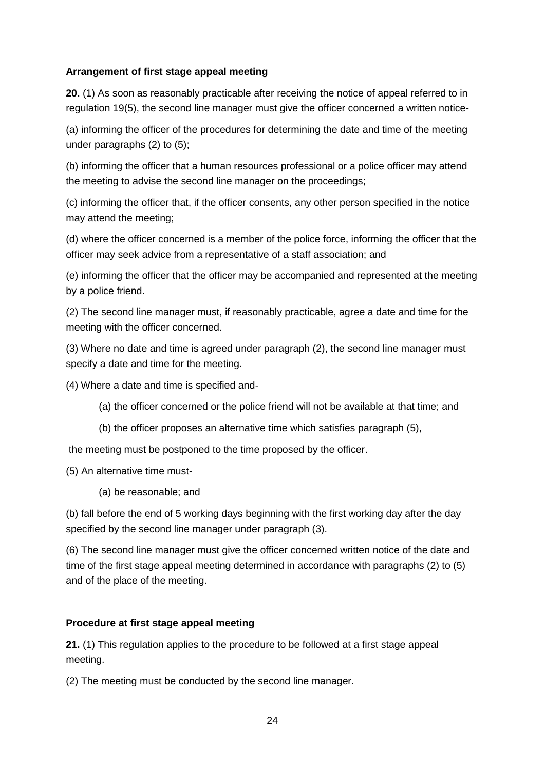**Arrangement of first stage appeal meeting**

**20.** (1) As soon as reasonably practicable after receiving the notice of appeal referred to in regulation 19(5), the second line manager must give the officer concerned a written notice-

(a) informing the officer of the procedures for determining the date and time of the meeting under paragraphs (2) to (5);

(b) informing the officer that a human resources professional or a police officer may attend the meeting to advise the second line manager on the proceedings;

(c) informing the officer that, if the officer consents, any other person specified in the notice may attend the meeting;

(d) where the officer concerned is a member of the police force, informing the officer that the officer may seek advice from a representative of a staff association; and

(e) informing the officer that the officer may be accompanied and represented at the meeting by a police friend.

(2) The second line manager must, if reasonably practicable, agree a date and time for the meeting with the officer concerned.

(3) Where no date and time is agreed under paragraph (2), the second line manager must specify a date and time for the meeting.

(4) Where a date and time is specified and-

(a) the officer concerned or the police friend will not be available at that time; and

(b) the officer proposes an alternative time which satisfies paragraph (5),

the meeting must be postponed to the time proposed by the officer.

(5) An alternative time must-

(a) be reasonable; and

(b) fall before the end of 5 working days beginning with the first working day after the day specified by the second line manager under paragraph (3).

(6) The second line manager must give the officer concerned written notice of the date and time of the first stage appeal meeting determined in accordance with paragraphs (2) to (5) and of the place of the meeting.

**Procedure at first stage appeal meeting**

**21.** (1) This regulation applies to the procedure to be followed at a first stage appeal meeting.

(2) The meeting must be conducted by the second line manager.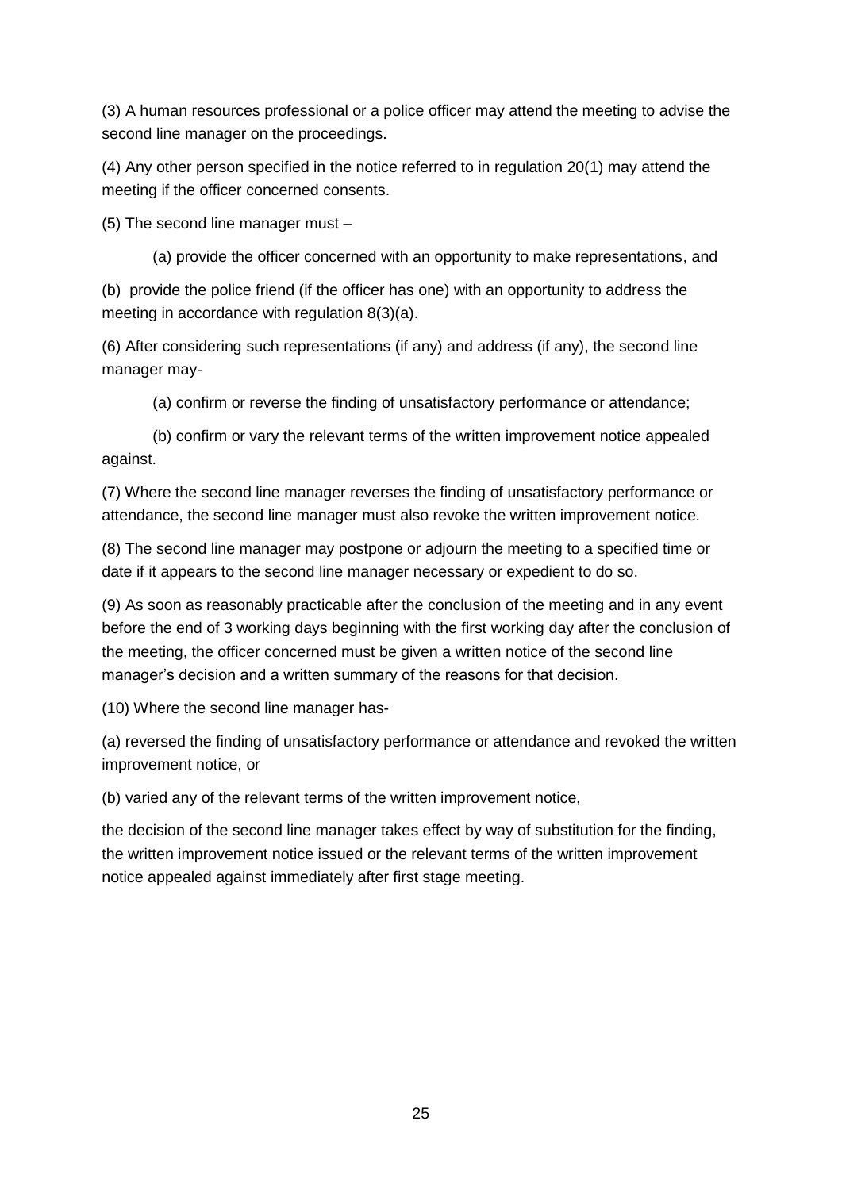(3) A human resources professional or a police officer may attend the meeting to advise the second line manager on the proceedings.

(4) Any other person specified in the notice referred to in regulation 20(1) may attend the meeting if the officer concerned consents.

(5) The second line manager must –

(a) provide the officer concerned with an opportunity to make representations, and

(b) provide the police friend (if the officer has one) with an opportunity to address the meeting in accordance with regulation 8(3)(a).

(6) After considering such representations (if any) and address (if any), the second line manager may-

(a) confirm or reverse the finding of unsatisfactory performance or attendance;

(b) confirm or vary the relevant terms of the written improvement notice appealed against.

(7) Where the second line manager reverses the finding of unsatisfactory performance or attendance, the second line manager must also revoke the written improvement notice.

(8) The second line manager may postpone or adjourn the meeting to a specified time or date if it appears to the second line manager necessary or expedient to do so.

(9) As soon as reasonably practicable after the conclusion of the meeting and in any event before the end of 3 working days beginning with the first working day after the conclusion of the meeting, the officer concerned must be given a written notice of the second line manager's decision and a written summary of the reasons for that decision.

(10) Where the second line manager has-

(a) reversed the finding of unsatisfactory performance or attendance and revoked the written improvement notice, or

(b) varied any of the relevant terms of the written improvement notice,

the decision of the second line manager takes effect by way of substitution for the finding, the written improvement notice issued or the relevant terms of the written improvement notice appealed against immediately after first stage meeting.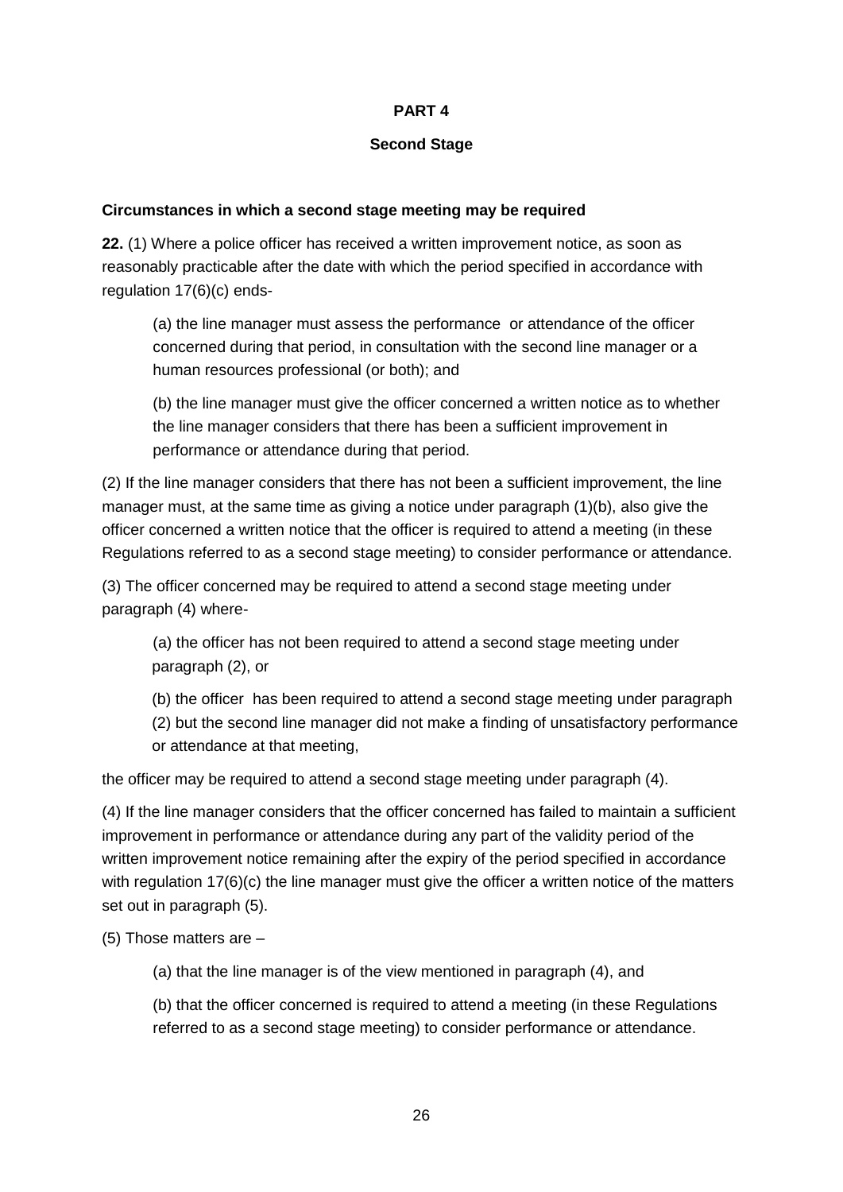# PART 4

## Second Stage

### Circumstances in which a second stage meeting may be required

**22.** (1) Where a police officer has received a written improvement notice, as soon as reasonably practicable after the date with which the period specified in accordance with regulation 17(6)(c) ends-

(a) the line manager must assess the performance or attendance of the officer concerned during that period, in consultation with the second line manager or a human resources professional (or both); and

(b) the line manager must give the officer concerned a written notice as to whether the line manager considers that there has been a sufficient improvement in performance or attendance during that period.

(2) If the line manager considers that there has not been a sufficient improvement, the line manager must, at the same time as giving a notice under paragraph (1)(b), also give the officer concerned a written notice that the officer is required to attend a meeting (in these Regulations referred to as a second stage meeting) to consider performance or attendance.

(3) The officer concerned may be required to attend a second stage meeting under paragraph (4) where-

(a) the officer has not been required to attend a second stage meeting under paragraph (2), or

(b) the officer has been required to attend a second stage meeting under paragraph (2) but the second line manager did not make a finding of unsatisfactory performance or attendance at that meeting,

the officer may be required to attend a second stage meeting under paragraph (4).

(4) If the line manager considers that the officer concerned has failed to maintain a sufficient improvement in performance or attendance during any part of the validity period of the written improvement notice remaining after the expiry of the period specified in accordance with regulation 17(6)(c) the line manager must give the officer a written notice of the matters set out in paragraph (5).

(5) Those matters are –

(a) that the line manager is of the view mentioned in paragraph (4), and

(b) that the officer concerned is required to attend a meeting (in these Regulations referred to as a second stage meeting) to consider performance or attendance.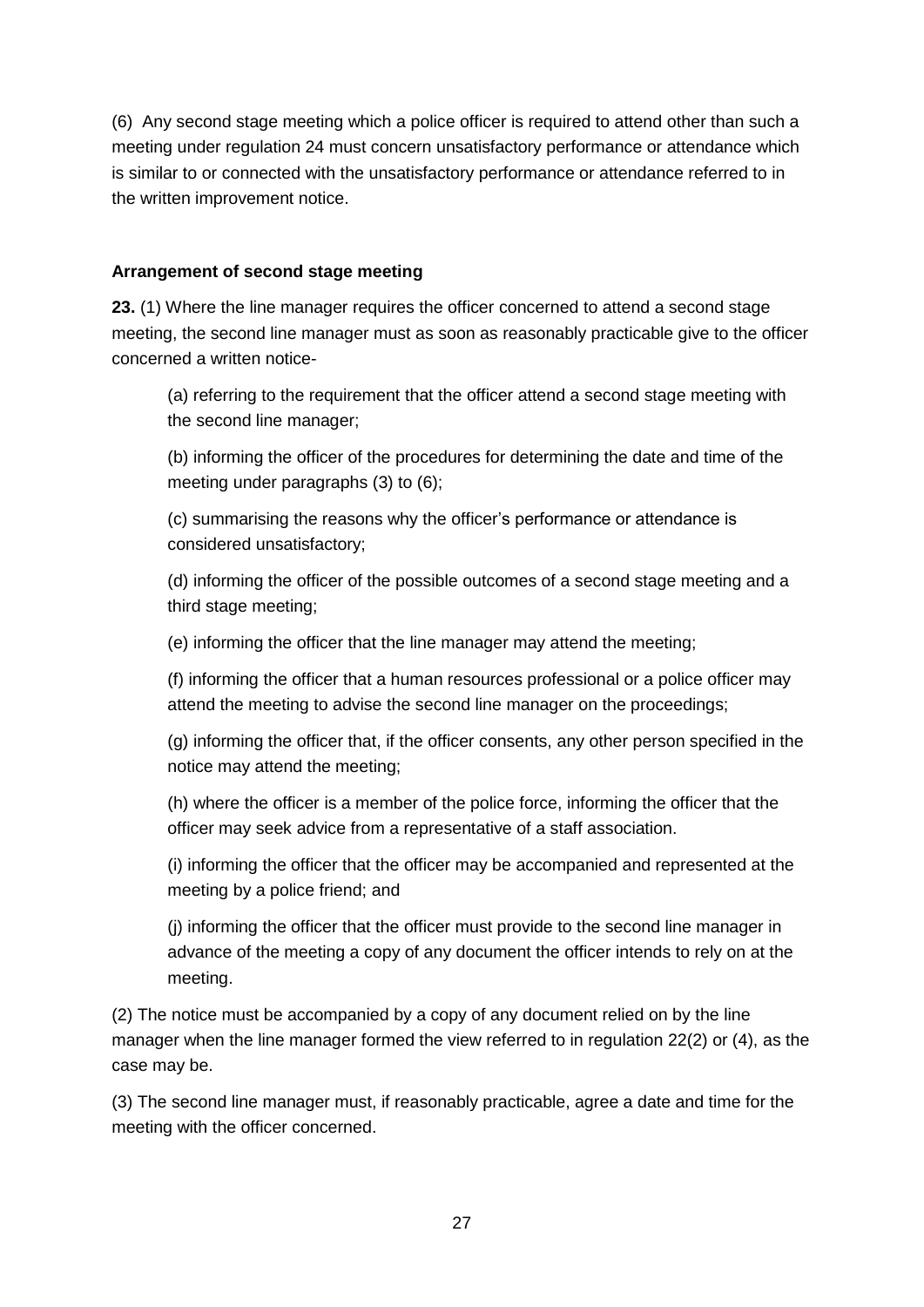(6) Any second stage meeting which a police officer is required to attend other than such a meeting under regulation 24 must concern unsatisfactory performance or attendance which is similar to or connected with the unsatisfactory performance or attendance referred to in the written improvement notice.

**Arrangement of second stage meeting**

**23.** (1) Where the line manager requires the officer concerned to attend a second stage meeting, the second line manager must as soon as reasonably practicable give to the officer concerned a written notice-

> (a) referring to the requirement that the officer attend a second stage meeting with the second line manager;
>
> (b) informing the officer of the procedures for determining the date and time of the meeting under paragraphs (3) to (6);
>
> (c) summarising the reasons why the officer's performance or attendance is considered unsatisfactory;
>
> (d) informing the officer of the possible outcomes of a second stage meeting and a third stage meeting;
>
> (e) informing the officer that the line manager may attend the meeting;
>
> (f) informing the officer that a human resources professional or a police officer may attend the meeting to advise the second line manager on the proceedings;
>
> (g) informing the officer that, if the officer consents, any other person specified in the notice may attend the meeting;
>
> (h) where the officer is a member of the police force, informing the officer that the officer may seek advice from a representative of a staff association.
>
> (i) informing the officer that the officer may be accompanied and represented at the meeting by a police friend; and
>
> (j) informing the officer that the officer must provide to the second line manager in advance of the meeting a copy of any document the officer intends to rely on at the meeting.

(2) The notice must be accompanied by a copy of any document relied on by the line manager when the line manager formed the view referred to in regulation 22(2) or (4), as the case may be.

(3) The second line manager must, if reasonably practicable, agree a date and time for the meeting with the officer concerned.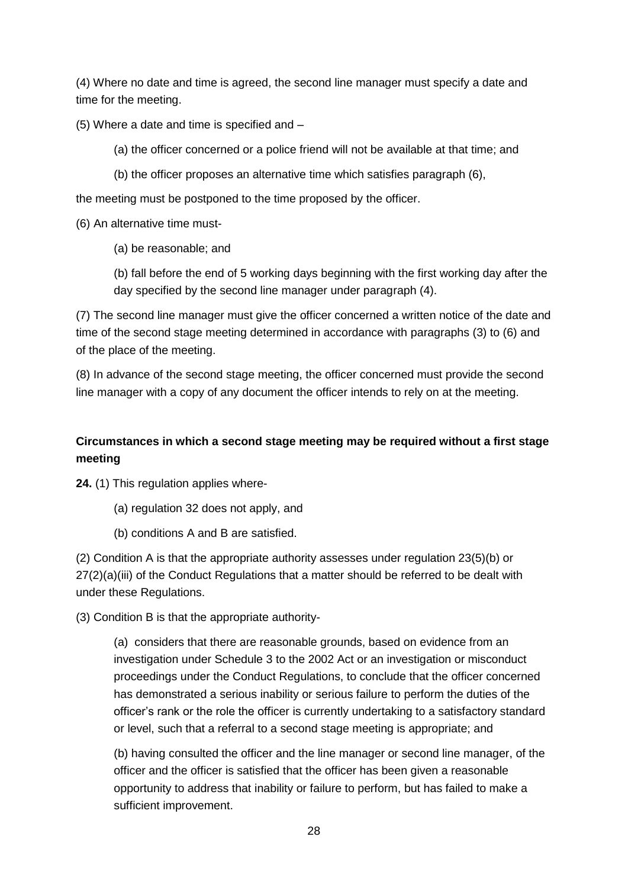(4) Where no date and time is agreed, the second line manager must specify a date and time for the meeting.

(5) Where a date and time is specified and –

(a) the officer concerned or a police friend will not be available at that time; and

(b) the officer proposes an alternative time which satisfies paragraph (6),

the meeting must be postponed to the time proposed by the officer.

(6) An alternative time must-

(a) be reasonable; and

(b) fall before the end of 5 working days beginning with the first working day after the day specified by the second line manager under paragraph (4).

(7) The second line manager must give the officer concerned a written notice of the date and time of the second stage meeting determined in accordance with paragraphs (3) to (6) and of the place of the meeting.

(8) In advance of the second stage meeting, the officer concerned must provide the second line manager with a copy of any document the officer intends to rely on at the meeting.

**Circumstances in which a second stage meeting may be required without a first stage meeting**

**24.** (1) This regulation applies where-

(a) regulation 32 does not apply, and

(b) conditions A and B are satisfied.

(2) Condition A is that the appropriate authority assesses under regulation 23(5)(b) or 27(2)(a)(iii) of the Conduct Regulations that a matter should be referred to be dealt with under these Regulations.

(3) Condition B is that the appropriate authority-

(a) considers that there are reasonable grounds, based on evidence from an investigation under Schedule 3 to the 2002 Act or an investigation or misconduct proceedings under the Conduct Regulations, to conclude that the officer concerned has demonstrated a serious inability or serious failure to perform the duties of the officer's rank or the role the officer is currently undertaking to a satisfactory standard or level, such that a referral to a second stage meeting is appropriate; and

(b) having consulted the officer and the line manager or second line manager, of the officer and the officer is satisfied that the officer has been given a reasonable opportunity to address that inability or failure to perform, but has failed to make a sufficient improvement.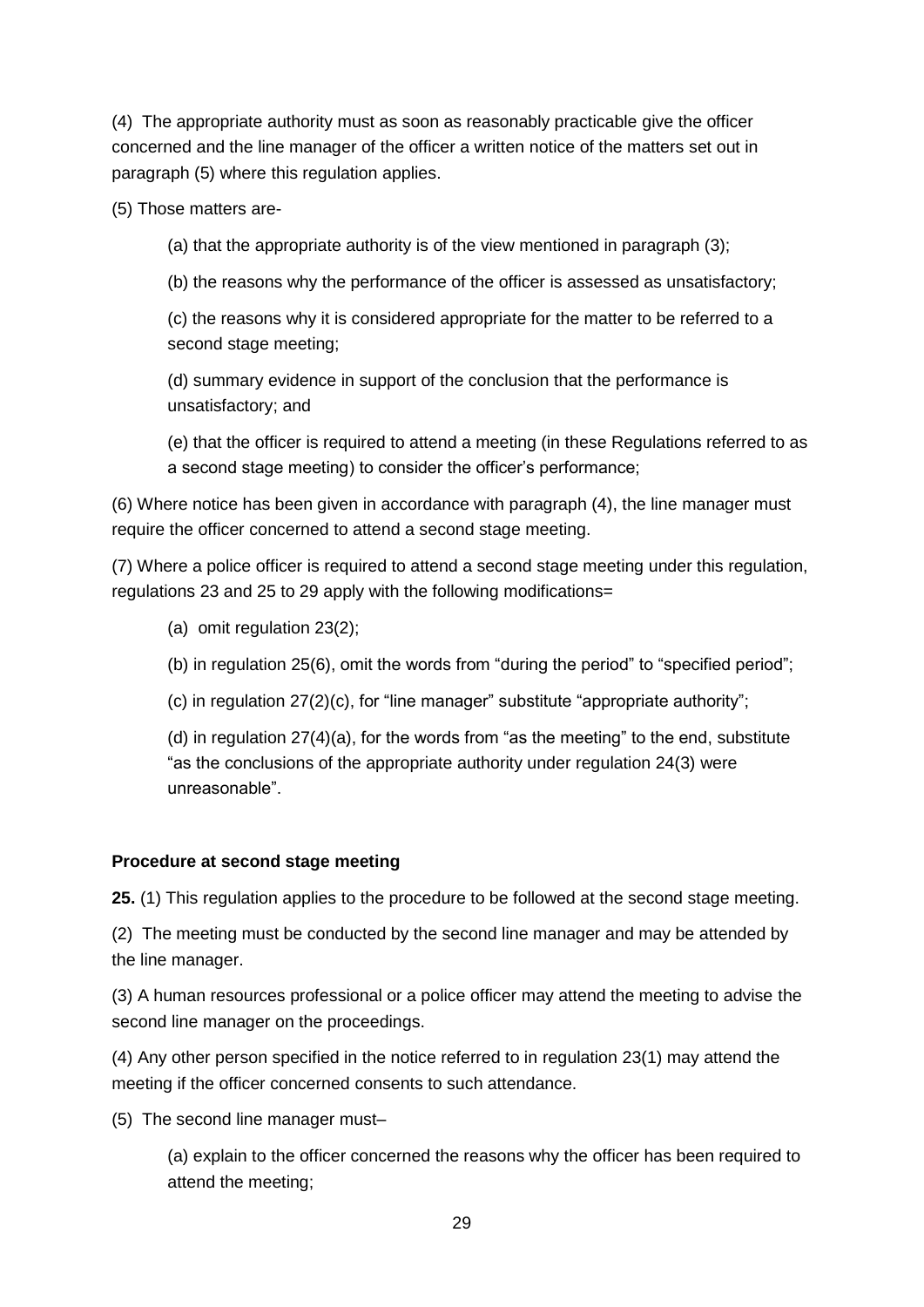(4) The appropriate authority must as soon as reasonably practicable give the officer concerned and the line manager of the officer a written notice of the matters set out in paragraph (5) where this regulation applies.

(5) Those matters are-

(a) that the appropriate authority is of the view mentioned in paragraph (3);

(b) the reasons why the performance of the officer is assessed as unsatisfactory;

(c) the reasons why it is considered appropriate for the matter to be referred to a second stage meeting;

(d) summary evidence in support of the conclusion that the performance is unsatisfactory; and

(e) that the officer is required to attend a meeting (in these Regulations referred to as a second stage meeting) to consider the officer's performance;

(6) Where notice has been given in accordance with paragraph (4), the line manager must require the officer concerned to attend a second stage meeting.

(7) Where a police officer is required to attend a second stage meeting under this regulation, regulations 23 and 25 to 29 apply with the following modifications=

(a) omit regulation 23(2);

(b) in regulation 25(6), omit the words from "during the period" to "specified period";

(c) in regulation 27(2)(c), for "line manager" substitute "appropriate authority";

(d) in regulation 27(4)(a), for the words from "as the meeting" to the end, substitute "as the conclusions of the appropriate authority under regulation 24(3) were unreasonable".

**Procedure at second stage meeting**

**25.** (1) This regulation applies to the procedure to be followed at the second stage meeting.

(2) The meeting must be conducted by the second line manager and may be attended by the line manager.

(3) A human resources professional or a police officer may attend the meeting to advise the second line manager on the proceedings.

(4) Any other person specified in the notice referred to in regulation 23(1) may attend the meeting if the officer concerned consents to such attendance.

(5) The second line manager must–

(a) explain to the officer concerned the reasons why the officer has been required to attend the meeting;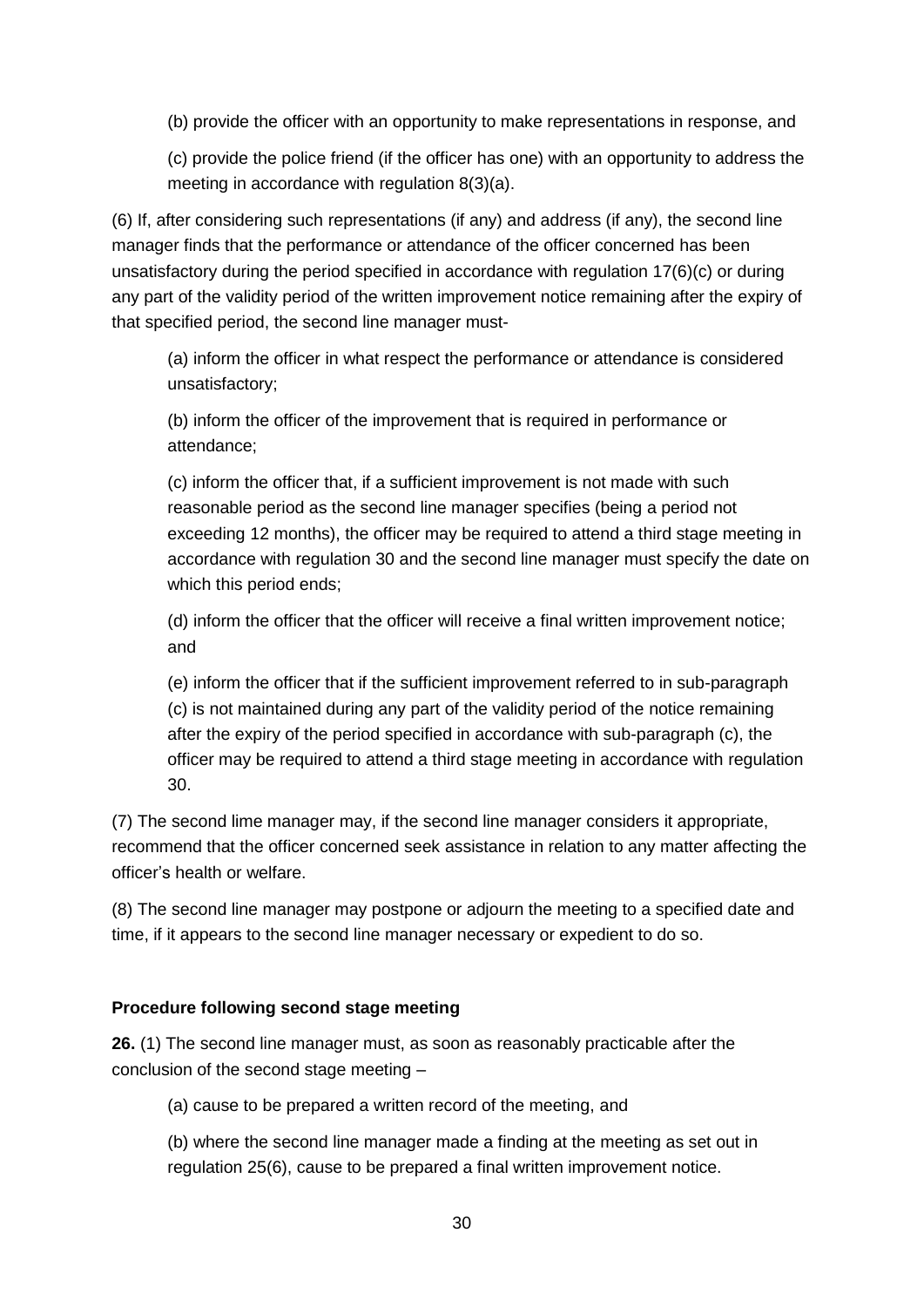(b) provide the officer with an opportunity to make representations in response, and

(c) provide the police friend (if the officer has one) with an opportunity to address the meeting in accordance with regulation 8(3)(a).

(6) If, after considering such representations (if any) and address (if any), the second line manager finds that the performance or attendance of the officer concerned has been unsatisfactory during the period specified in accordance with regulation 17(6)(c) or during any part of the validity period of the written improvement notice remaining after the expiry of that specified period, the second line manager must-

(a) inform the officer in what respect the performance or attendance is considered unsatisfactory;

(b) inform the officer of the improvement that is required in performance or attendance;

(c) inform the officer that, if a sufficient improvement is not made with such reasonable period as the second line manager specifies (being a period not exceeding 12 months), the officer may be required to attend a third stage meeting in accordance with regulation 30 and the second line manager must specify the date on which this period ends;

(d) inform the officer that the officer will receive a final written improvement notice; and

(e) inform the officer that if the sufficient improvement referred to in sub-paragraph (c) is not maintained during any part of the validity period of the notice remaining after the expiry of the period specified in accordance with sub-paragraph (c), the officer may be required to attend a third stage meeting in accordance with regulation 30.

(7) The second lime manager may, if the second line manager considers it appropriate, recommend that the officer concerned seek assistance in relation to any matter affecting the officer's health or welfare.

(8) The second line manager may postpone or adjourn the meeting to a specified date and time, if it appears to the second line manager necessary or expedient to do so.

**Procedure following second stage meeting**

**26.** (1) The second line manager must, as soon as reasonably practicable after the conclusion of the second stage meeting –

(a) cause to be prepared a written record of the meeting, and

(b) where the second line manager made a finding at the meeting as set out in regulation 25(6), cause to be prepared a final written improvement notice.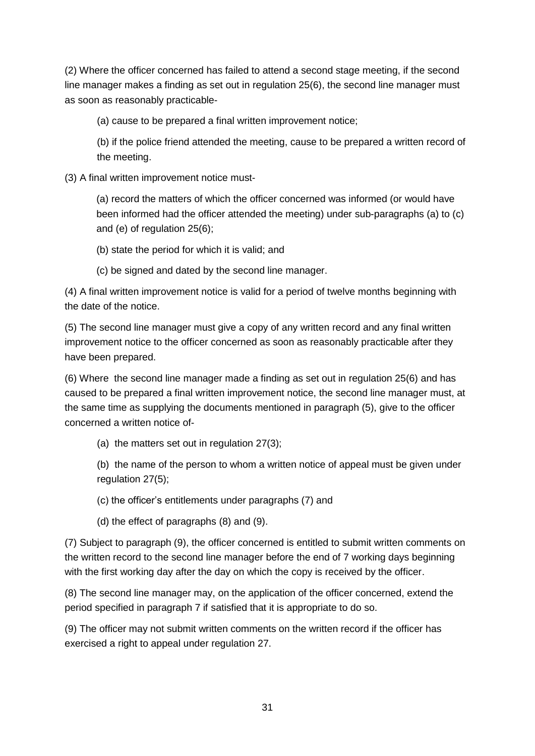(2) Where the officer concerned has failed to attend a second stage meeting, if the second line manager makes a finding as set out in regulation 25(6), the second line manager must as soon as reasonably practicable-

(a) cause to be prepared a final written improvement notice;

(b) if the police friend attended the meeting, cause to be prepared a written record of the meeting.

(3) A final written improvement notice must-

(a) record the matters of which the officer concerned was informed (or would have been informed had the officer attended the meeting) under sub-paragraphs (a) to (c) and (e) of regulation 25(6);

(b) state the period for which it is valid; and

(c) be signed and dated by the second line manager.

(4) A final written improvement notice is valid for a period of twelve months beginning with the date of the notice.

(5) The second line manager must give a copy of any written record and any final written improvement notice to the officer concerned as soon as reasonably practicable after they have been prepared.

(6) Where the second line manager made a finding as set out in regulation 25(6) and has caused to be prepared a final written improvement notice, the second line manager must, at the same time as supplying the documents mentioned in paragraph (5), give to the officer concerned a written notice of-

(a) the matters set out in regulation 27(3);

(b) the name of the person to whom a written notice of appeal must be given under regulation 27(5);

(c) the officer's entitlements under paragraphs (7) and

(d) the effect of paragraphs (8) and (9).

(7) Subject to paragraph (9), the officer concerned is entitled to submit written comments on the written record to the second line manager before the end of 7 working days beginning with the first working day after the day on which the copy is received by the officer.

(8) The second line manager may, on the application of the officer concerned, extend the period specified in paragraph 7 if satisfied that it is appropriate to do so.

(9) The officer may not submit written comments on the written record if the officer has exercised a right to appeal under regulation 27.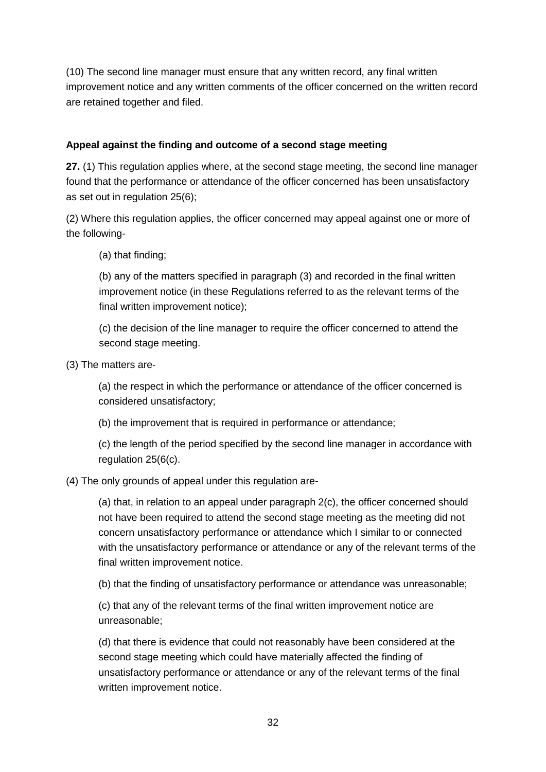(10) The second line manager must ensure that any written record, any final written improvement notice and any written comments of the officer concerned on the written record are retained together and filed.

**Appeal against the finding and outcome of a second stage meeting**

**27.** (1) This regulation applies where, at the second stage meeting, the second line manager found that the performance or attendance of the officer concerned has been unsatisfactory as set out in regulation 25(6);

(2) Where this regulation applies, the officer concerned may appeal against one or more of the following-

(a) that finding;

(b) any of the matters specified in paragraph (3) and recorded in the final written improvement notice (in these Regulations referred to as the relevant terms of the final written improvement notice);

(c) the decision of the line manager to require the officer concerned to attend the second stage meeting.

(3) The matters are-

(a) the respect in which the performance or attendance of the officer concerned is considered unsatisfactory;

(b) the improvement that is required in performance or attendance;

(c) the length of the period specified by the second line manager in accordance with regulation 25(6(c).

(4) The only grounds of appeal under this regulation are-

(a) that, in relation to an appeal under paragraph 2(c), the officer concerned should not have been required to attend the second stage meeting as the meeting did not concern unsatisfactory performance or attendance which I similar to or connected with the unsatisfactory performance or attendance or any of the relevant terms of the final written improvement notice.

(b) that the finding of unsatisfactory performance or attendance was unreasonable;

(c) that any of the relevant terms of the final written improvement notice are unreasonable;

(d) that there is evidence that could not reasonably have been considered at the second stage meeting which could have materially affected the finding of unsatisfactory performance or attendance or any of the relevant terms of the final written improvement notice.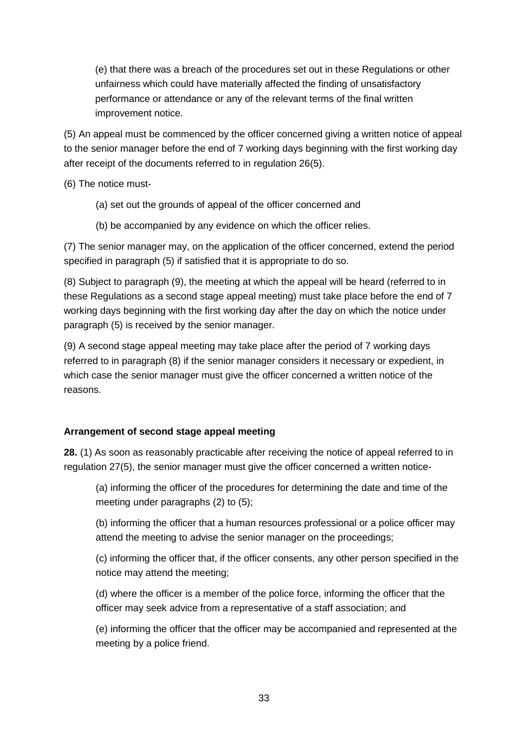(e) that there was a breach of the procedures set out in these Regulations or other unfairness which could have materially affected the finding of unsatisfactory performance or attendance or any of the relevant terms of the final written improvement notice.

(5) An appeal must be commenced by the officer concerned giving a written notice of appeal to the senior manager before the end of 7 working days beginning with the first working day after receipt of the documents referred to in regulation 26(5).

(6) The notice must-

(a) set out the grounds of appeal of the officer concerned and

(b) be accompanied by any evidence on which the officer relies.

(7) The senior manager may, on the application of the officer concerned, extend the period specified in paragraph (5) if satisfied that it is appropriate to do so.

(8) Subject to paragraph (9), the meeting at which the appeal will be heard (referred to in these Regulations as a second stage appeal meeting) must take place before the end of 7 working days beginning with the first working day after the day on which the notice under paragraph (5) is received by the senior manager.

(9) A second stage appeal meeting may take place after the period of 7 working days referred to in paragraph (8) if the senior manager considers it necessary or expedient, in which case the senior manager must give the officer concerned a written notice of the reasons.

**Arrangement of second stage appeal meeting**

**28.** (1) As soon as reasonably practicable after receiving the notice of appeal referred to in regulation 27(5), the senior manager must give the officer concerned a written notice-

(a) informing the officer of the procedures for determining the date and time of the meeting under paragraphs (2) to (5);

(b) informing the officer that a human resources professional or a police officer may attend the meeting to advise the senior manager on the proceedings;

(c) informing the officer that, if the officer consents, any other person specified in the notice may attend the meeting;

(d) where the officer is a member of the police force, informing the officer that the officer may seek advice from a representative of a staff association; and

(e) informing the officer that the officer may be accompanied and represented at the meeting by a police friend.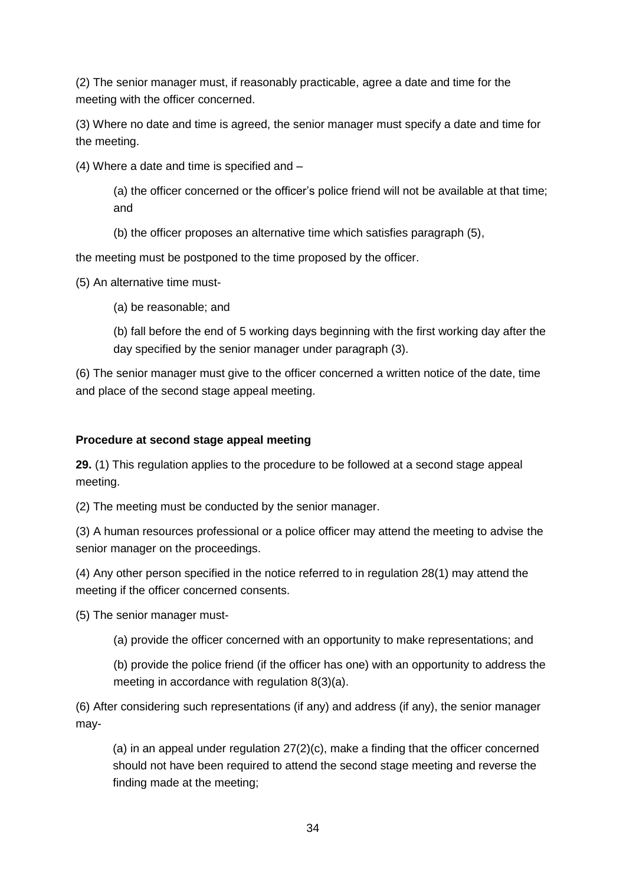(2) The senior manager must, if reasonably practicable, agree a date and time for the meeting with the officer concerned.

(3) Where no date and time is agreed, the senior manager must specify a date and time for the meeting.

(4) Where a date and time is specified and –

> (a) the officer concerned or the officer's police friend will not be available at that time; and
>
> (b) the officer proposes an alternative time which satisfies paragraph (5),

the meeting must be postponed to the time proposed by the officer.

(5) An alternative time must-

> (a) be reasonable; and
>
> (b) fall before the end of 5 working days beginning with the first working day after the day specified by the senior manager under paragraph (3).

(6) The senior manager must give to the officer concerned a written notice of the date, time and place of the second stage appeal meeting.

**Procedure at second stage appeal meeting**

**29.** (1) This regulation applies to the procedure to be followed at a second stage appeal meeting.

(2) The meeting must be conducted by the senior manager.

(3) A human resources professional or a police officer may attend the meeting to advise the senior manager on the proceedings.

(4) Any other person specified in the notice referred to in regulation 28(1) may attend the meeting if the officer concerned consents.

(5) The senior manager must-

> (a) provide the officer concerned with an opportunity to make representations; and
>
> (b) provide the police friend (if the officer has one) with an opportunity to address the meeting in accordance with regulation 8(3)(a).

(6) After considering such representations (if any) and address (if any), the senior manager may-

> (a) in an appeal under regulation 27(2)(c), make a finding that the officer concerned should not have been required to attend the second stage meeting and reverse the finding made at the meeting;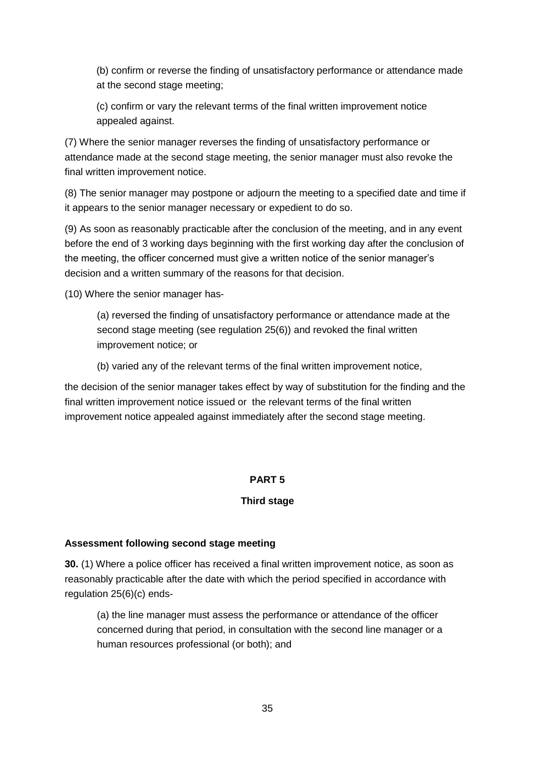(b) confirm or reverse the finding of unsatisfactory performance or attendance made at the second stage meeting;

(c) confirm or vary the relevant terms of the final written improvement notice appealed against.

(7) Where the senior manager reverses the finding of unsatisfactory performance or attendance made at the second stage meeting, the senior manager must also revoke the final written improvement notice.

(8) The senior manager may postpone or adjourn the meeting to a specified date and time if it appears to the senior manager necessary or expedient to do so.

(9) As soon as reasonably practicable after the conclusion of the meeting, and in any event before the end of 3 working days beginning with the first working day after the conclusion of the meeting, the officer concerned must give a written notice of the senior manager's decision and a written summary of the reasons for that decision.

(10) Where the senior manager has-

(a) reversed the finding of unsatisfactory performance or attendance made at the second stage meeting (see regulation 25(6)) and revoked the final written improvement notice; or

(b) varied any of the relevant terms of the final written improvement notice,

the decision of the senior manager takes effect by way of substitution for the finding and the final written improvement notice issued or the relevant terms of the final written improvement notice appealed against immediately after the second stage meeting.

## PART 5

### Third stage

**Assessment following second stage meeting**

**30.** (1) Where a police officer has received a final written improvement notice, as soon as reasonably practicable after the date with which the period specified in accordance with regulation 25(6)(c) ends-

(a) the line manager must assess the performance or attendance of the officer concerned during that period, in consultation with the second line manager or a human resources professional (or both); and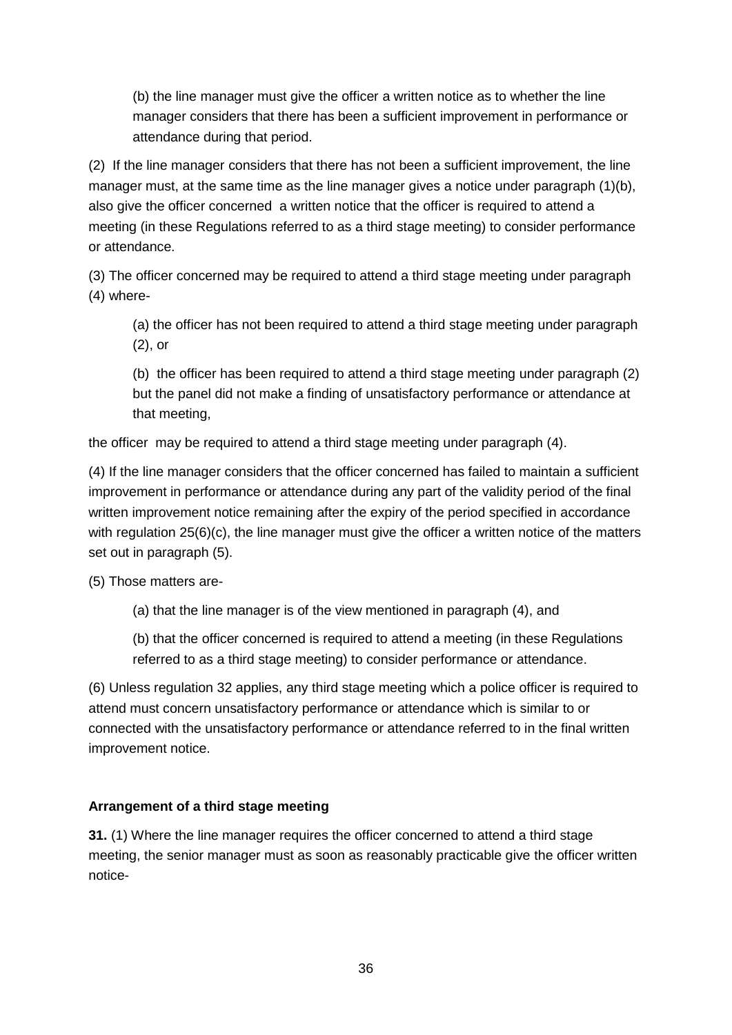(b) the line manager must give the officer a written notice as to whether the line manager considers that there has been a sufficient improvement in performance or attendance during that period.

(2) If the line manager considers that there has not been a sufficient improvement, the line manager must, at the same time as the line manager gives a notice under paragraph (1)(b), also give the officer concerned a written notice that the officer is required to attend a meeting (in these Regulations referred to as a third stage meeting) to consider performance or attendance.

(3) The officer concerned may be required to attend a third stage meeting under paragraph (4) where-

(a) the officer has not been required to attend a third stage meeting under paragraph (2), or

(b) the officer has been required to attend a third stage meeting under paragraph (2) but the panel did not make a finding of unsatisfactory performance or attendance at that meeting,

the officer may be required to attend a third stage meeting under paragraph (4).

(4) If the line manager considers that the officer concerned has failed to maintain a sufficient improvement in performance or attendance during any part of the validity period of the final written improvement notice remaining after the expiry of the period specified in accordance with regulation 25(6)(c), the line manager must give the officer a written notice of the matters set out in paragraph (5).

(5) Those matters are-

(a) that the line manager is of the view mentioned in paragraph (4), and

(b) that the officer concerned is required to attend a meeting (in these Regulations referred to as a third stage meeting) to consider performance or attendance.

(6) Unless regulation 32 applies, any third stage meeting which a police officer is required to attend must concern unsatisfactory performance or attendance which is similar to or connected with the unsatisfactory performance or attendance referred to in the final written improvement notice.

**Arrangement of a third stage meeting**

**31.** (1) Where the line manager requires the officer concerned to attend a third stage meeting, the senior manager must as soon as reasonably practicable give the officer written notice-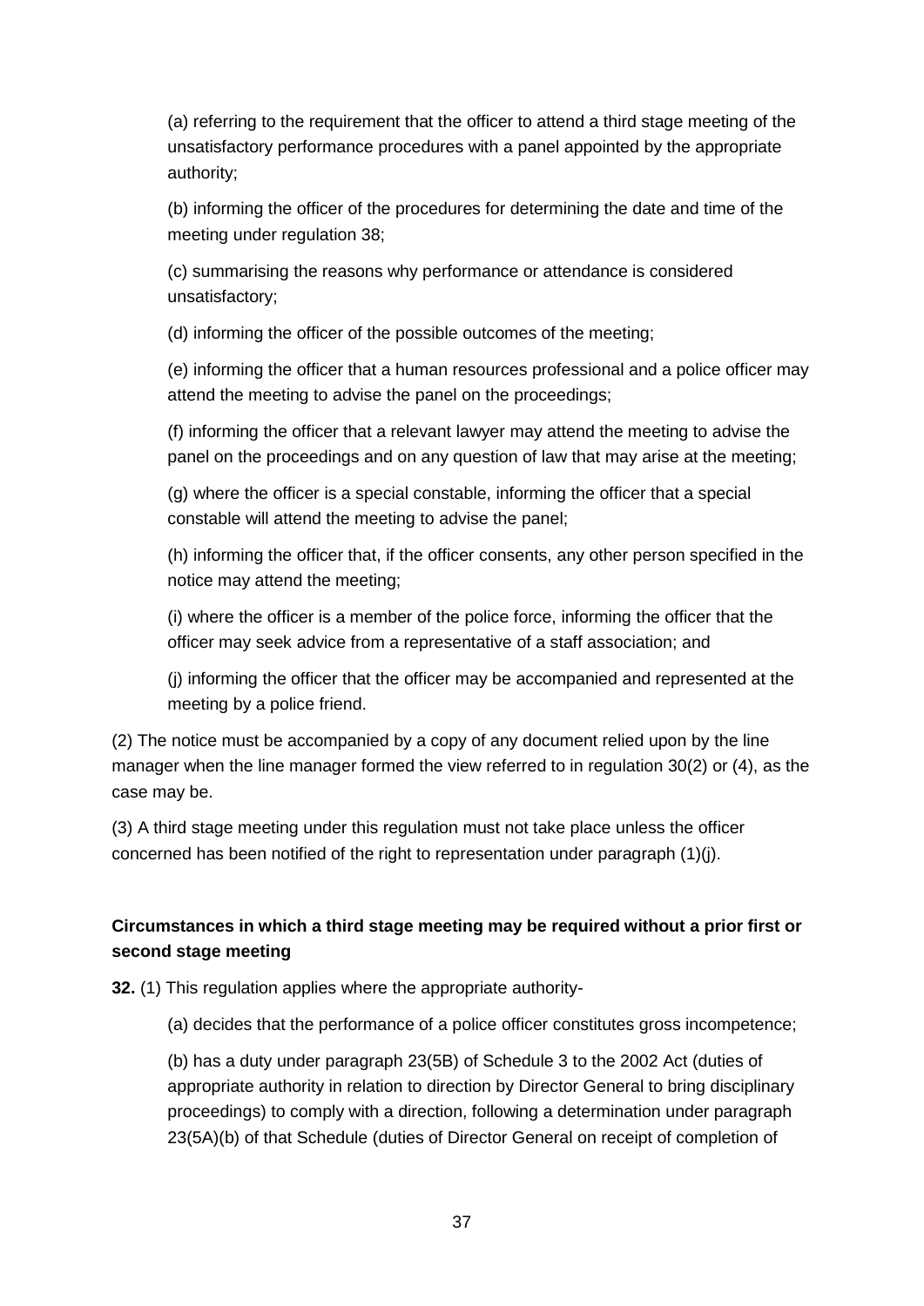(a) referring to the requirement that the officer to attend a third stage meeting of the unsatisfactory performance procedures with a panel appointed by the appropriate authority;

(b) informing the officer of the procedures for determining the date and time of the meeting under regulation 38;

(c) summarising the reasons why performance or attendance is considered unsatisfactory;

(d) informing the officer of the possible outcomes of the meeting;

(e) informing the officer that a human resources professional and a police officer may attend the meeting to advise the panel on the proceedings;

(f) informing the officer that a relevant lawyer may attend the meeting to advise the panel on the proceedings and on any question of law that may arise at the meeting;

(g) where the officer is a special constable, informing the officer that a special constable will attend the meeting to advise the panel;

(h) informing the officer that, if the officer consents, any other person specified in the notice may attend the meeting;

(i) where the officer is a member of the police force, informing the officer that the officer may seek advice from a representative of a staff association; and

(j) informing the officer that the officer may be accompanied and represented at the meeting by a police friend.

(2) The notice must be accompanied by a copy of any document relied upon by the line manager when the line manager formed the view referred to in regulation 30(2) or (4), as the case may be.

(3) A third stage meeting under this regulation must not take place unless the officer concerned has been notified of the right to representation under paragraph (1)(j).

**Circumstances in which a third stage meeting may be required without a prior first or second stage meeting**

**32.** (1) This regulation applies where the appropriate authority-

(a) decides that the performance of a police officer constitutes gross incompetence;

(b) has a duty under paragraph 23(5B) of Schedule 3 to the 2002 Act (duties of appropriate authority in relation to direction by Director General to bring disciplinary proceedings) to comply with a direction, following a determination under paragraph 23(5A)(b) of that Schedule (duties of Director General on receipt of completion of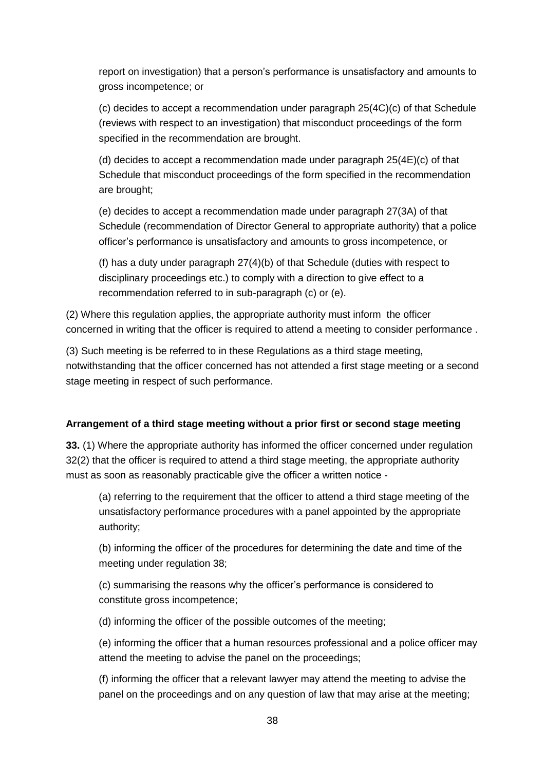report on investigation) that a person’s performance is unsatisfactory and amounts to gross incompetence; or

(c) decides to accept a recommendation under paragraph 25(4C)(c) of that Schedule (reviews with respect to an investigation) that misconduct proceedings of the form specified in the recommendation are brought.

(d) decides to accept a recommendation made under paragraph 25(4E)(c) of that Schedule that misconduct proceedings of the form specified in the recommendation are brought;

(e) decides to accept a recommendation made under paragraph 27(3A) of that Schedule (recommendation of Director General to appropriate authority) that a police officer’s performance is unsatisfactory and amounts to gross incompetence, or

(f) has a duty under paragraph 27(4)(b) of that Schedule (duties with respect to disciplinary proceedings etc.) to comply with a direction to give effect to a recommendation referred to in sub-paragraph (c) or (e).

(2) Where this regulation applies, the appropriate authority must inform the officer concerned in writing that the officer is required to attend a meeting to consider performance .

(3) Such meeting is be referred to in these Regulations as a third stage meeting, notwithstanding that the officer concerned has not attended a first stage meeting or a second stage meeting in respect of such performance.

**Arrangement of a third stage meeting without a prior first or second stage meeting**

**33.** (1) Where the appropriate authority has informed the officer concerned under regulation 32(2) that the officer is required to attend a third stage meeting, the appropriate authority must as soon as reasonably practicable give the officer a written notice -

(a) referring to the requirement that the officer to attend a third stage meeting of the unsatisfactory performance procedures with a panel appointed by the appropriate authority;

(b) informing the officer of the procedures for determining the date and time of the meeting under regulation 38;

(c) summarising the reasons why the officer’s performance is considered to constitute gross incompetence;

(d) informing the officer of the possible outcomes of the meeting;

(e) informing the officer that a human resources professional and a police officer may attend the meeting to advise the panel on the proceedings;

(f) informing the officer that a relevant lawyer may attend the meeting to advise the panel on the proceedings and on any question of law that may arise at the meeting;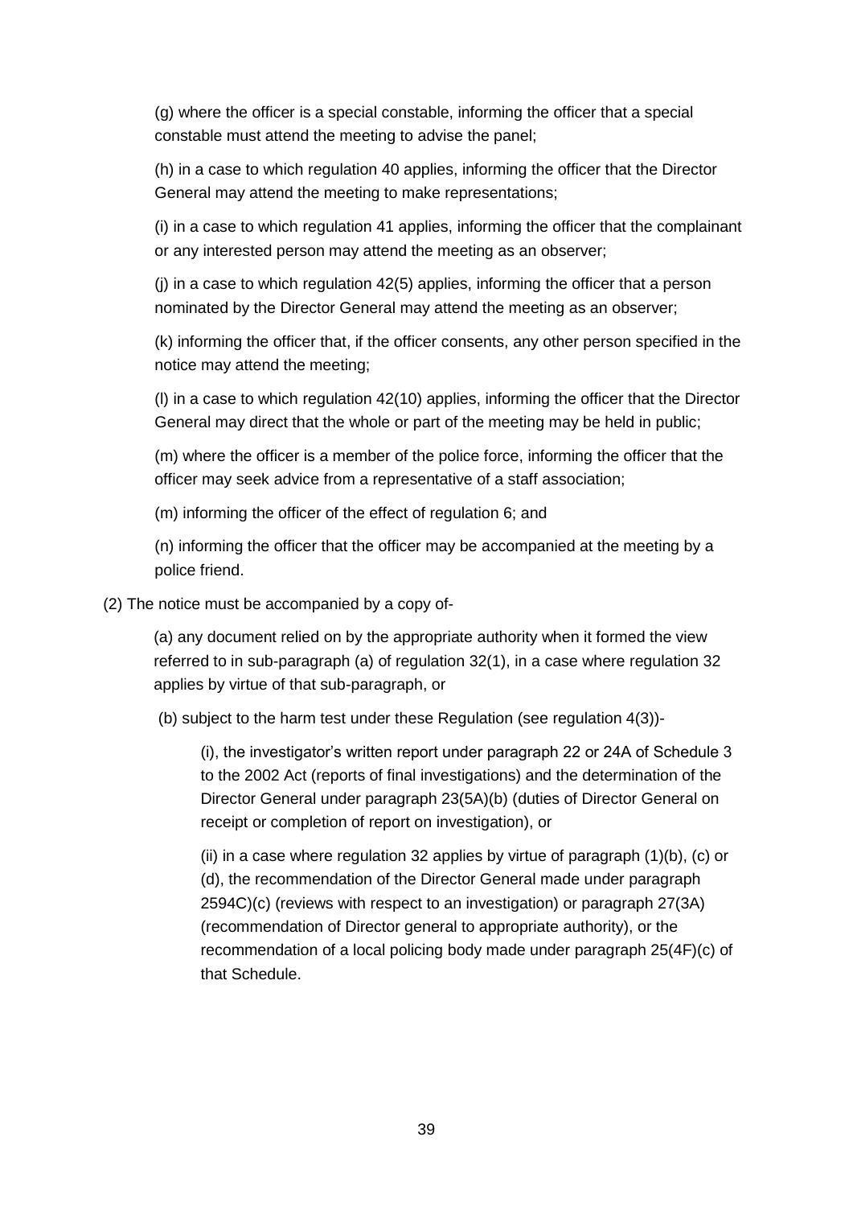(g) where the officer is a special constable, informing the officer that a special constable must attend the meeting to advise the panel;

(h) in a case to which regulation 40 applies, informing the officer that the Director General may attend the meeting to make representations;

(i) in a case to which regulation 41 applies, informing the officer that the complainant or any interested person may attend the meeting as an observer;

(j) in a case to which regulation 42(5) applies, informing the officer that a person nominated by the Director General may attend the meeting as an observer;

(k) informing the officer that, if the officer consents, any other person specified in the notice may attend the meeting;

(l) in a case to which regulation 42(10) applies, informing the officer that the Director General may direct that the whole or part of the meeting may be held in public;

(m) where the officer is a member of the police force, informing the officer that the officer may seek advice from a representative of a staff association;

(m) informing the officer of the effect of regulation 6; and

(n) informing the officer that the officer may be accompanied at the meeting by a police friend.

(2) The notice must be accompanied by a copy of-

(a) any document relied on by the appropriate authority when it formed the view referred to in sub-paragraph (a) of regulation 32(1), in a case where regulation 32 applies by virtue of that sub-paragraph, or

(b) subject to the harm test under these Regulation (see regulation 4(3))-

(i), the investigator's written report under paragraph 22 or 24A of Schedule 3 to the 2002 Act (reports of final investigations) and the determination of the Director General under paragraph 23(5A)(b) (duties of Director General on receipt or completion of report on investigation), or

(ii) in a case where regulation 32 applies by virtue of paragraph (1)(b), (c) or (d), the recommendation of the Director General made under paragraph 2594C)(c) (reviews with respect to an investigation) or paragraph 27(3A) (recommendation of Director general to appropriate authority), or the recommendation of a local policing body made under paragraph 25(4F)(c) of that Schedule.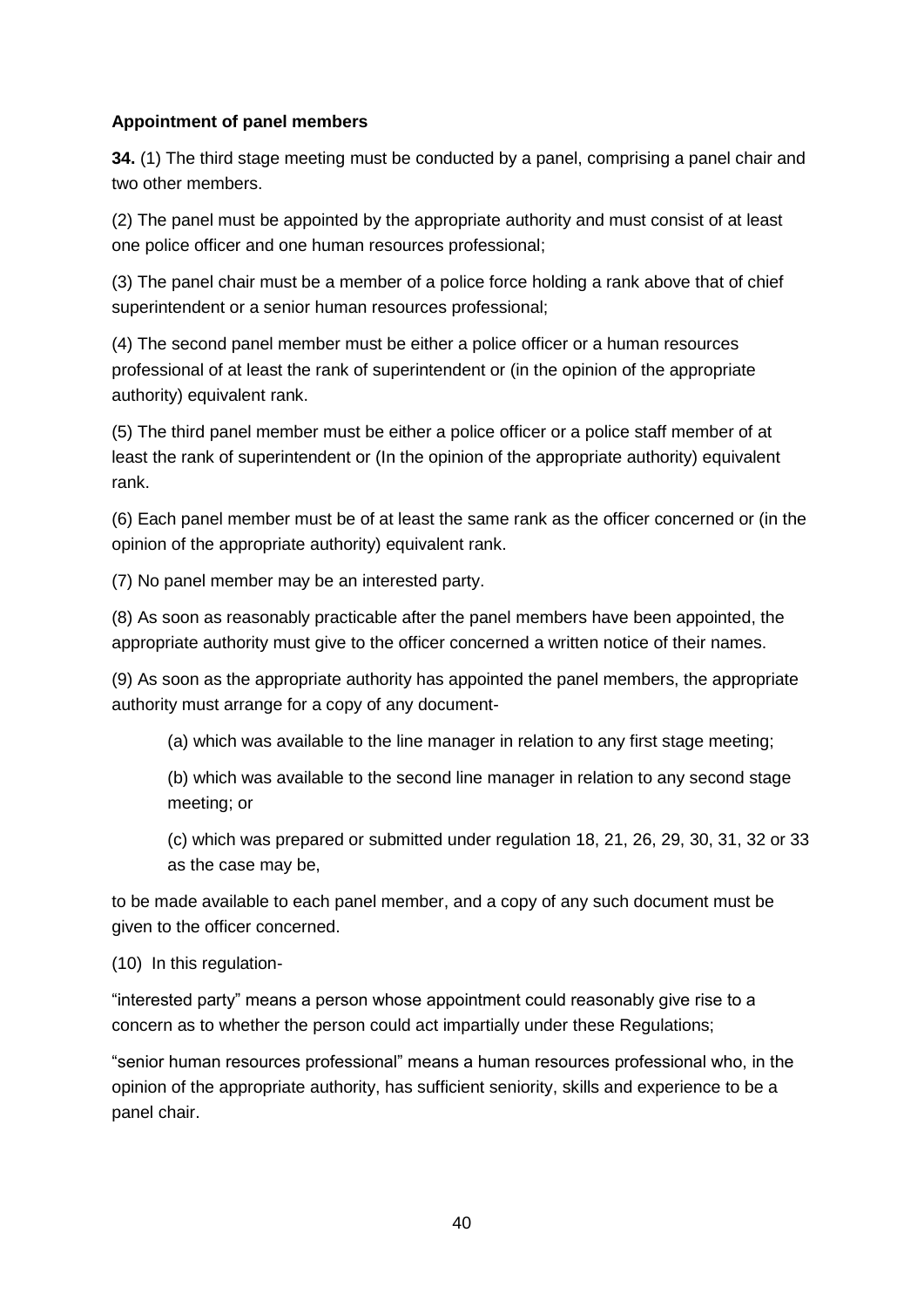**Appointment of panel members**

**34.** (1) The third stage meeting must be conducted by a panel, comprising a panel chair and two other members.

(2) The panel must be appointed by the appropriate authority and must consist of at least one police officer and one human resources professional;

(3) The panel chair must be a member of a police force holding a rank above that of chief superintendent or a senior human resources professional;

(4) The second panel member must be either a police officer or a human resources professional of at least the rank of superintendent or (in the opinion of the appropriate authority) equivalent rank.

(5) The third panel member must be either a police officer or a police staff member of at least the rank of superintendent or (In the opinion of the appropriate authority) equivalent rank.

(6) Each panel member must be of at least the same rank as the officer concerned or (in the opinion of the appropriate authority) equivalent rank.

(7) No panel member may be an interested party.

(8) As soon as reasonably practicable after the panel members have been appointed, the appropriate authority must give to the officer concerned a written notice of their names.

(9) As soon as the appropriate authority has appointed the panel members, the appropriate authority must arrange for a copy of any document-

> (a) which was available to the line manager in relation to any first stage meeting;
>
> (b) which was available to the second line manager in relation to any second stage meeting; or
>
> (c) which was prepared or submitted under regulation 18, 21, 26, 29, 30, 31, 32 or 33 as the case may be,

to be made available to each panel member, and a copy of any such document must be given to the officer concerned.

(10) In this regulation-

"interested party" means a person whose appointment could reasonably give rise to a concern as to whether the person could act impartially under these Regulations;

"senior human resources professional" means a human resources professional who, in the opinion of the appropriate authority, has sufficient seniority, skills and experience to be a panel chair.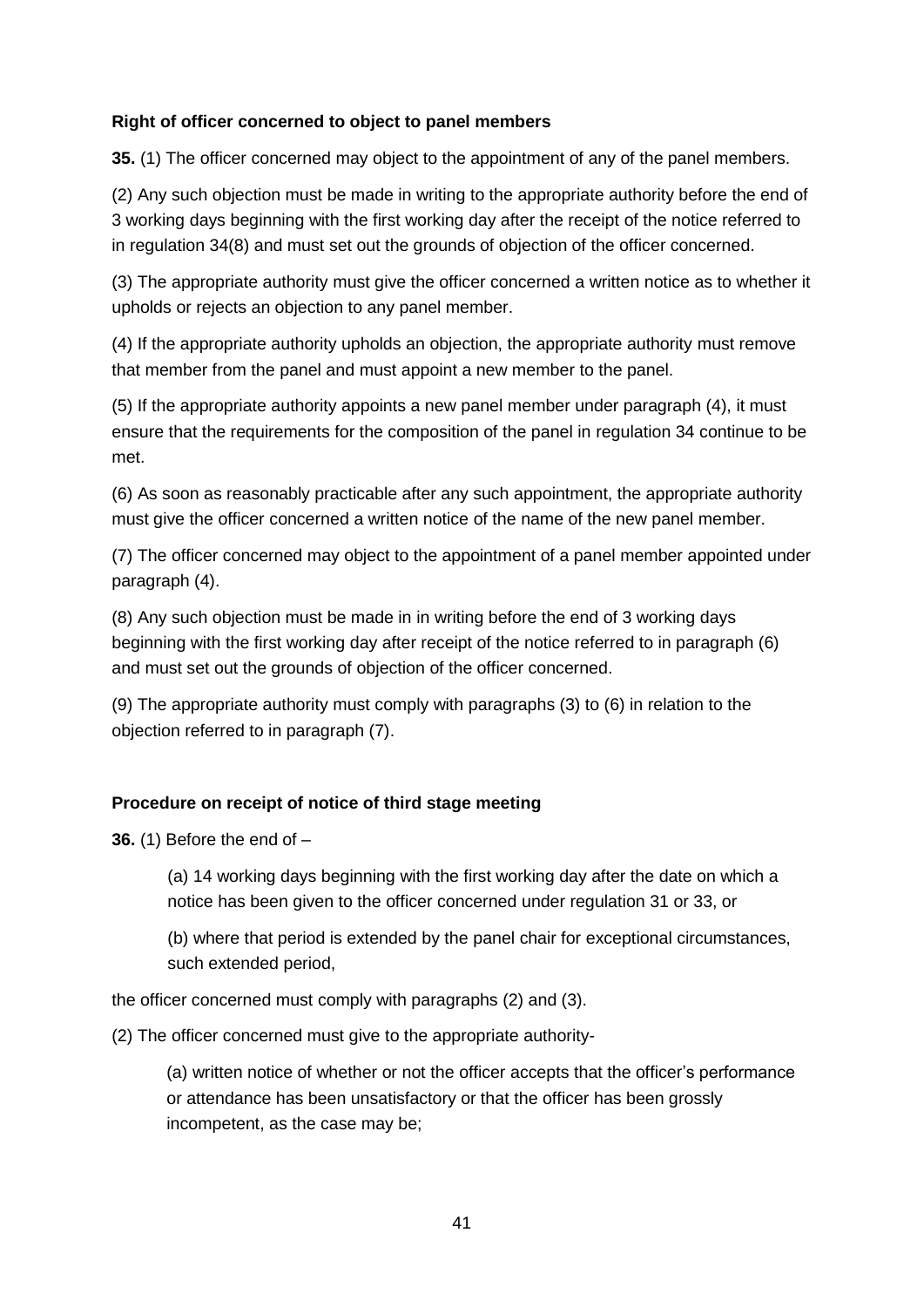**Right of officer concerned to object to panel members**

**35.** (1) The officer concerned may object to the appointment of any of the panel members.

(2) Any such objection must be made in writing to the appropriate authority before the end of 3 working days beginning with the first working day after the receipt of the notice referred to in regulation 34(8) and must set out the grounds of objection of the officer concerned.

(3) The appropriate authority must give the officer concerned a written notice as to whether it upholds or rejects an objection to any panel member.

(4) If the appropriate authority upholds an objection, the appropriate authority must remove that member from the panel and must appoint a new member to the panel.

(5) If the appropriate authority appoints a new panel member under paragraph (4), it must ensure that the requirements for the composition of the panel in regulation 34 continue to be met.

(6) As soon as reasonably practicable after any such appointment, the appropriate authority must give the officer concerned a written notice of the name of the new panel member.

(7) The officer concerned may object to the appointment of a panel member appointed under paragraph (4).

(8) Any such objection must be made in in writing before the end of 3 working days beginning with the first working day after receipt of the notice referred to in paragraph (6) and must set out the grounds of objection of the officer concerned.

(9) The appropriate authority must comply with paragraphs (3) to (6) in relation to the objection referred to in paragraph (7).

**Procedure on receipt of notice of third stage meeting**

**36.** (1) Before the end of –

> (a) 14 working days beginning with the first working day after the date on which a notice has been given to the officer concerned under regulation 31 or 33, or
>
> (b) where that period is extended by the panel chair for exceptional circumstances, such extended period,

the officer concerned must comply with paragraphs (2) and (3).

(2) The officer concerned must give to the appropriate authority-

> (a) written notice of whether or not the officer accepts that the officer's performance or attendance has been unsatisfactory or that the officer has been grossly incompetent, as the case may be;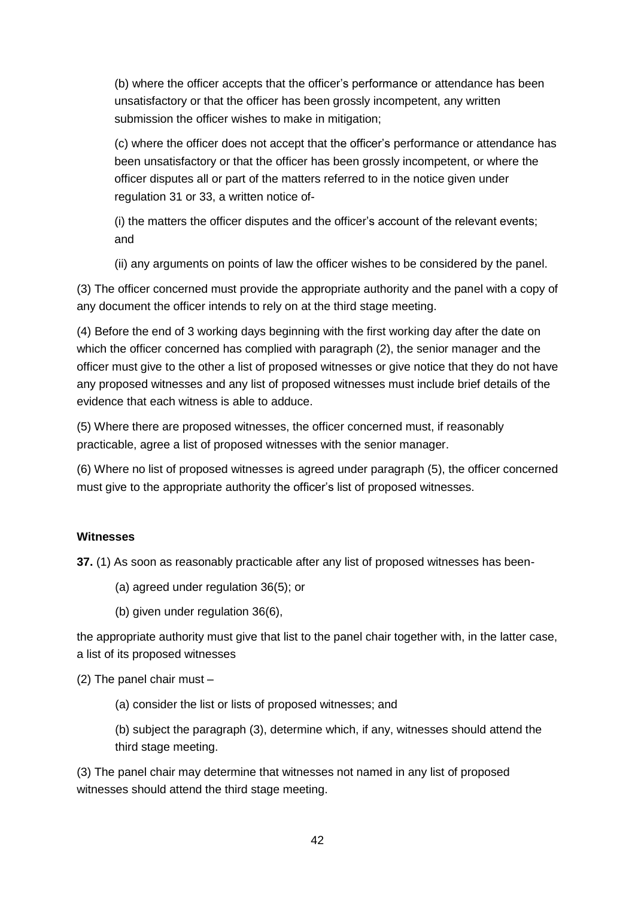(b) where the officer accepts that the officer's performance or attendance has been unsatisfactory or that the officer has been grossly incompetent, any written submission the officer wishes to make in mitigation;

(c) where the officer does not accept that the officer's performance or attendance has been unsatisfactory or that the officer has been grossly incompetent, or where the officer disputes all or part of the matters referred to in the notice given under regulation 31 or 33, a written notice of-

(i) the matters the officer disputes and the officer's account of the relevant events; and

(ii) any arguments on points of law the officer wishes to be considered by the panel.

(3) The officer concerned must provide the appropriate authority and the panel with a copy of any document the officer intends to rely on at the third stage meeting.

(4) Before the end of 3 working days beginning with the first working day after the date on which the officer concerned has complied with paragraph (2), the senior manager and the officer must give to the other a list of proposed witnesses or give notice that they do not have any proposed witnesses and any list of proposed witnesses must include brief details of the evidence that each witness is able to adduce.

(5) Where there are proposed witnesses, the officer concerned must, if reasonably practicable, agree a list of proposed witnesses with the senior manager.

(6) Where no list of proposed witnesses is agreed under paragraph (5), the officer concerned must give to the appropriate authority the officer's list of proposed witnesses.

**Witnesses**

**37.** (1) As soon as reasonably practicable after any list of proposed witnesses has been-

(a) agreed under regulation 36(5); or

(b) given under regulation 36(6),

the appropriate authority must give that list to the panel chair together with, in the latter case, a list of its proposed witnesses

(2) The panel chair must –

(a) consider the list or lists of proposed witnesses; and

(b) subject the paragraph (3), determine which, if any, witnesses should attend the third stage meeting.

(3) The panel chair may determine that witnesses not named in any list of proposed witnesses should attend the third stage meeting.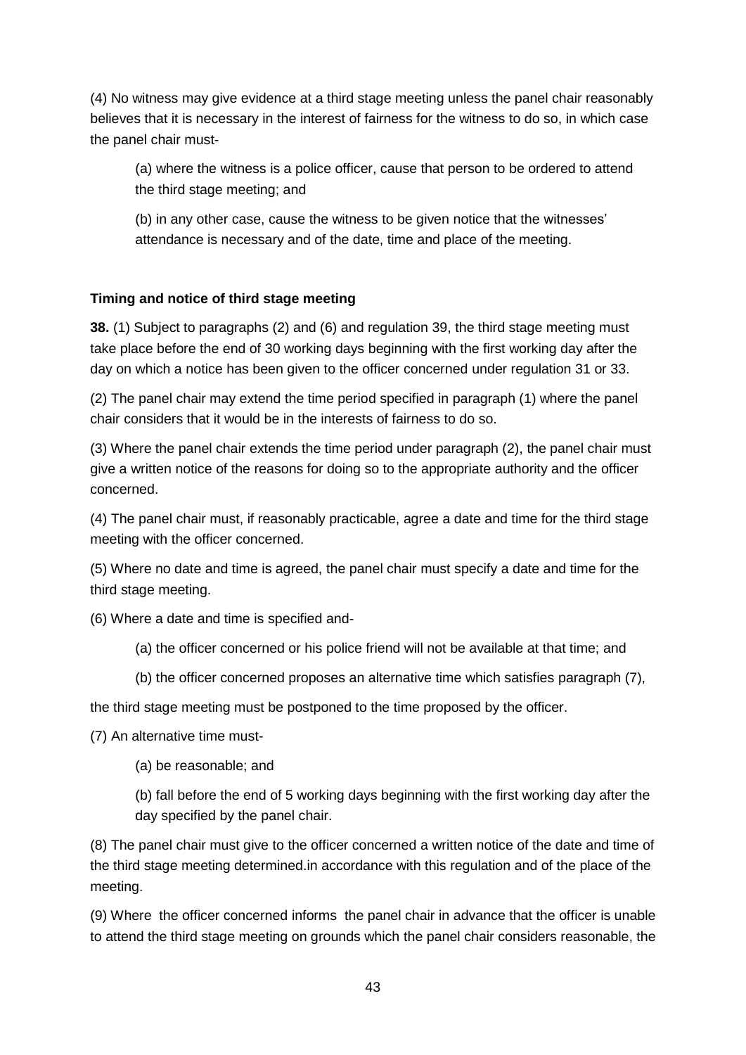(4) No witness may give evidence at a third stage meeting unless the panel chair reasonably believes that it is necessary in the interest of fairness for the witness to do so, in which case the panel chair must-

(a) where the witness is a police officer, cause that person to be ordered to attend the third stage meeting; and

(b) in any other case, cause the witness to be given notice that the witnesses' attendance is necessary and of the date, time and place of the meeting.

**Timing and notice of third stage meeting**

**38.** (1) Subject to paragraphs (2) and (6) and regulation 39, the third stage meeting must take place before the end of 30 working days beginning with the first working day after the day on which a notice has been given to the officer concerned under regulation 31 or 33.

(2) The panel chair may extend the time period specified in paragraph (1) where the panel chair considers that it would be in the interests of fairness to do so.

(3) Where the panel chair extends the time period under paragraph (2), the panel chair must give a written notice of the reasons for doing so to the appropriate authority and the officer concerned.

(4) The panel chair must, if reasonably practicable, agree a date and time for the third stage meeting with the officer concerned.

(5) Where no date and time is agreed, the panel chair must specify a date and time for the third stage meeting.

(6) Where a date and time is specified and-

(a) the officer concerned or his police friend will not be available at that time; and

(b) the officer concerned proposes an alternative time which satisfies paragraph (7),

the third stage meeting must be postponed to the time proposed by the officer.

(7) An alternative time must-

(a) be reasonable; and

(b) fall before the end of 5 working days beginning with the first working day after the day specified by the panel chair.

(8) The panel chair must give to the officer concerned a written notice of the date and time of the third stage meeting determined.in accordance with this regulation and of the place of the meeting.

(9) Where the officer concerned informs the panel chair in advance that the officer is unable to attend the third stage meeting on grounds which the panel chair considers reasonable, the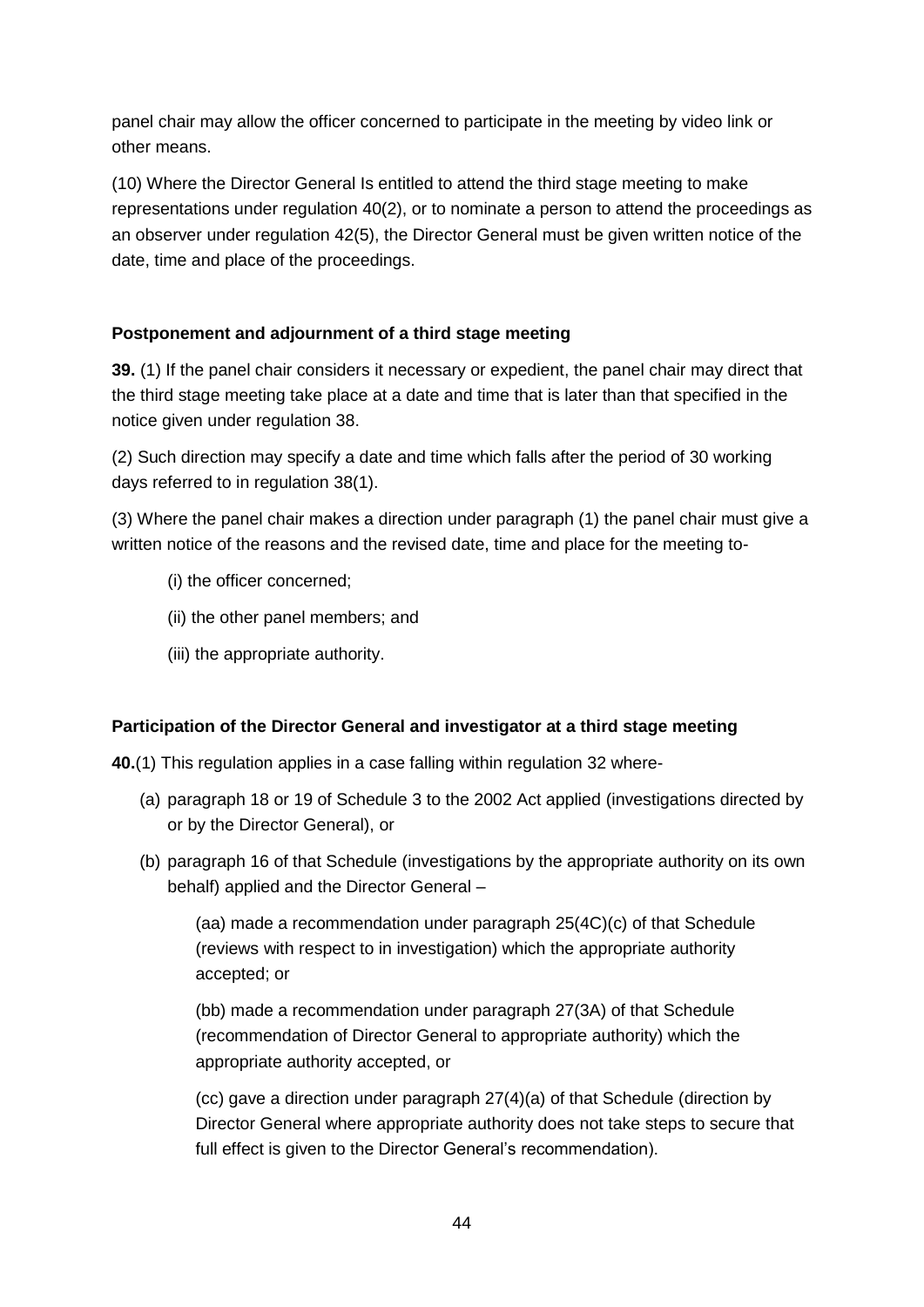panel chair may allow the officer concerned to participate in the meeting by video link or other means.

(10) Where the Director General Is entitled to attend the third stage meeting to make representations under regulation 40(2), or to nominate a person to attend the proceedings as an observer under regulation 42(5), the Director General must be given written notice of the date, time and place of the proceedings.

**Postponement and adjournment of a third stage meeting**

**39.** (1) If the panel chair considers it necessary or expedient, the panel chair may direct that the third stage meeting take place at a date and time that is later than that specified in the notice given under regulation 38.

(2) Such direction may specify a date and time which falls after the period of 30 working days referred to in regulation 38(1).

(3) Where the panel chair makes a direction under paragraph (1) the panel chair must give a written notice of the reasons and the revised date, time and place for the meeting to-

(i) the officer concerned;

(ii) the other panel members; and

(iii) the appropriate authority.

**Participation of the Director General and investigator at a third stage meeting**

**40.**(1) This regulation applies in a case falling within regulation 32 where-

(a) paragraph 18 or 19 of Schedule 3 to the 2002 Act applied (investigations directed by or by the Director General), or

(b) paragraph 16 of that Schedule (investigations by the appropriate authority on its own behalf) applied and the Director General –

(aa) made a recommendation under paragraph 25(4C)(c) of that Schedule (reviews with respect to in investigation) which the appropriate authority accepted; or

(bb) made a recommendation under paragraph 27(3A) of that Schedule (recommendation of Director General to appropriate authority) which the appropriate authority accepted, or

(cc) gave a direction under paragraph 27(4)(a) of that Schedule (direction by Director General where appropriate authority does not take steps to secure that full effect is given to the Director General's recommendation).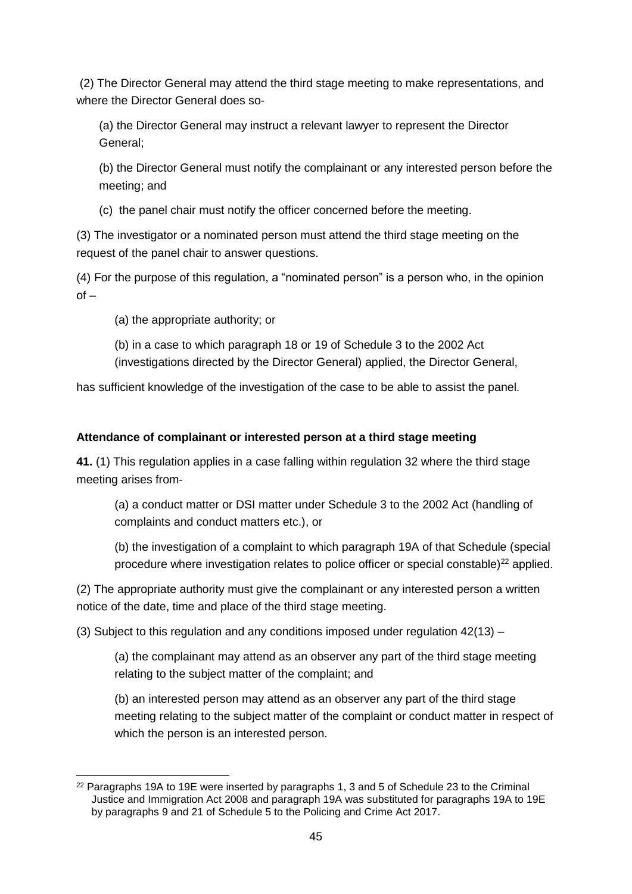(2) The Director General may attend the third stage meeting to make representations, and where the Director General does so-

(a) the Director General may instruct a relevant lawyer to represent the Director General;

(b) the Director General must notify the complainant or any interested person before the meeting; and

(c) the panel chair must notify the officer concerned before the meeting.

(3) The investigator or a nominated person must attend the third stage meeting on the request of the panel chair to answer questions.

(4) For the purpose of this regulation, a "nominated person" is a person who, in the opinion of –

(a) the appropriate authority; or

(b) in a case to which paragraph 18 or 19 of Schedule 3 to the 2002 Act (investigations directed by the Director General) applied, the Director General,

has sufficient knowledge of the investigation of the case to be able to assist the panel.

**Attendance of complainant or interested person at a third stage meeting**

**41.** (1) This regulation applies in a case falling within regulation 32 where the third stage meeting arises from-

(a) a conduct matter or DSI matter under Schedule 3 to the 2002 Act (handling of complaints and conduct matters etc.), or

(b) the investigation of a complaint to which paragraph 19A of that Schedule (special procedure where investigation relates to police officer or special constable)[22] applied.

(2) The appropriate authority must give the complainant or any interested person a written notice of the date, time and place of the third stage meeting.

(3) Subject to this regulation and any conditions imposed under regulation 42(13) –

(a) the complainant may attend as an observer any part of the third stage meeting relating to the subject matter of the complaint; and

(b) an interested person may attend as an observer any part of the third stage meeting relating to the subject matter of the complaint or conduct matter in respect of which the person is an interested person.

---

[22] Paragraphs 19A to 19E were inserted by paragraphs 1, 3 and 5 of Schedule 23 to the Criminal Justice and Immigration Act 2008 and paragraph 19A was substituted for paragraphs 19A to 19E by paragraphs 9 and 21 of Schedule 5 to the Policing and Crime Act 2017.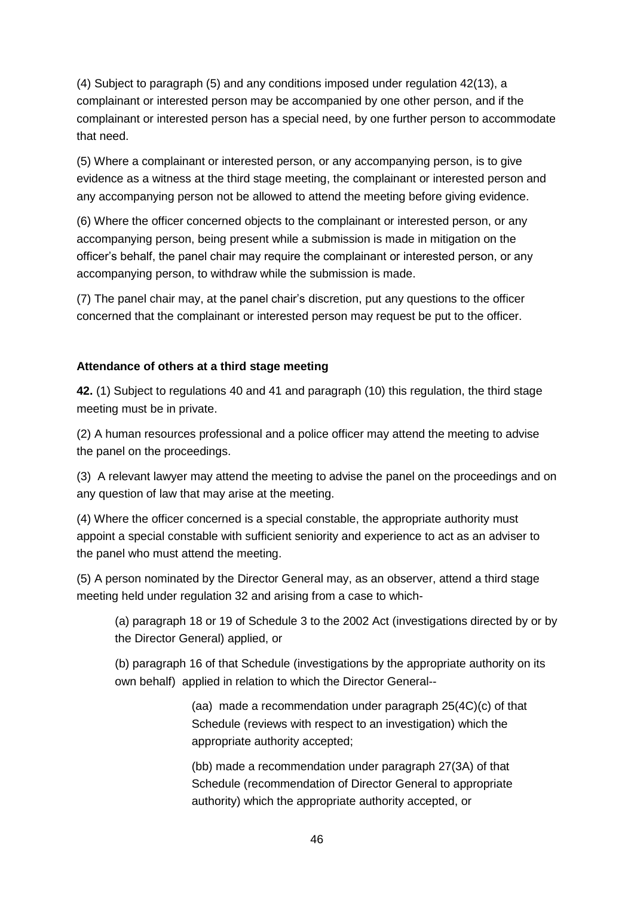(4) Subject to paragraph (5) and any conditions imposed under regulation 42(13), a complainant or interested person may be accompanied by one other person, and if the complainant or interested person has a special need, by one further person to accommodate that need.

(5) Where a complainant or interested person, or any accompanying person, is to give evidence as a witness at the third stage meeting, the complainant or interested person and any accompanying person not be allowed to attend the meeting before giving evidence.

(6) Where the officer concerned objects to the complainant or interested person, or any accompanying person, being present while a submission is made in mitigation on the officer's behalf, the panel chair may require the complainant or interested person, or any accompanying person, to withdraw while the submission is made.

(7) The panel chair may, at the panel chair's discretion, put any questions to the officer concerned that the complainant or interested person may request be put to the officer.

**Attendance of others at a third stage meeting**

**42.** (1) Subject to regulations 40 and 41 and paragraph (10) this regulation, the third stage meeting must be in private.

(2) A human resources professional and a police officer may attend the meeting to advise the panel on the proceedings.

(3) A relevant lawyer may attend the meeting to advise the panel on the proceedings and on any question of law that may arise at the meeting.

(4) Where the officer concerned is a special constable, the appropriate authority must appoint a special constable with sufficient seniority and experience to act as an adviser to the panel who must attend the meeting.

(5) A person nominated by the Director General may, as an observer, attend a third stage meeting held under regulation 32 and arising from a case to which-

> (a) paragraph 18 or 19 of Schedule 3 to the 2002 Act (investigations directed by or by the Director General) applied, or
>
> (b) paragraph 16 of that Schedule (investigations by the appropriate authority on its own behalf) applied in relation to which the Director General--
>
> > (aa) made a recommendation under paragraph 25(4C)(c) of that Schedule (reviews with respect to an investigation) which the appropriate authority accepted;
> >
> > (bb) made a recommendation under paragraph 27(3A) of that Schedule (recommendation of Director General to appropriate authority) which the appropriate authority accepted, or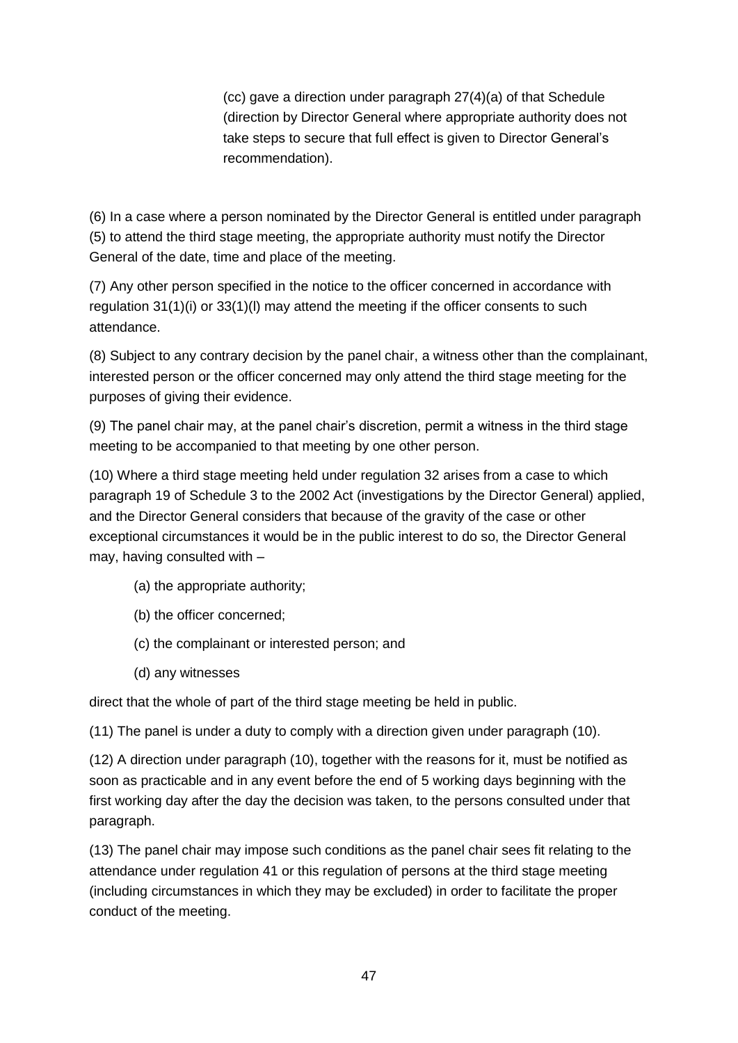(cc) gave a direction under paragraph 27(4)(a) of that Schedule (direction by Director General where appropriate authority does not take steps to secure that full effect is given to Director General's recommendation).

(6) In a case where a person nominated by the Director General is entitled under paragraph (5) to attend the third stage meeting, the appropriate authority must notify the Director General of the date, time and place of the meeting.

(7) Any other person specified in the notice to the officer concerned in accordance with regulation 31(1)(i) or 33(1)(l) may attend the meeting if the officer consents to such attendance.

(8) Subject to any contrary decision by the panel chair, a witness other than the complainant, interested person or the officer concerned may only attend the third stage meeting for the purposes of giving their evidence.

(9) The panel chair may, at the panel chair's discretion, permit a witness in the third stage meeting to be accompanied to that meeting by one other person.

(10) Where a third stage meeting held under regulation 32 arises from a case to which paragraph 19 of Schedule 3 to the 2002 Act (investigations by the Director General) applied, and the Director General considers that because of the gravity of the case or other exceptional circumstances it would be in the public interest to do so, the Director General may, having consulted with –

(a) the appropriate authority;

(b) the officer concerned;

(c) the complainant or interested person; and

(d) any witnesses

direct that the whole of part of the third stage meeting be held in public.

(11) The panel is under a duty to comply with a direction given under paragraph (10).

(12) A direction under paragraph (10), together with the reasons for it, must be notified as soon as practicable and in any event before the end of 5 working days beginning with the first working day after the day the decision was taken, to the persons consulted under that paragraph.

(13) The panel chair may impose such conditions as the panel chair sees fit relating to the attendance under regulation 41 or this regulation of persons at the third stage meeting (including circumstances in which they may be excluded) in order to facilitate the proper conduct of the meeting.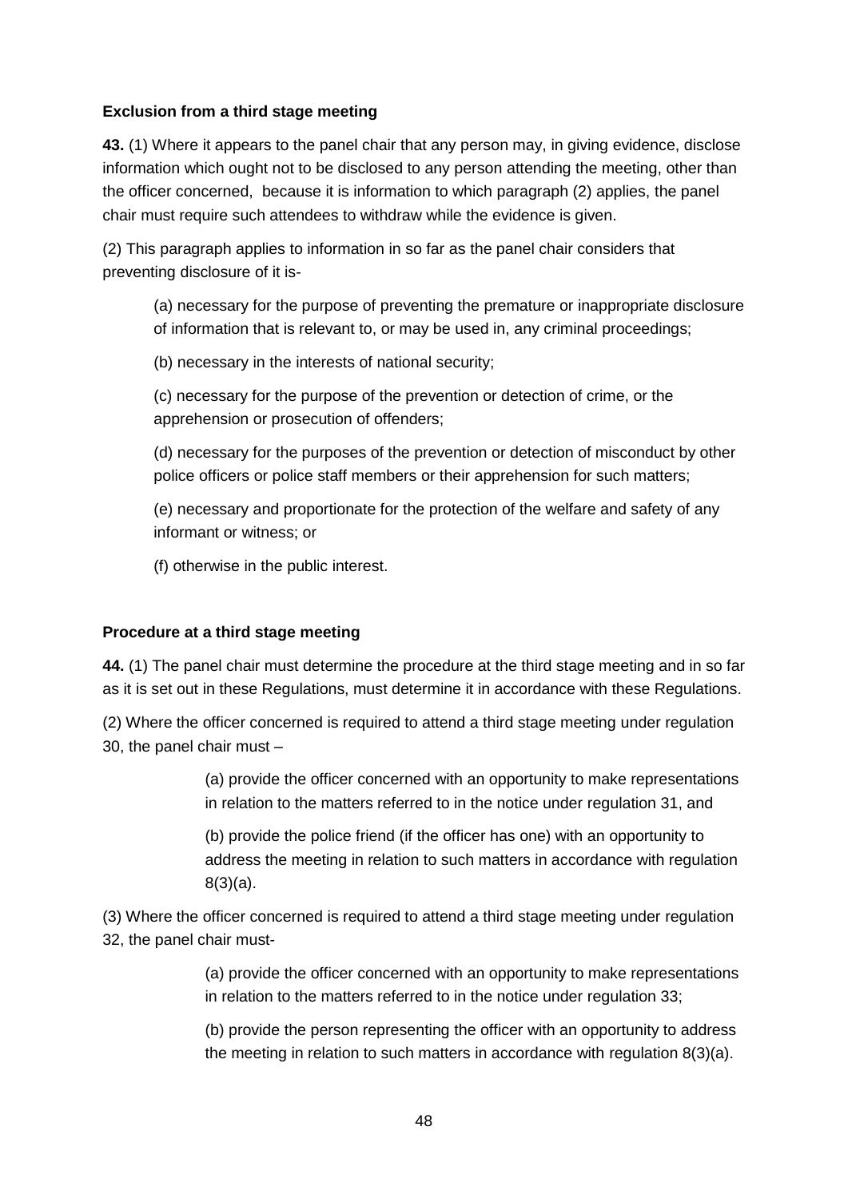**Exclusion from a third stage meeting**

**43.** (1) Where it appears to the panel chair that any person may, in giving evidence, disclose information which ought not to be disclosed to any person attending the meeting, other than the officer concerned, because it is information to which paragraph (2) applies, the panel chair must require such attendees to withdraw while the evidence is given.

(2) This paragraph applies to information in so far as the panel chair considers that preventing disclosure of it is-

> (a) necessary for the purpose of preventing the premature or inappropriate disclosure of information that is relevant to, or may be used in, any criminal proceedings;
>
> (b) necessary in the interests of national security;
>
> (c) necessary for the purpose of the prevention or detection of crime, or the apprehension or prosecution of offenders;
>
> (d) necessary for the purposes of the prevention or detection of misconduct by other police officers or police staff members or their apprehension for such matters;
>
> (e) necessary and proportionate for the protection of the welfare and safety of any informant or witness; or
>
> (f) otherwise in the public interest.

**Procedure at a third stage meeting**

**44.** (1) The panel chair must determine the procedure at the third stage meeting and in so far as it is set out in these Regulations, must determine it in accordance with these Regulations.

(2) Where the officer concerned is required to attend a third stage meeting under regulation 30, the panel chair must –

> (a) provide the officer concerned with an opportunity to make representations in relation to the matters referred to in the notice under regulation 31, and
>
> (b) provide the police friend (if the officer has one) with an opportunity to address the meeting in relation to such matters in accordance with regulation 8(3)(a).

(3) Where the officer concerned is required to attend a third stage meeting under regulation 32, the panel chair must-

> (a) provide the officer concerned with an opportunity to make representations in relation to the matters referred to in the notice under regulation 33;
>
> (b) provide the person representing the officer with an opportunity to address the meeting in relation to such matters in accordance with regulation 8(3)(a).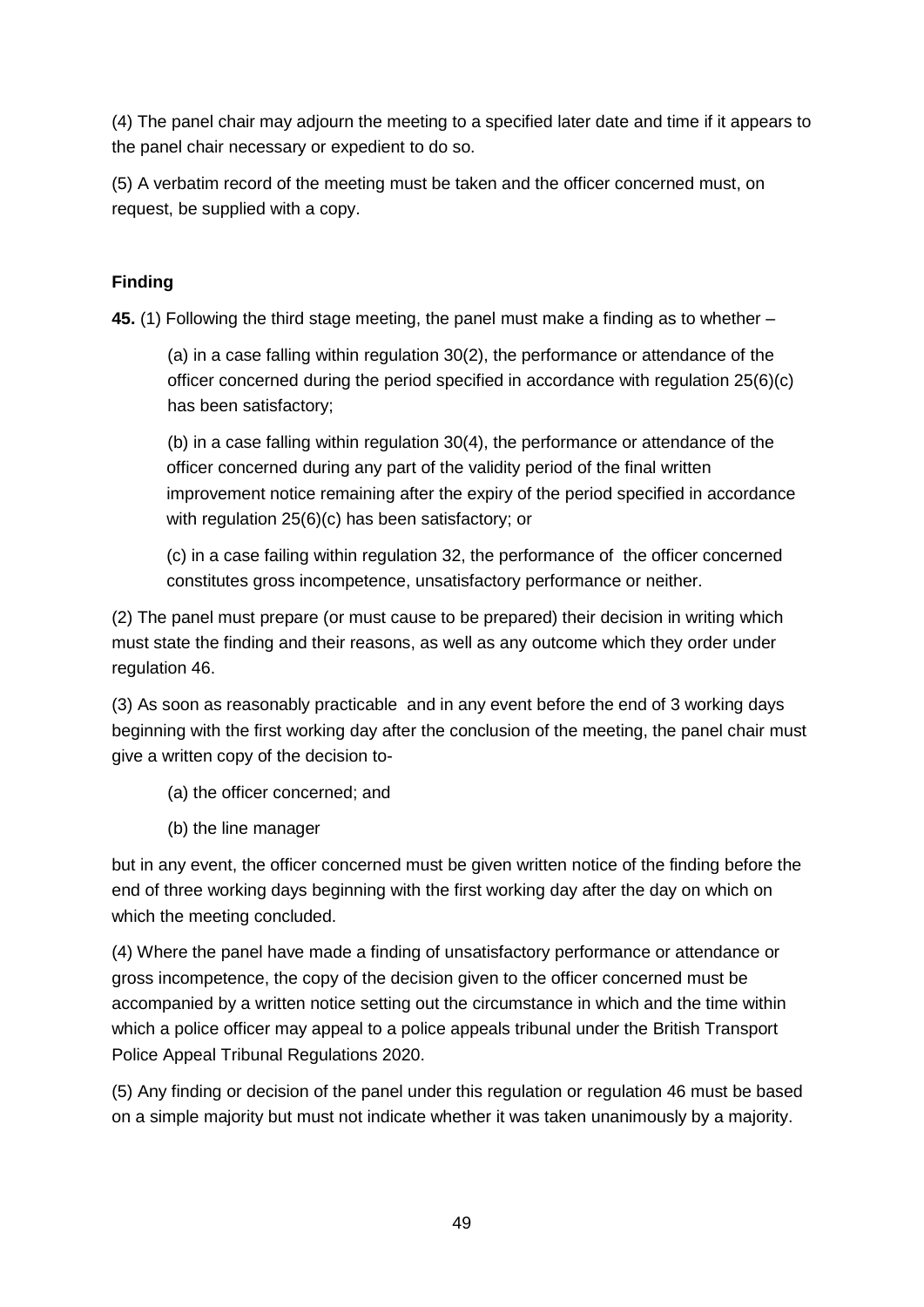(4) The panel chair may adjourn the meeting to a specified later date and time if it appears to the panel chair necessary or expedient to do so.

(5) A verbatim record of the meeting must be taken and the officer concerned must, on request, be supplied with a copy.

**Finding**

**45.** (1) Following the third stage meeting, the panel must make a finding as to whether –

(a) in a case falling within regulation 30(2), the performance or attendance of the officer concerned during the period specified in accordance with regulation 25(6)(c) has been satisfactory;

(b) in a case falling within regulation 30(4), the performance or attendance of the officer concerned during any part of the validity period of the final written improvement notice remaining after the expiry of the period specified in accordance with regulation 25(6)(c) has been satisfactory; or

(c) in a case failing within regulation 32, the performance of the officer concerned constitutes gross incompetence, unsatisfactory performance or neither.

(2) The panel must prepare (or must cause to be prepared) their decision in writing which must state the finding and their reasons, as well as any outcome which they order under regulation 46.

(3) As soon as reasonably practicable and in any event before the end of 3 working days beginning with the first working day after the conclusion of the meeting, the panel chair must give a written copy of the decision to-

(a) the officer concerned; and

(b) the line manager

but in any event, the officer concerned must be given written notice of the finding before the end of three working days beginning with the first working day after the day on which on which the meeting concluded.

(4) Where the panel have made a finding of unsatisfactory performance or attendance or gross incompetence, the copy of the decision given to the officer concerned must be accompanied by a written notice setting out the circumstance in which and the time within which a police officer may appeal to a police appeals tribunal under the British Transport Police Appeal Tribunal Regulations 2020.

(5) Any finding or decision of the panel under this regulation or regulation 46 must be based on a simple majority but must not indicate whether it was taken unanimously by a majority.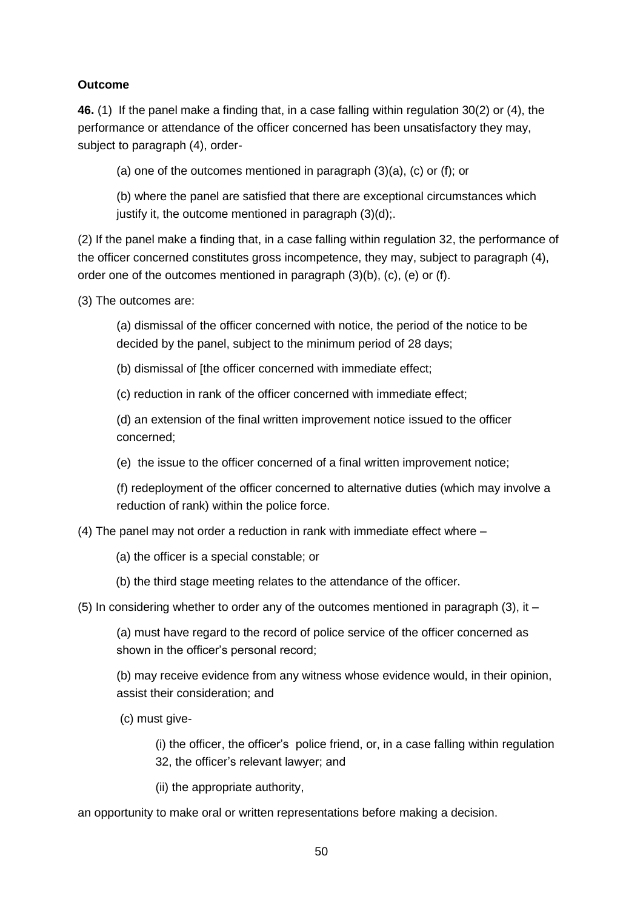**Outcome**

**46.** (1) If the panel make a finding that, in a case falling within regulation 30(2) or (4), the performance or attendance of the officer concerned has been unsatisfactory they may, subject to paragraph (4), order-

(a) one of the outcomes mentioned in paragraph (3)(a), (c) or (f); or

(b) where the panel are satisfied that there are exceptional circumstances which justify it, the outcome mentioned in paragraph (3)(d);.

(2) If the panel make a finding that, in a case falling within regulation 32, the performance of the officer concerned constitutes gross incompetence, they may, subject to paragraph (4), order one of the outcomes mentioned in paragraph (3)(b), (c), (e) or (f).

(3) The outcomes are:

(a) dismissal of the officer concerned with notice, the period of the notice to be decided by the panel, subject to the minimum period of 28 days;

(b) dismissal of [the officer concerned with immediate effect;

(c) reduction in rank of the officer concerned with immediate effect;

(d) an extension of the final written improvement notice issued to the officer concerned;

(e) the issue to the officer concerned of a final written improvement notice;

(f) redeployment of the officer concerned to alternative duties (which may involve a reduction of rank) within the police force.

(4) The panel may not order a reduction in rank with immediate effect where –

(a) the officer is a special constable; or

(b) the third stage meeting relates to the attendance of the officer.

(5) In considering whether to order any of the outcomes mentioned in paragraph (3), it –

(a) must have regard to the record of police service of the officer concerned as shown in the officer's personal record;

(b) may receive evidence from any witness whose evidence would, in their opinion, assist their consideration; and

(c) must give-

(i) the officer, the officer's police friend, or, in a case falling within regulation 32, the officer's relevant lawyer; and

(ii) the appropriate authority,

an opportunity to make oral or written representations before making a decision.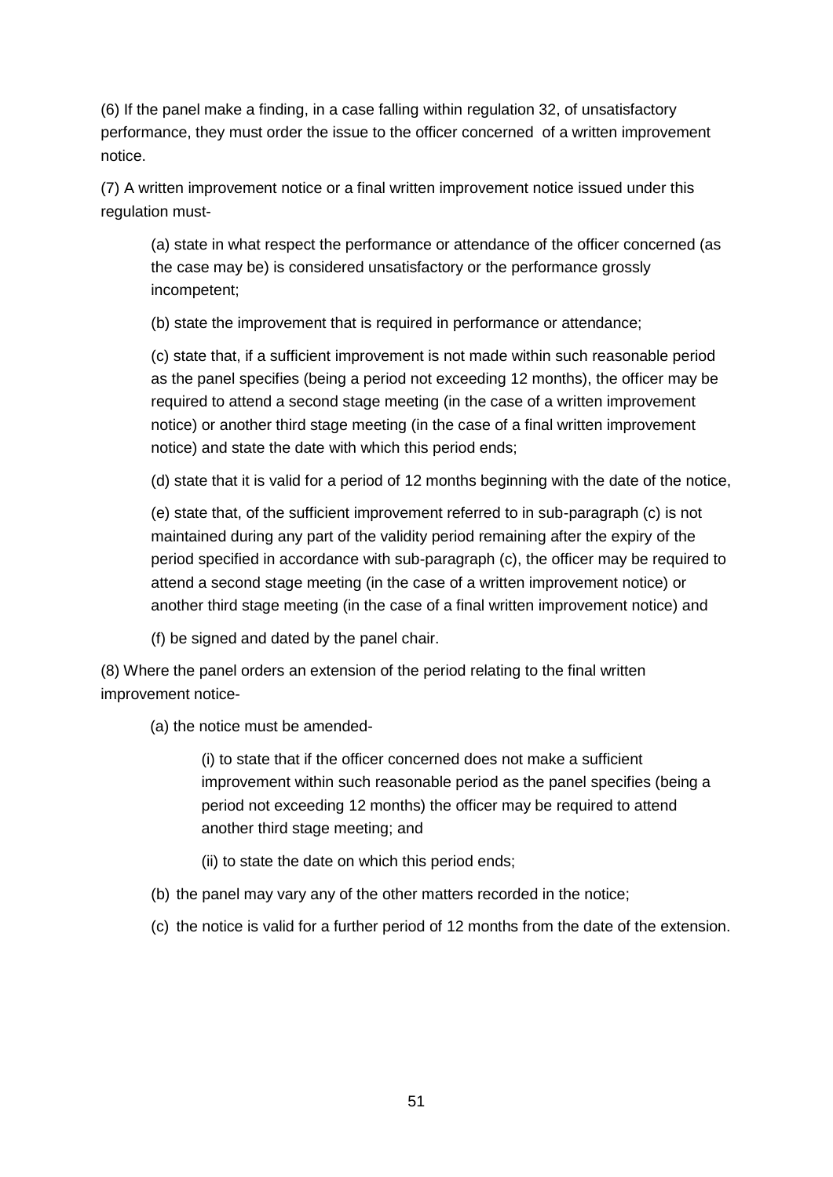(6) If the panel make a finding, in a case falling within regulation 32, of unsatisfactory performance, they must order the issue to the officer concerned  of a written improvement notice.

(7) A written improvement notice or a final written improvement notice issued under this regulation must-

> (a) state in what respect the performance or attendance of the officer concerned (as the case may be) is considered unsatisfactory or the performance grossly incompetent;
>
> (b) state the improvement that is required in performance or attendance;
>
> (c) state that, if a sufficient improvement is not made within such reasonable period as the panel specifies (being a period not exceeding 12 months), the officer may be required to attend a second stage meeting (in the case of a written improvement notice) or another third stage meeting (in the case of a final written improvement notice) and state the date with which this period ends;
>
> (d) state that it is valid for a period of 12 months beginning with the date of the notice,
>
> (e) state that, of the sufficient improvement referred to in sub-paragraph (c) is not maintained during any part of the validity period remaining after the expiry of the period specified in accordance with sub-paragraph (c), the officer may be required to attend a second stage meeting (in the case of a written improvement notice) or another third stage meeting (in the case of a final written improvement notice) and
>
> (f) be signed and dated by the panel chair.

(8) Where the panel orders an extension of the period relating to the final written improvement notice-

> (a) the notice must be amended-
>
> > (i) to state that if the officer concerned does not make a sufficient improvement within such reasonable period as the panel specifies (being a period not exceeding 12 months) the officer may be required to attend another third stage meeting; and
> >
> > (ii) to state the date on which this period ends;
>
> (b) the panel may vary any of the other matters recorded in the notice;
>
> (c) the notice is valid for a further period of 12 months from the date of the extension.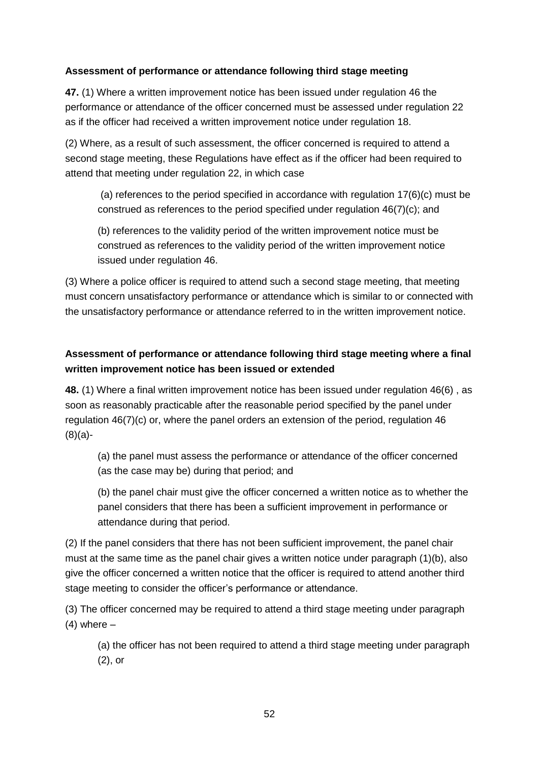**Assessment of performance or attendance following third stage meeting**

**47.** (1) Where a written improvement notice has been issued under regulation 46 the performance or attendance of the officer concerned must be assessed under regulation 22 as if the officer had received a written improvement notice under regulation 18.

(2) Where, as a result of such assessment, the officer concerned is required to attend a second stage meeting, these Regulations have effect as if the officer had been required to attend that meeting under regulation 22, in which case

> (a) references to the period specified in accordance with regulation 17(6)(c) must be construed as references to the period specified under regulation 46(7)(c); and
>
> (b) references to the validity period of the written improvement notice must be construed as references to the validity period of the written improvement notice issued under regulation 46.

(3) Where a police officer is required to attend such a second stage meeting, that meeting must concern unsatisfactory performance or attendance which is similar to or connected with the unsatisfactory performance or attendance referred to in the written improvement notice.

**Assessment of performance or attendance following third stage meeting where a final written improvement notice has been issued or extended**

**48.** (1) Where a final written improvement notice has been issued under regulation 46(6) , as soon as reasonably practicable after the reasonable period specified by the panel under regulation 46(7)(c) or, where the panel orders an extension of the period, regulation 46 (8)(a)-

> (a) the panel must assess the performance or attendance of the officer concerned (as the case may be) during that period; and
>
> (b) the panel chair must give the officer concerned a written notice as to whether the panel considers that there has been a sufficient improvement in performance or attendance during that period.

(2) If the panel considers that there has not been sufficient improvement, the panel chair must at the same time as the panel chair gives a written notice under paragraph (1)(b), also give the officer concerned a written notice that the officer is required to attend another third stage meeting to consider the officer's performance or attendance.

(3) The officer concerned may be required to attend a third stage meeting under paragraph (4) where –

> (a) the officer has not been required to attend a third stage meeting under paragraph (2), or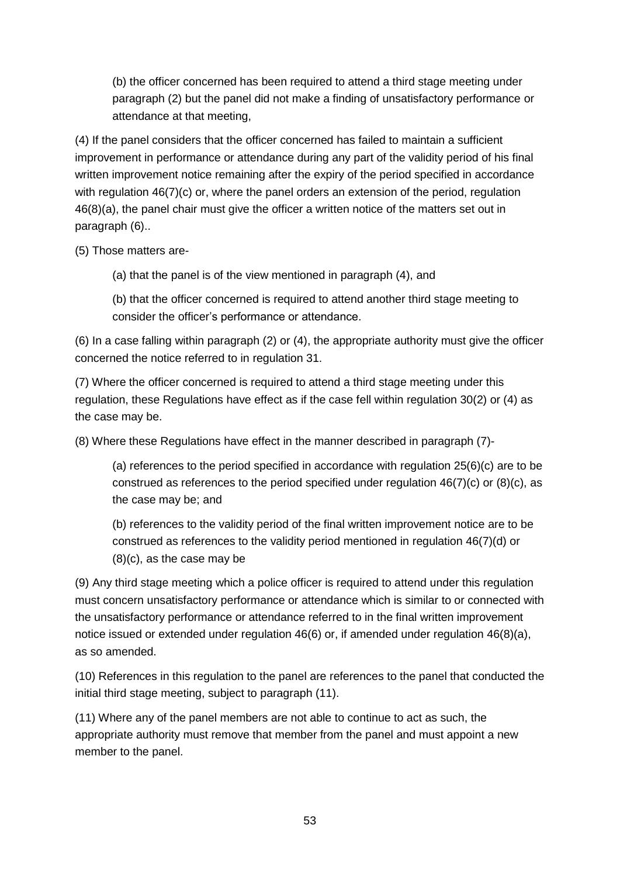(b) the officer concerned has been required to attend a third stage meeting under paragraph (2) but the panel did not make a finding of unsatisfactory performance or attendance at that meeting,

(4) If the panel considers that the officer concerned has failed to maintain a sufficient improvement in performance or attendance during any part of the validity period of his final written improvement notice remaining after the expiry of the period specified in accordance with regulation 46(7)(c) or, where the panel orders an extension of the period, regulation 46(8)(a), the panel chair must give the officer a written notice of the matters set out in paragraph (6)..

(5) Those matters are-

(a) that the panel is of the view mentioned in paragraph (4), and

(b) that the officer concerned is required to attend another third stage meeting to consider the officer's performance or attendance.

(6) In a case falling within paragraph (2) or (4), the appropriate authority must give the officer concerned the notice referred to in regulation 31.

(7) Where the officer concerned is required to attend a third stage meeting under this regulation, these Regulations have effect as if the case fell within regulation 30(2) or (4) as the case may be.

(8) Where these Regulations have effect in the manner described in paragraph (7)-

(a) references to the period specified in accordance with regulation 25(6)(c) are to be construed as references to the period specified under regulation 46(7)(c) or (8)(c), as the case may be; and

(b) references to the validity period of the final written improvement notice are to be construed as references to the validity period mentioned in regulation 46(7)(d) or (8)(c), as the case may be

(9) Any third stage meeting which a police officer is required to attend under this regulation must concern unsatisfactory performance or attendance which is similar to or connected with the unsatisfactory performance or attendance referred to in the final written improvement notice issued or extended under regulation 46(6) or, if amended under regulation 46(8)(a), as so amended.

(10) References in this regulation to the panel are references to the panel that conducted the initial third stage meeting, subject to paragraph (11).

(11) Where any of the panel members are not able to continue to act as such, the appropriate authority must remove that member from the panel and must appoint a new member to the panel.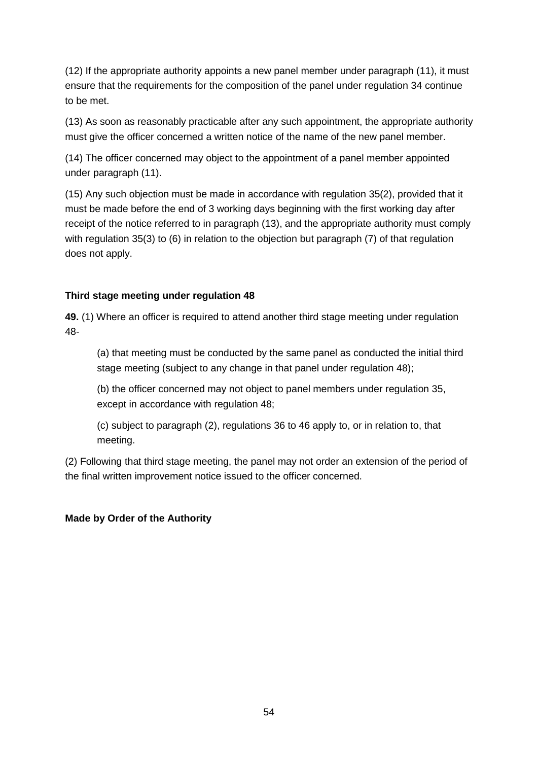(12) If the appropriate authority appoints a new panel member under paragraph (11), it must ensure that the requirements for the composition of the panel under regulation 34 continue to be met.

(13) As soon as reasonably practicable after any such appointment, the appropriate authority must give the officer concerned a written notice of the name of the new panel member.

(14) The officer concerned may object to the appointment of a panel member appointed under paragraph (11).

(15) Any such objection must be made in accordance with regulation 35(2), provided that it must be made before the end of 3 working days beginning with the first working day after receipt of the notice referred to in paragraph (13), and the appropriate authority must comply with regulation 35(3) to (6) in relation to the objection but paragraph (7) of that regulation does not apply.

**Third stage meeting under regulation 48**

**49.** (1) Where an officer is required to attend another third stage meeting under regulation 48-

(a) that meeting must be conducted by the same panel as conducted the initial third stage meeting (subject to any change in that panel under regulation 48);

(b) the officer concerned may not object to panel members under regulation 35, except in accordance with regulation 48;

(c) subject to paragraph (2), regulations 36 to 46 apply to, or in relation to, that meeting.

(2) Following that third stage meeting, the panel may not order an extension of the period of the final written improvement notice issued to the officer concerned.

**Made by Order of the Authority**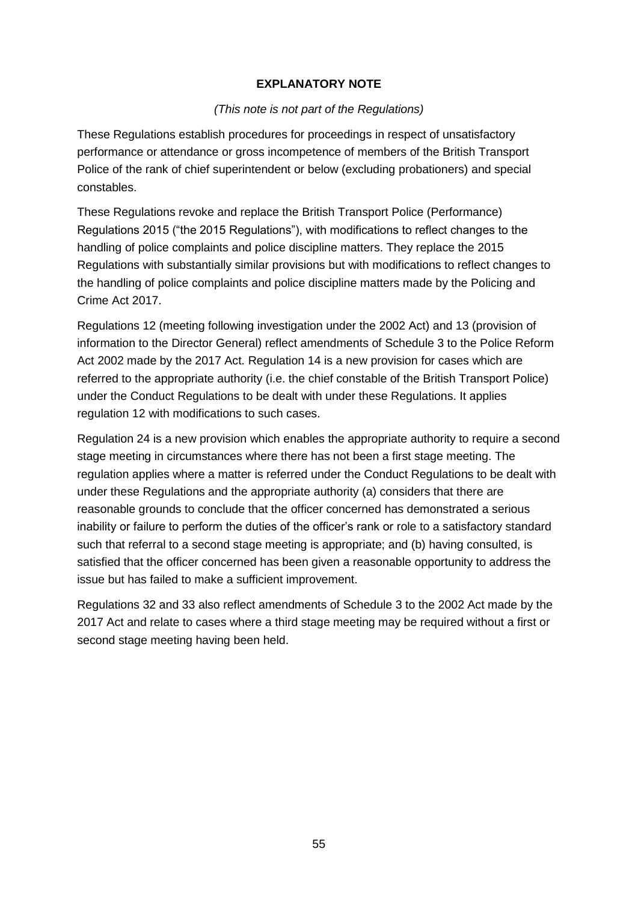**EXPLANATORY NOTE**

*(This note is not part of the Regulations)*

These Regulations establish procedures for proceedings in respect of unsatisfactory performance or attendance or gross incompetence of members of the British Transport Police of the rank of chief superintendent or below (excluding probationers) and special constables.

These Regulations revoke and replace the British Transport Police (Performance) Regulations 2015 ("the 2015 Regulations"), with modifications to reflect changes to the handling of police complaints and police discipline matters. They replace the 2015 Regulations with substantially similar provisions but with modifications to reflect changes to the handling of police complaints and police discipline matters made by the Policing and Crime Act 2017.

Regulations 12 (meeting following investigation under the 2002 Act) and 13 (provision of information to the Director General) reflect amendments of Schedule 3 to the Police Reform Act 2002 made by the 2017 Act. Regulation 14 is a new provision for cases which are referred to the appropriate authority (i.e. the chief constable of the British Transport Police) under the Conduct Regulations to be dealt with under these Regulations. It applies regulation 12 with modifications to such cases.

Regulation 24 is a new provision which enables the appropriate authority to require a second stage meeting in circumstances where there has not been a first stage meeting. The regulation applies where a matter is referred under the Conduct Regulations to be dealt with under these Regulations and the appropriate authority (a) considers that there are reasonable grounds to conclude that the officer concerned has demonstrated a serious inability or failure to perform the duties of the officer's rank or role to a satisfactory standard such that referral to a second stage meeting is appropriate; and (b) having consulted, is satisfied that the officer concerned has been given a reasonable opportunity to address the issue but has failed to make a sufficient improvement.

Regulations 32 and 33 also reflect amendments of Schedule 3 to the 2002 Act made by the 2017 Act and relate to cases where a third stage meeting may be required without a first or second stage meeting having been held.